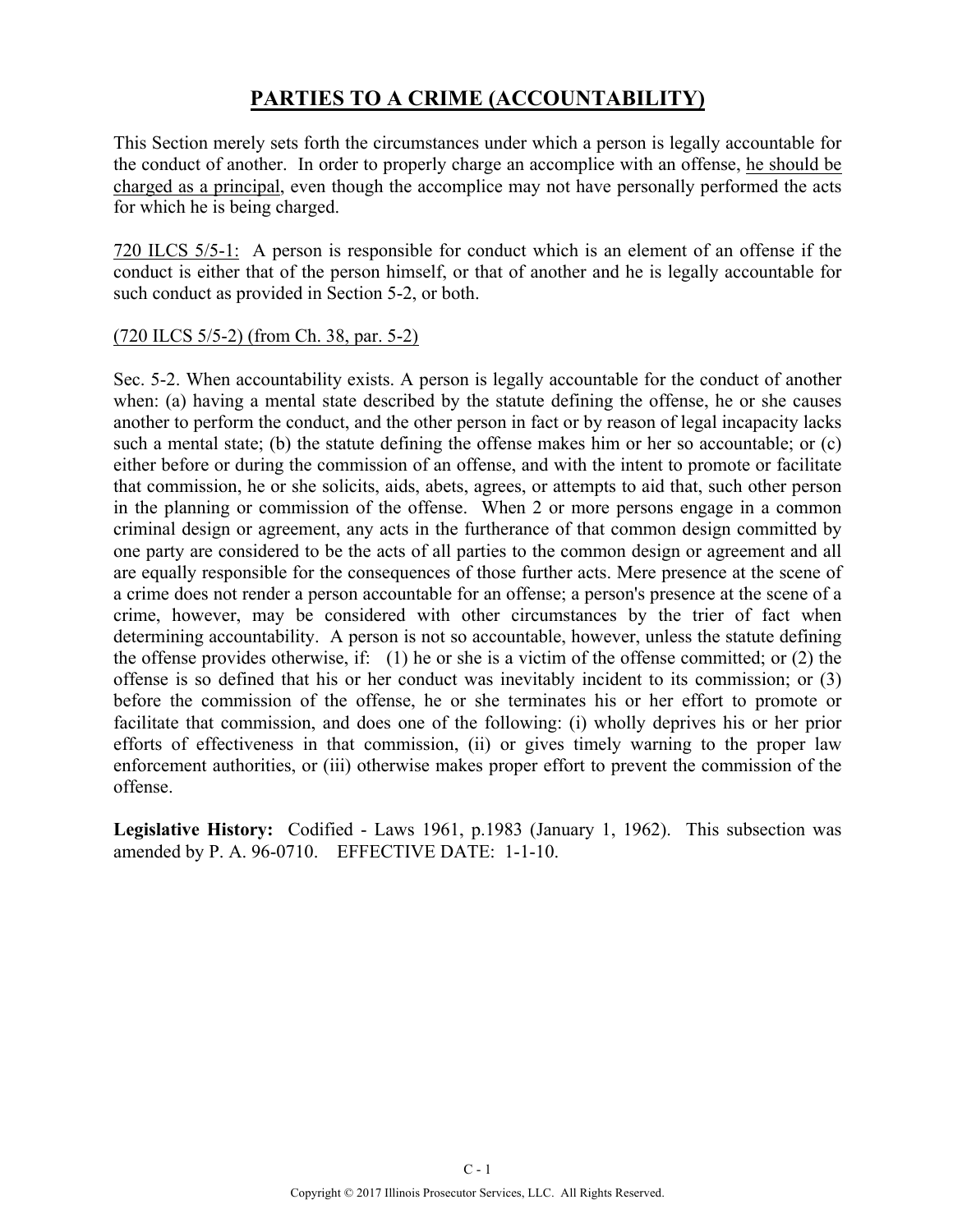# PARTIES TO A CRIME (ACCOUNTABILITY)

This Section merely sets forth the circumstances under which a person is legally accountable for the conduct of another. In order to properly charge an accomplice with an offense, he should be charged as a principal, even though the accomplice may not have personally performed the acts for which he is being charged.

720 ILCS 5/5-1: A person is responsible for conduct which is an element of an offense if the conduct is either that of the person himself, or that of another and he is legally accountable for such conduct as provided in Section 5-2, or both.

(720 ILCS 5/5-2) (from Ch. 38, par. 5-2)

Sec. 5-2. When accountability exists. A person is legally accountable for the conduct of another when: (a) having a mental state described by the statute defining the offense, he or she causes another to perform the conduct, and the other person in fact or by reason of legal incapacity lacks such a mental state; (b) the statute defining the offense makes him or her so accountable; or (c) either before or during the commission of an offense, and with the intent to promote or facilitate that commission, he or she solicits, aids, abets, agrees, or attempts to aid that, such other person in the planning or commission of the offense. When 2 or more persons engage in a common criminal design or agreement, any acts in the furtherance of that common design committed by one party are considered to be the acts of all parties to the common design or agreement and all are equally responsible for the consequences of those further acts. Mere presence at the scene of a crime does not render a person accountable for an offense; a person's presence at the scene of a crime, however, may be considered with other circumstances by the trier of fact when determining accountability. A person is not so accountable, however, unless the statute defining the offense provides otherwise, if: (1) he or she is a victim of the offense committed; or (2) the offense is so defined that his or her conduct was inevitably incident to its commission; or (3) before the commission of the offense, he or she terminates his or her effort to promote or facilitate that commission, and does one of the following: (i) wholly deprives his or her prior efforts of effectiveness in that commission, (ii) or gives timely warning to the proper law enforcement authorities, or (iii) otherwise makes proper effort to prevent the commission of the offense.

**Legislative History:** Codified - Laws 1961, p.1983 (January 1, 1962). This subsection was amended by P. A. 96-0710. EFFECTIVE DATE: 1-1-10.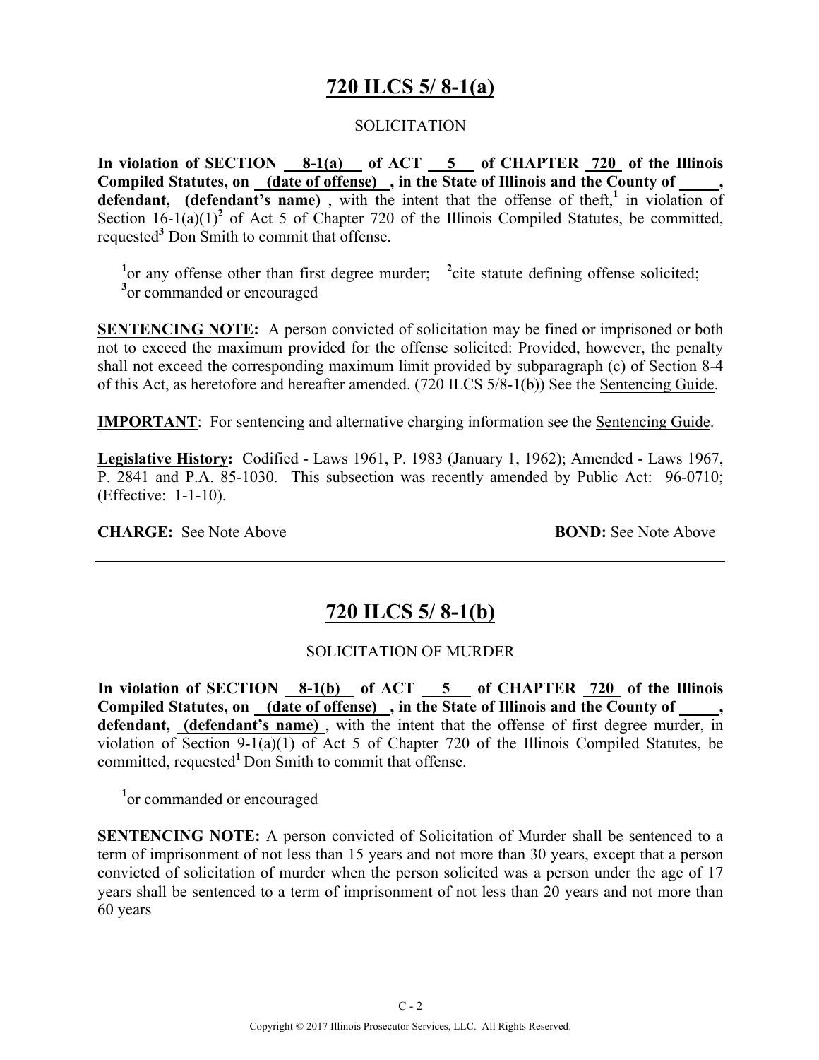## 720 ILCS 5/ 8-1(a)

SOLICITATION

**In violation of SECTION 8-1(a) of ACT 5 of CHAPTER 720 of the Illinois Compiled Statutes, on (date of offense), in the State of Illinois and the County of _____, defendant, (defendant's name)**, with the intent that the offense of theft,[1] in violation of Section 16-1(a)(1)[2] of Act 5 of Chapter 720 of the Illinois Compiled Statutes, be committed, requested[3] Don Smith to commit that offense.

[1]or any offense other than first degree murder; [2]cite statute defining offense solicited; [3]or commanded or encouraged

**SENTENCING NOTE:** A person convicted of solicitation may be fined or imprisoned or both not to exceed the maximum provided for the offense solicited: Provided, however, the penalty shall not exceed the corresponding maximum limit provided by subparagraph (c) of Section 8-4 of this Act, as heretofore and hereafter amended. (720 ILCS 5/8-1(b)) See the Sentencing Guide.

**IMPORTANT**: For sentencing and alternative charging information see the Sentencing Guide.

**Legislative History:** Codified - Laws 1961, P. 1983 (January 1, 1962); Amended - Laws 1967, P. 2841 and P.A. 85-1030. This subsection was recently amended by Public Act: 96-0710; (Effective: 1-1-10).

**CHARGE:** See Note Above **BOND:** See Note Above

---

## 720 ILCS 5/ 8-1(b)

SOLICITATION OF MURDER

**In violation of SECTION 8-1(b) of ACT 5 of CHAPTER 720 of the Illinois Compiled Statutes, on (date of offense), in the State of Illinois and the County of _____, defendant, (defendant's name)**, with the intent that the offense of first degree murder, in violation of Section 9-1(a)(1) of Act 5 of Chapter 720 of the Illinois Compiled Statutes, be committed, requested[1] Don Smith to commit that offense.

[1]or commanded or encouraged

**SENTENCING NOTE:** A person convicted of Solicitation of Murder shall be sentenced to a term of imprisonment of not less than 15 years and not more than 30 years, except that a person convicted of solicitation of murder when the person solicited was a person under the age of 17 years shall be sentenced to a term of imprisonment of not less than 20 years and not more than 60 years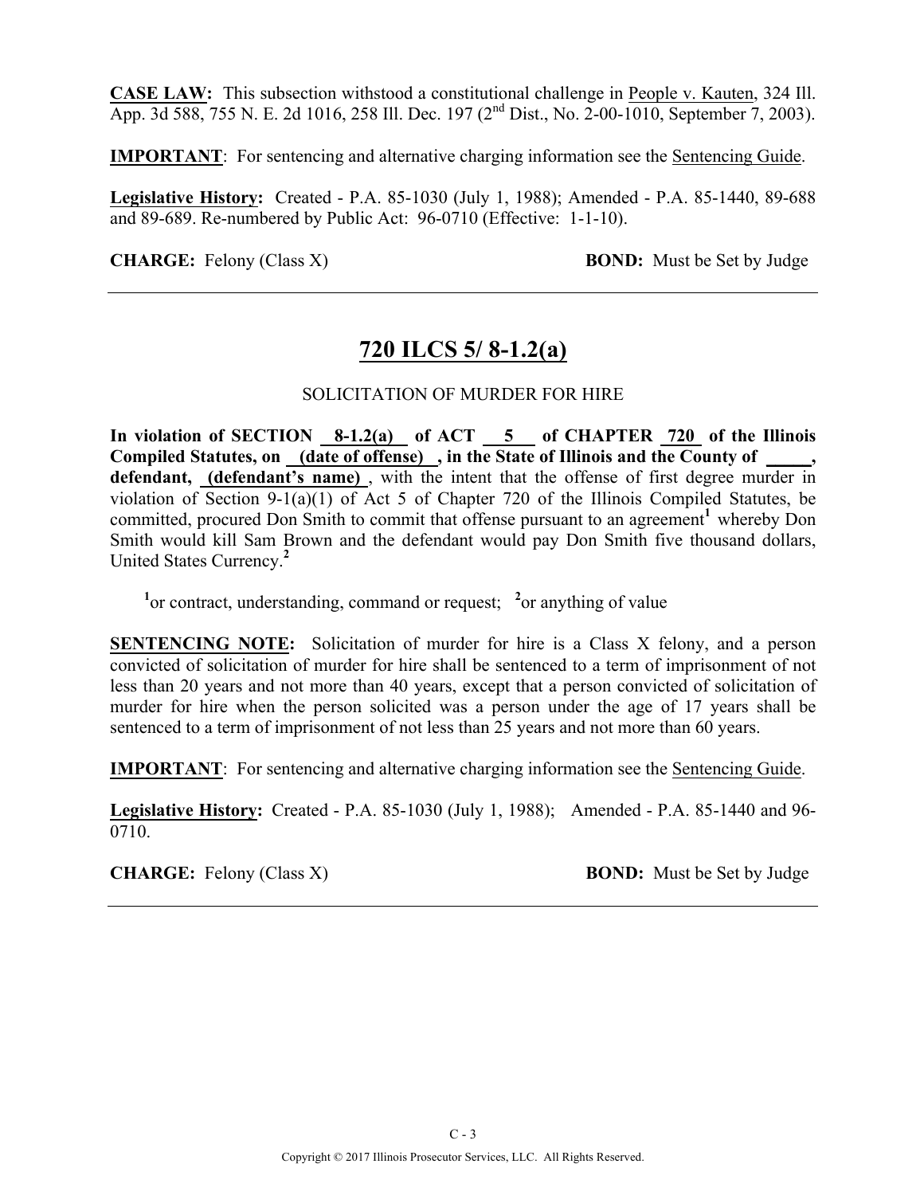**CASE LAW:** This subsection withstood a constitutional challenge in People v. Kauten, 324 Ill. App. 3d 588, 755 N. E. 2d 1016, 258 Ill. Dec. 197 (2nd Dist., No. 2-00-1010, September 7, 2003).

**IMPORTANT**: For sentencing and alternative charging information see the Sentencing Guide.

**Legislative History:** Created - P.A. 85-1030 (July 1, 1988); Amended - P.A. 85-1440, 89-688 and 89-689. Re-numbered by Public Act: 96-0710 (Effective: 1-1-10).

**CHARGE:** Felony (Class X) **BOND:** Must be Set by Judge

---

## 720 ILCS 5/ 8-1.2(a)

SOLICITATION OF MURDER FOR HIRE

**In violation of SECTION 8-1.2(a) of ACT 5 of CHAPTER 720 of the Illinois Compiled Statutes, on (date of offense), in the State of Illinois and the County of \_\_\_\_\_, defendant, (defendant's name)**, with the intent that the offense of first degree murder in violation of Section 9-1(a)(1) of Act 5 of Chapter 720 of the Illinois Compiled Statutes, be committed, procured Don Smith to commit that offense pursuant to an agreement[1] whereby Don Smith would kill Sam Brown and the defendant would pay Don Smith five thousand dollars, United States Currency.[2]

[1]or contract, understanding, command or request; [2]or anything of value

**SENTENCING NOTE:** Solicitation of murder for hire is a Class X felony, and a person convicted of solicitation of murder for hire shall be sentenced to a term of imprisonment of not less than 20 years and not more than 40 years, except that a person convicted of solicitation of murder for hire when the person solicited was a person under the age of 17 years shall be sentenced to a term of imprisonment of not less than 25 years and not more than 60 years.

**IMPORTANT**: For sentencing and alternative charging information see the Sentencing Guide.

**Legislative History:** Created - P.A. 85-1030 (July 1, 1988); Amended - P.A. 85-1440 and 96-0710.

**CHARGE:** Felony (Class X) **BOND:** Must be Set by Judge

---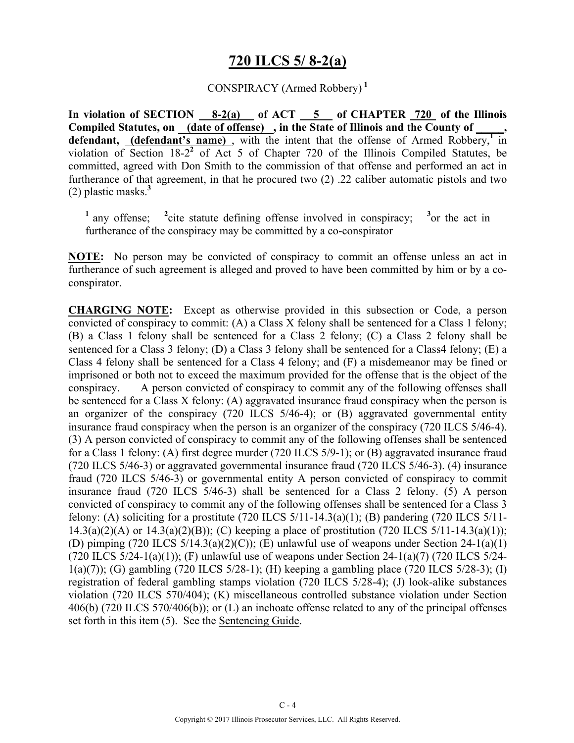# 720 ILCS 5/ 8-2(a)

CONSPIRACY (Armed Robbery) [1]

**In violation of SECTION 8-2(a) of ACT 5 of CHAPTER 720 of the Illinois Compiled Statutes, on (date of offense), in the State of Illinois and the County of \_\_\_\_\_, defendant, (defendant's name)**, with the intent that the offense of Armed Robbery,[1] in violation of Section 18-2[2] of Act 5 of Chapter 720 of the Illinois Compiled Statutes, be committed, agreed with Don Smith to the commission of that offense and performed an act in furtherance of that agreement, in that he procured two (2) .22 caliber automatic pistols and two (2) plastic masks.[3]

[1] any offense; [2] cite statute defining offense involved in conspiracy; [3] or the act in furtherance of the conspiracy may be committed by a co-conspirator

**NOTE:** No person may be convicted of conspiracy to commit an offense unless an act in furtherance of such agreement is alleged and proved to have been committed by him or by a co-conspirator.

**CHARGING NOTE:** Except as otherwise provided in this subsection or Code, a person convicted of conspiracy to commit: (A) a Class X felony shall be sentenced for a Class 1 felony; (B) a Class 1 felony shall be sentenced for a Class 2 felony; (C) a Class 2 felony shall be sentenced for a Class 3 felony; (D) a Class 3 felony shall be sentenced for a Class4 felony; (E) a Class 4 felony shall be sentenced for a Class 4 felony; and (F) a misdemeanor may be fined or imprisoned or both not to exceed the maximum provided for the offense that is the object of the conspiracy. A person convicted of conspiracy to commit any of the following offenses shall be sentenced for a Class X felony: (A) aggravated insurance fraud conspiracy when the person is an organizer of the conspiracy (720 ILCS 5/46-4); or (B) aggravated governmental entity insurance fraud conspiracy when the person is an organizer of the conspiracy (720 ILCS 5/46-4). (3) A person convicted of conspiracy to commit any of the following offenses shall be sentenced for a Class 1 felony: (A) first degree murder (720 ILCS 5/9-1); or (B) aggravated insurance fraud (720 ILCS 5/46-3) or aggravated governmental insurance fraud (720 ILCS 5/46-3). (4) insurance fraud (720 ILCS 5/46-3) or governmental entity A person convicted of conspiracy to commit insurance fraud (720 ILCS 5/46-3) shall be sentenced for a Class 2 felony. (5) A person convicted of conspiracy to commit any of the following offenses shall be sentenced for a Class 3 felony: (A) soliciting for a prostitute (720 ILCS 5/11-14.3(a)(1); (B) pandering (720 ILCS 5/11-14.3(a)(2)(A) or 14.3(a)(2)(B)); (C) keeping a place of prostitution (720 ILCS 5/11-14.3(a)(1)); (D) pimping (720 ILCS 5/14.3(a)(2)(C)); (E) unlawful use of weapons under Section 24-1(a)(1) (720 ILCS 5/24-1(a)(1)); (F) unlawful use of weapons under Section 24-1(a)(7) (720 ILCS 5/24-1(a)(7)); (G) gambling (720 ILCS 5/28-1); (H) keeping a gambling place (720 ILCS 5/28-3); (I) registration of federal gambling stamps violation (720 ILCS 5/28-4); (J) look-alike substances violation (720 ILCS 570/404); (K) miscellaneous controlled substance violation under Section 406(b) (720 ILCS 570/406(b)); or (L) an inchoate offense related to any of the principal offenses set forth in this item (5). See the Sentencing Guide.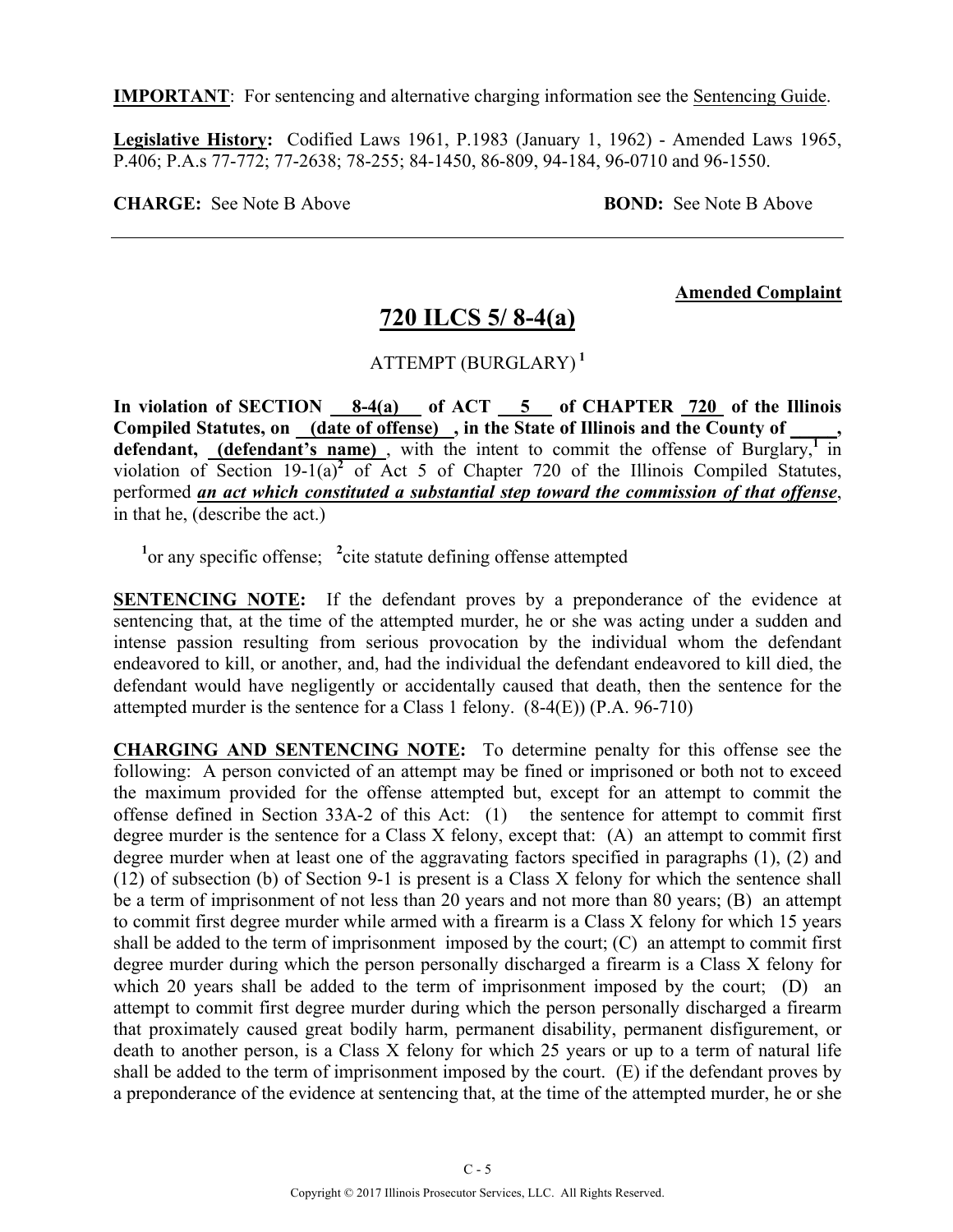**IMPORTANT**: For sentencing and alternative charging information see the Sentencing Guide.

**Legislative History:** Codified Laws 1961, P.1983 (January 1, 1962) - Amended Laws 1965, P.406; P.A.s 77-772; 77-2638; 78-255; 84-1450, 86-809, 94-184, 96-0710 and 96-1550.

**CHARGE:** See Note B Above **BOND:** See Note B Above

---

**Amended Complaint**

## 720 ILCS 5/ 8-4(a)

ATTEMPT (BURGLARY)[1]

**In violation of SECTION 8-4(a) of ACT 5 of CHAPTER 720 of the Illinois Compiled Statutes, on (date of offense), in the State of Illinois and the County of _____, defendant, (defendant's name)**, with the intent to commit the offense of Burglary,[1] in violation of Section 19-1(a)[2] of Act 5 of Chapter 720 of the Illinois Compiled Statutes, performed ***an act which constituted a substantial step toward the commission of that offense***, in that he, (describe the act.)

[1]or any specific offense; [2]cite statute defining offense attempted

**SENTENCING NOTE:** If the defendant proves by a preponderance of the evidence at sentencing that, at the time of the attempted murder, he or she was acting under a sudden and intense passion resulting from serious provocation by the individual whom the defendant endeavored to kill, or another, and, had the individual the defendant endeavored to kill died, the defendant would have negligently or accidentally caused that death, then the sentence for the attempted murder is the sentence for a Class 1 felony. (8-4(E)) (P.A. 96-710)

**CHARGING AND SENTENCING NOTE:** To determine penalty for this offense see the following: A person convicted of an attempt may be fined or imprisoned or both not to exceed the maximum provided for the offense attempted but, except for an attempt to commit the offense defined in Section 33A-2 of this Act: (1) the sentence for attempt to commit first degree murder is the sentence for a Class X felony, except that: (A) an attempt to commit first degree murder when at least one of the aggravating factors specified in paragraphs (1), (2) and (12) of subsection (b) of Section 9-1 is present is a Class X felony for which the sentence shall be a term of imprisonment of not less than 20 years and not more than 80 years; (B) an attempt to commit first degree murder while armed with a firearm is a Class X felony for which 15 years shall be added to the term of imprisonment imposed by the court; (C) an attempt to commit first degree murder during which the person personally discharged a firearm is a Class X felony for which 20 years shall be added to the term of imprisonment imposed by the court; (D) an attempt to commit first degree murder during which the person personally discharged a firearm that proximately caused great bodily harm, permanent disability, permanent disfigurement, or death to another person, is a Class X felony for which 25 years or up to a term of natural life shall be added to the term of imprisonment imposed by the court. (E) if the defendant proves by a preponderance of the evidence at sentencing that, at the time of the attempted murder, he or she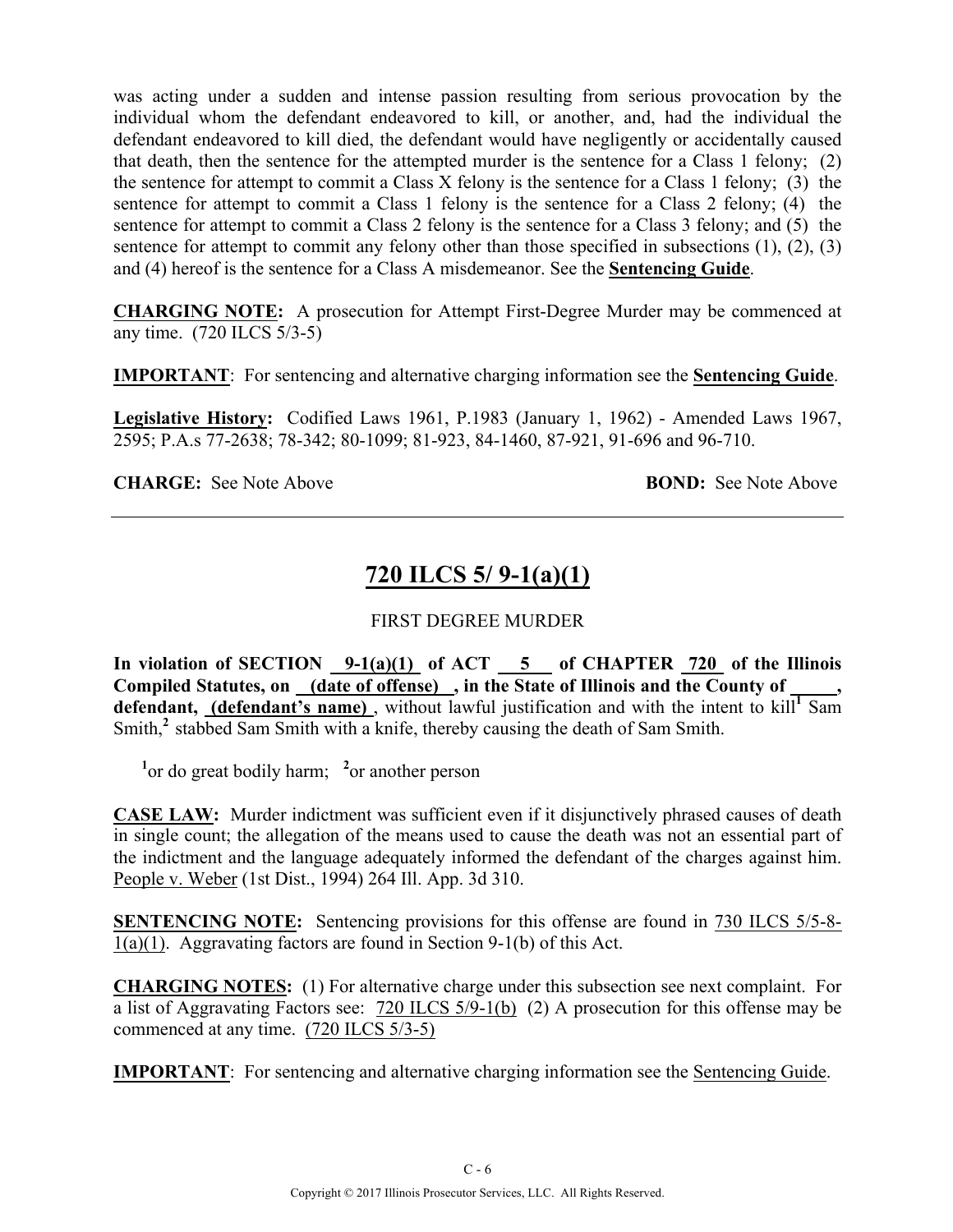was acting under a sudden and intense passion resulting from serious provocation by the individual whom the defendant endeavored to kill, or another, and, had the individual the defendant endeavored to kill died, the defendant would have negligently or accidentally caused that death, then the sentence for the attempted murder is the sentence for a Class 1 felony; (2) the sentence for attempt to commit a Class X felony is the sentence for a Class 1 felony; (3) the sentence for attempt to commit a Class 1 felony is the sentence for a Class 2 felony; (4) the sentence for attempt to commit a Class 2 felony is the sentence for a Class 3 felony; and (5) the sentence for attempt to commit any felony other than those specified in subsections (1), (2), (3) and (4) hereof is the sentence for a Class A misdemeanor. See the **Sentencing Guide**.

**CHARGING NOTE:** A prosecution for Attempt First-Degree Murder may be commenced at any time. (720 ILCS 5/3-5)

**IMPORTANT**: For sentencing and alternative charging information see the **Sentencing Guide**.

**Legislative History:** Codified Laws 1961, P.1983 (January 1, 1962) - Amended Laws 1967, 2595; P.A.s 77-2638; 78-342; 80-1099; 81-923, 84-1460, 87-921, 91-696 and 96-710.

**CHARGE:** See Note Above **BOND:** See Note Above

---

## 720 ILCS 5/ 9-1(a)(1)

FIRST DEGREE MURDER

**In violation of SECTION 9-1(a)(1) of ACT 5 of CHAPTER 720 of the Illinois Compiled Statutes, on (date of offense), in the State of Illinois and the County of \_\_\_\_\_, defendant, (defendant's name)**, without lawful justification and with the intent to kill[1] Sam Smith,[2] stabbed Sam Smith with a knife, thereby causing the death of Sam Smith.

[1]or do great bodily harm; [2]or another person

**CASE LAW:** Murder indictment was sufficient even if it disjunctively phrased causes of death in single count; the allegation of the means used to cause the death was not an essential part of the indictment and the language adequately informed the defendant of the charges against him. People v. Weber (1st Dist., 1994) 264 Ill. App. 3d 310.

**SENTENCING NOTE:** Sentencing provisions for this offense are found in 730 ILCS 5/5-8-1(a)(1). Aggravating factors are found in Section 9-1(b) of this Act.

**CHARGING NOTES:** (1) For alternative charge under this subsection see next complaint. For a list of Aggravating Factors see: 720 ILCS 5/9-1(b) (2) A prosecution for this offense may be commenced at any time. (720 ILCS 5/3-5)

**IMPORTANT**: For sentencing and alternative charging information see the Sentencing Guide.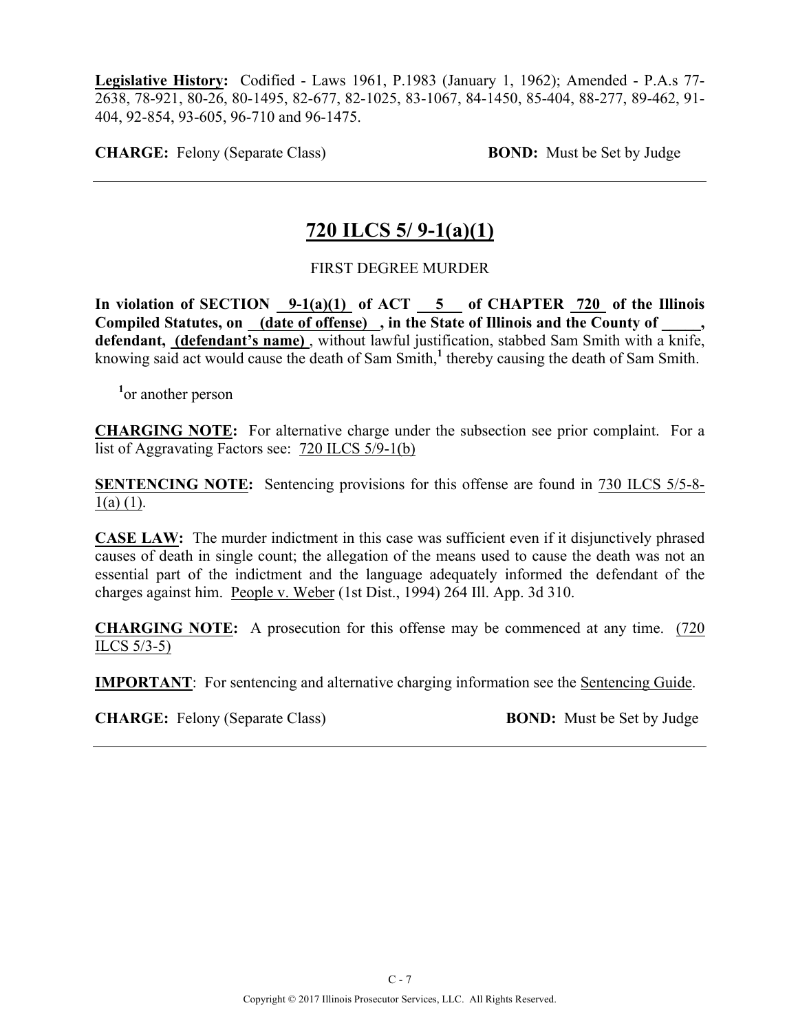**Legislative History:** Codified - Laws 1961, P.1983 (January 1, 1962); Amended - P.A.s 77-2638, 78-921, 80-26, 80-1495, 82-677, 82-1025, 83-1067, 84-1450, 85-404, 88-277, 89-462, 91-404, 92-854, 93-605, 96-710 and 96-1475.

**CHARGE:** Felony (Separate Class) **BOND:** Must be Set by Judge

---

## 720 ILCS 5/ 9-1(a)(1)

FIRST DEGREE MURDER

**In violation of SECTION 9-1(a)(1) of ACT 5 of CHAPTER 720 of the Illinois Compiled Statutes, on (date of offense) , in the State of Illinois and the County of _____, defendant, (defendant's name)** , without lawful justification, stabbed Sam Smith with a knife, knowing said act would cause the death of Sam Smith,[1] thereby causing the death of Sam Smith.

[1]or another person

**CHARGING NOTE:** For alternative charge under the subsection see prior complaint. For a list of Aggravating Factors see: 720 ILCS 5/9-1(b)

**SENTENCING NOTE:** Sentencing provisions for this offense are found in 730 ILCS 5/5-8-1(a) (1).

**CASE LAW:** The murder indictment in this case was sufficient even if it disjunctively phrased causes of death in single count; the allegation of the means used to cause the death was not an essential part of the indictment and the language adequately informed the defendant of the charges against him. People v. Weber (1st Dist., 1994) 264 Ill. App. 3d 310.

**CHARGING NOTE:** A prosecution for this offense may be commenced at any time. (720 ILCS 5/3-5)

**IMPORTANT**: For sentencing and alternative charging information see the Sentencing Guide.

**CHARGE:** Felony (Separate Class) **BOND:** Must be Set by Judge

---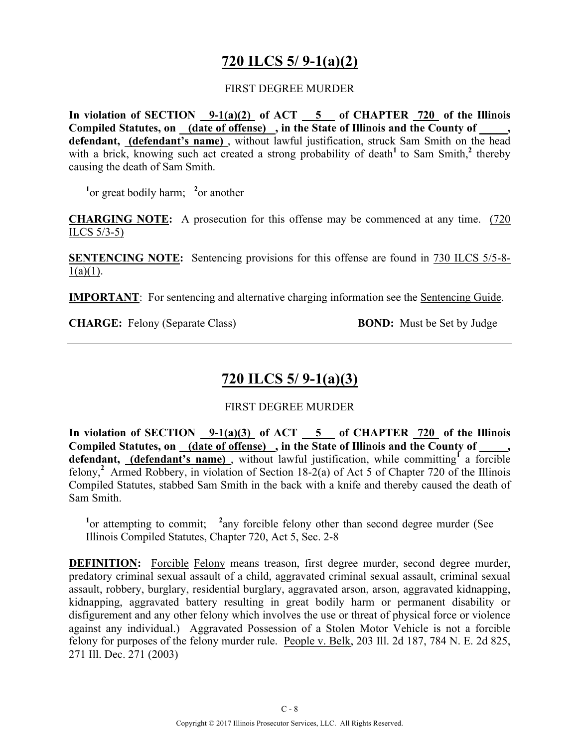# 720 ILCS 5/ 9-1(a)(2)

FIRST DEGREE MURDER

**In violation of SECTION 9-1(a)(2) of ACT 5 of CHAPTER 720 of the Illinois Compiled Statutes, on (date of offense) , in the State of Illinois and the County of \_\_\_\_\_, defendant, (defendant's name)** , without lawful justification, struck Sam Smith on the head with a brick, knowing such act created a strong probability of death[1] to Sam Smith,[2] thereby causing the death of Sam Smith.

[1]or great bodily harm; [2]or another

**CHARGING NOTE:** A prosecution for this offense may be commenced at any time. (720 ILCS 5/3-5)

**SENTENCING NOTE:** Sentencing provisions for this offense are found in 730 ILCS 5/5-8-1(a)(1).

**IMPORTANT**: For sentencing and alternative charging information see the Sentencing Guide.

**CHARGE:** Felony (Separate Class) **BOND:** Must be Set by Judge

---

# 720 ILCS 5/ 9-1(a)(3)

FIRST DEGREE MURDER

**In violation of SECTION 9-1(a)(3) of ACT 5 of CHAPTER 720 of the Illinois Compiled Statutes, on (date of offense) , in the State of Illinois and the County of \_\_\_\_\_, defendant, (defendant's name)** , without lawful justification, while committing[1] a forcible felony,[2] Armed Robbery, in violation of Section 18-2(a) of Act 5 of Chapter 720 of the Illinois Compiled Statutes, stabbed Sam Smith in the back with a knife and thereby caused the death of Sam Smith.

[1]or attempting to commit; [2]any forcible felony other than second degree murder (See Illinois Compiled Statutes, Chapter 720, Act 5, Sec. 2-8

**DEFINITION:** Forcible Felony means treason, first degree murder, second degree murder, predatory criminal sexual assault of a child, aggravated criminal sexual assault, criminal sexual assault, robbery, burglary, residential burglary, aggravated arson, arson, aggravated kidnapping, kidnapping, aggravated battery resulting in great bodily harm or permanent disability or disfigurement and any other felony which involves the use or threat of physical force or violence against any individual.) Aggravated Possession of a Stolen Motor Vehicle is not a forcible felony for purposes of the felony murder rule. People v. Belk, 203 Ill. 2d 187, 784 N. E. 2d 825, 271 Ill. Dec. 271 (2003)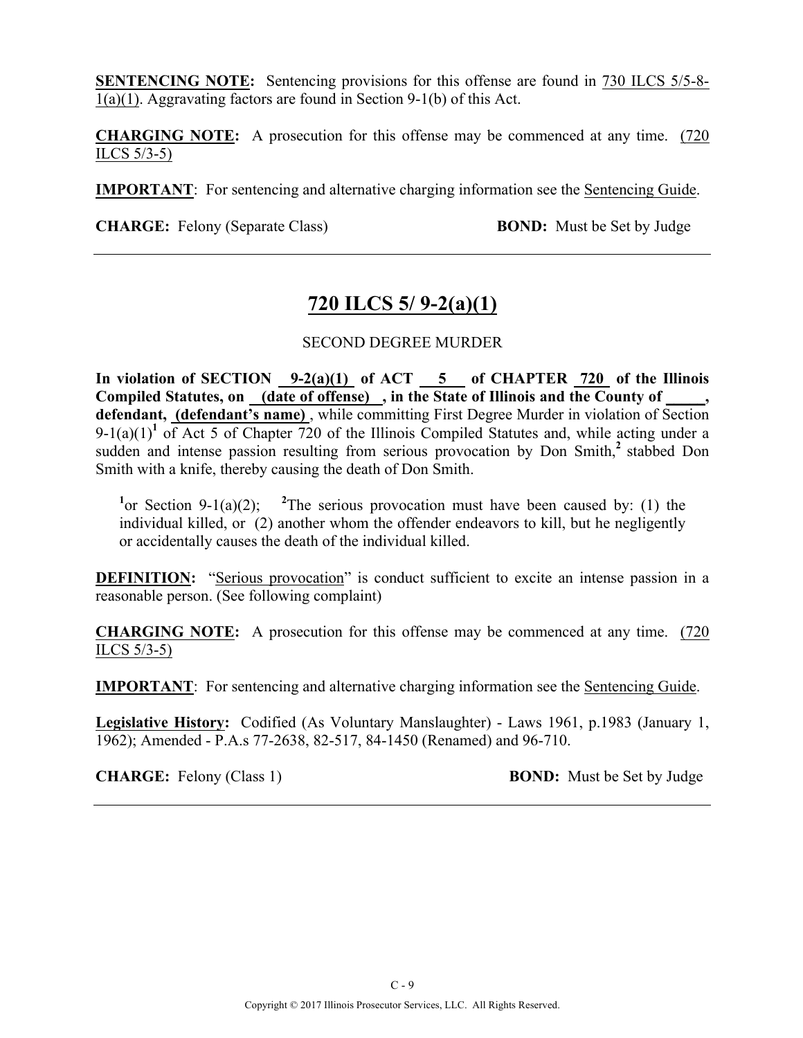**SENTENCING NOTE:** Sentencing provisions for this offense are found in 730 ILCS 5/5-8-1(a)(1). Aggravating factors are found in Section 9-1(b) of this Act.

**CHARGING NOTE:** A prosecution for this offense may be commenced at any time. (720 ILCS 5/3-5)

**IMPORTANT**: For sentencing and alternative charging information see the Sentencing Guide.

**CHARGE:** Felony (Separate Class) **BOND:** Must be Set by Judge

---

## 720 ILCS 5/ 9-2(a)(1)

SECOND DEGREE MURDER

**In violation of SECTION 9-2(a)(1) of ACT 5 of CHAPTER 720 of the Illinois Compiled Statutes, on (date of offense) , in the State of Illinois and the County of \_\_\_\_\_, defendant, (defendant's name)** , while committing First Degree Murder in violation of Section 9-1(a)(1)[1] of Act 5 of Chapter 720 of the Illinois Compiled Statutes and, while acting under a sudden and intense passion resulting from serious provocation by Don Smith,[2] stabbed Don Smith with a knife, thereby causing the death of Don Smith.

[1]or Section 9-1(a)(2); [2]The serious provocation must have been caused by: (1) the individual killed, or (2) another whom the offender endeavors to kill, but he negligently or accidentally causes the death of the individual killed.

**DEFINITION:** "Serious provocation" is conduct sufficient to excite an intense passion in a reasonable person. (See following complaint)

**CHARGING NOTE:** A prosecution for this offense may be commenced at any time. (720 ILCS 5/3-5)

**IMPORTANT**: For sentencing and alternative charging information see the Sentencing Guide.

**Legislative History:** Codified (As Voluntary Manslaughter) - Laws 1961, p.1983 (January 1, 1962); Amended - P.A.s 77-2638, 82-517, 84-1450 (Renamed) and 96-710.

**CHARGE:** Felony (Class 1) **BOND:** Must be Set by Judge

---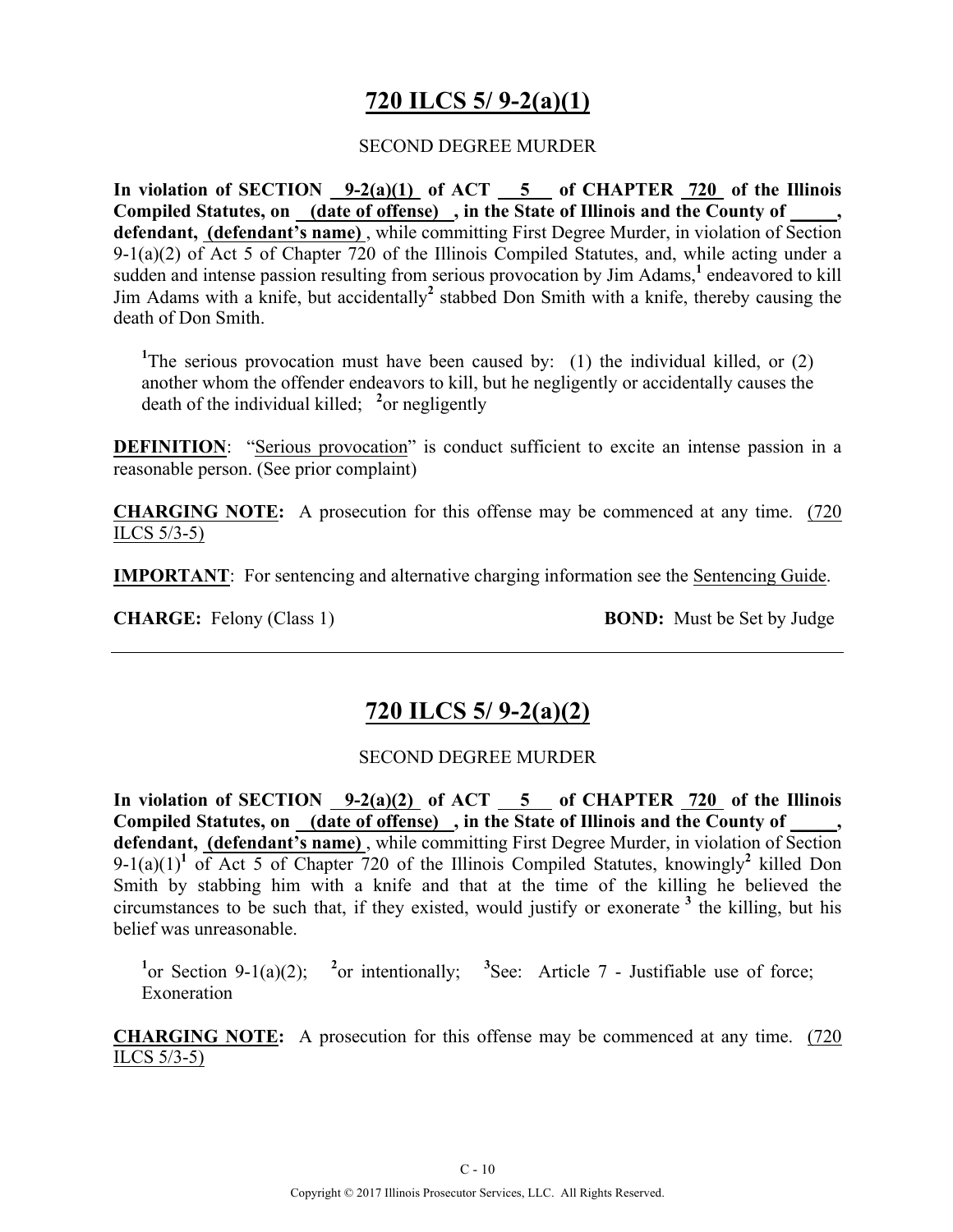# 720 ILCS 5/ 9-2(a)(1)

SECOND DEGREE MURDER

**In violation of SECTION 9-2(a)(1) of ACT 5 of CHAPTER 720 of the Illinois Compiled Statutes, on (date of offense), in the State of Illinois and the County of _____, defendant, (defendant's name)**, while committing First Degree Murder, in violation of Section 9-1(a)(2) of Act 5 of Chapter 720 of the Illinois Compiled Statutes, and, while acting under a sudden and intense passion resulting from serious provocation by Jim Adams,[1] endeavored to kill Jim Adams with a knife, but accidentally[2] stabbed Don Smith with a knife, thereby causing the death of Don Smith.

[1]The serious provocation must have been caused by: (1) the individual killed, or (2) another whom the offender endeavors to kill, but he negligently or accidentally causes the death of the individual killed; [2]or negligently

**DEFINITION**: "Serious provocation" is conduct sufficient to excite an intense passion in a reasonable person. (See prior complaint)

**CHARGING NOTE:** A prosecution for this offense may be commenced at any time. (720 ILCS 5/3-5)

**IMPORTANT**: For sentencing and alternative charging information see the Sentencing Guide.

**CHARGE:** Felony (Class 1) **BOND:** Must be Set by Judge

---

# 720 ILCS 5/ 9-2(a)(2)

SECOND DEGREE MURDER

**In violation of SECTION 9-2(a)(2) of ACT 5 of CHAPTER 720 of the Illinois Compiled Statutes, on (date of offense), in the State of Illinois and the County of _____, defendant, (defendant's name)**, while committing First Degree Murder, in violation of Section 9-1(a)(1)[1] of Act 5 of Chapter 720 of the Illinois Compiled Statutes, knowingly[2] killed Don Smith by stabbing him with a knife and that at the time of the killing he believed the circumstances to be such that, if they existed, would justify or exonerate [3] the killing, but his belief was unreasonable.

[1]or Section 9-1(a)(2); [2]or intentionally; [3]See: Article 7 - Justifiable use of force; Exoneration

**CHARGING NOTE:** A prosecution for this offense may be commenced at any time. (720 ILCS 5/3-5)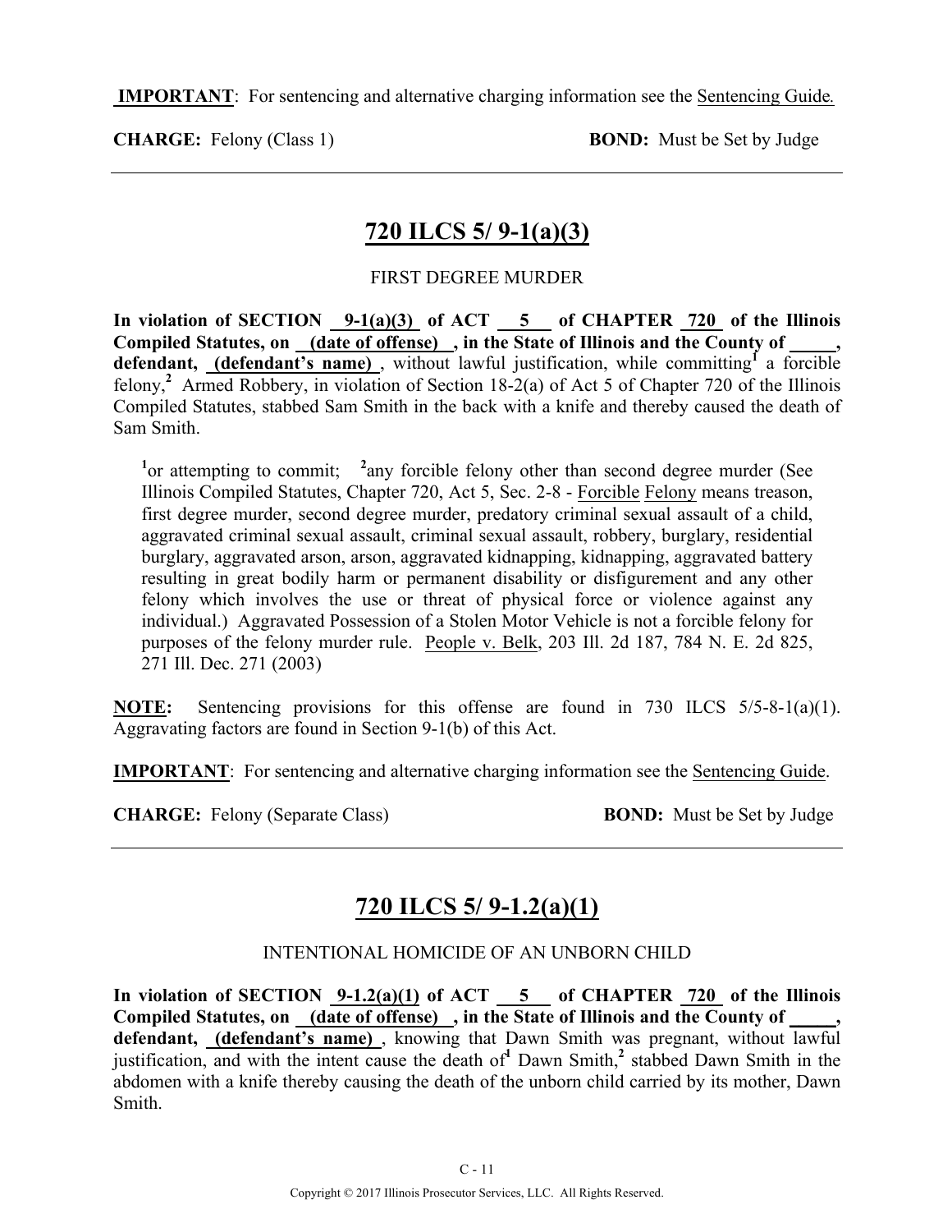**IMPORTANT**: For sentencing and alternative charging information see the Sentencing Guide.

**CHARGE:** Felony (Class 1) **BOND:** Must be Set by Judge

---

## 720 ILCS 5/ 9-1(a)(3)

FIRST DEGREE MURDER

**In violation of SECTION 9-1(a)(3) of ACT 5 of CHAPTER 720 of the Illinois Compiled Statutes, on (date of offense), in the State of Illinois and the County of \_\_\_\_\_, defendant, (defendant's name)**, without lawful justification, while committing[1] a forcible felony,[2] Armed Robbery, in violation of Section 18-2(a) of Act 5 of Chapter 720 of the Illinois Compiled Statutes, stabbed Sam Smith in the back with a knife and thereby caused the death of Sam Smith.

[1]or attempting to commit; [2]any forcible felony other than second degree murder (See Illinois Compiled Statutes, Chapter 720, Act 5, Sec. 2-8 - Forcible Felony means treason, first degree murder, second degree murder, predatory criminal sexual assault of a child, aggravated criminal sexual assault, criminal sexual assault, robbery, burglary, residential burglary, aggravated arson, arson, aggravated kidnapping, kidnapping, aggravated battery resulting in great bodily harm or permanent disability or disfigurement and any other felony which involves the use or threat of physical force or violence against any individual.) Aggravated Possession of a Stolen Motor Vehicle is not a forcible felony for purposes of the felony murder rule. People v. Belk, 203 Ill. 2d 187, 784 N. E. 2d 825, 271 Ill. Dec. 271 (2003)

**NOTE:** Sentencing provisions for this offense are found in 730 ILCS 5/5-8-1(a)(1). Aggravating factors are found in Section 9-1(b) of this Act.

**IMPORTANT**: For sentencing and alternative charging information see the Sentencing Guide.

**CHARGE:** Felony (Separate Class) **BOND:** Must be Set by Judge

---

## 720 ILCS 5/ 9-1.2(a)(1)

INTENTIONAL HOMICIDE OF AN UNBORN CHILD

**In violation of SECTION 9-1.2(a)(1) of ACT 5 of CHAPTER 720 of the Illinois Compiled Statutes, on (date of offense), in the State of Illinois and the County of \_\_\_\_\_, defendant, (defendant's name)**, knowing that Dawn Smith was pregnant, without lawful justification, and with the intent cause the death of[1] Dawn Smith,[2] stabbed Dawn Smith in the abdomen with a knife thereby causing the death of the unborn child carried by its mother, Dawn Smith.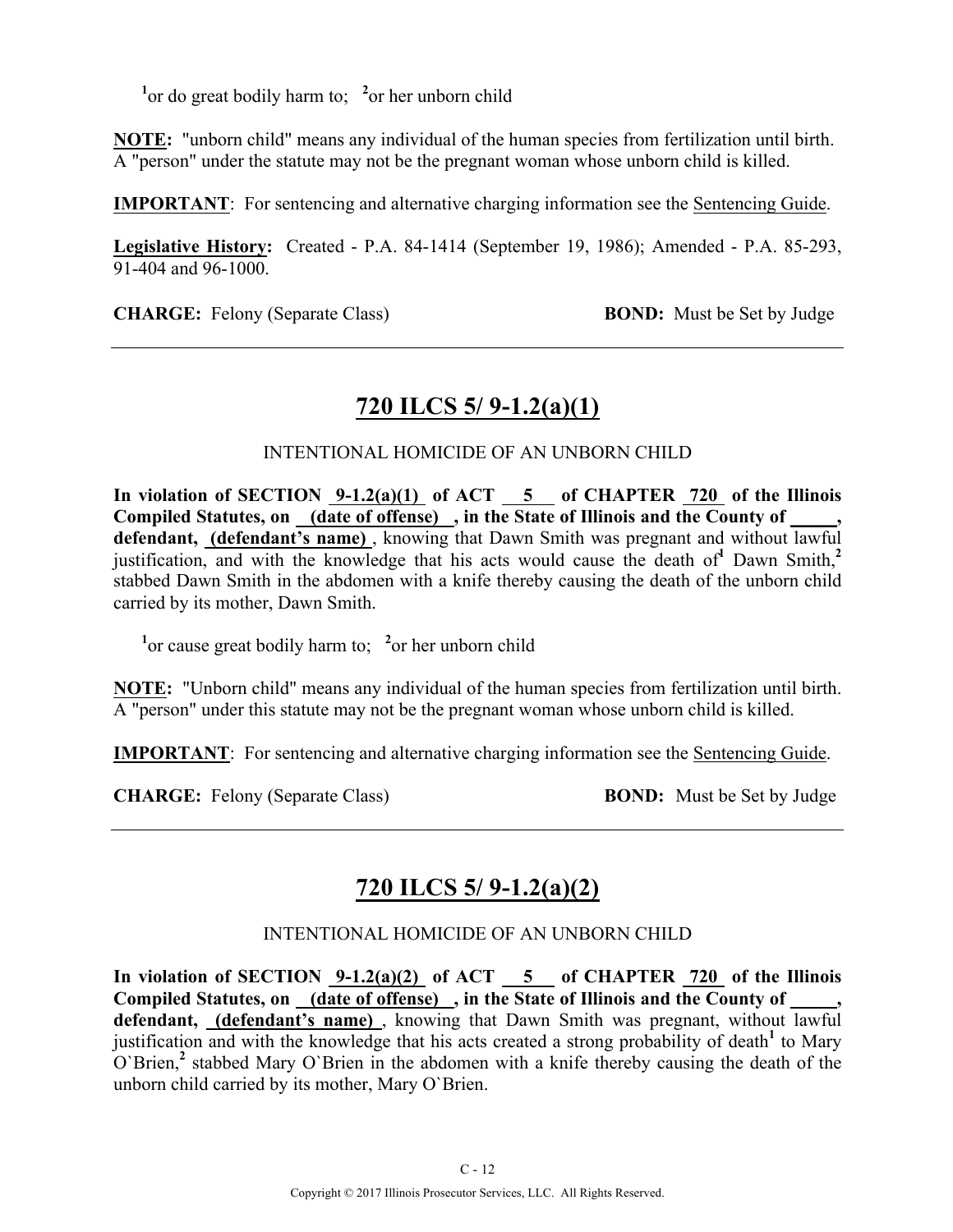[1]or do great bodily harm to; [2]or her unborn child

**NOTE:** "unborn child" means any individual of the human species from fertilization until birth. A "person" under the statute may not be the pregnant woman whose unborn child is killed.

**IMPORTANT**: For sentencing and alternative charging information see the Sentencing Guide.

**Legislative History:** Created - P.A. 84-1414 (September 19, 1986); Amended - P.A. 85-293, 91-404 and 96-1000.

**CHARGE:** Felony (Separate Class) **BOND:** Must be Set by Judge

---

## 720 ILCS 5/ 9-1.2(a)(1)

INTENTIONAL HOMICIDE OF AN UNBORN CHILD

**In violation of SECTION 9-1.2(a)(1) of ACT 5 of CHAPTER 720 of the Illinois Compiled Statutes, on (date of offense) , in the State of Illinois and the County of \_\_\_\_\_, defendant, (defendant's name)** , knowing that Dawn Smith was pregnant and without lawful justification, and with the knowledge that his acts would cause the death of[1] Dawn Smith,[2] stabbed Dawn Smith in the abdomen with a knife thereby causing the death of the unborn child carried by its mother, Dawn Smith.

[1]or cause great bodily harm to; [2]or her unborn child

**NOTE:** "Unborn child" means any individual of the human species from fertilization until birth. A "person" under this statute may not be the pregnant woman whose unborn child is killed.

**IMPORTANT**: For sentencing and alternative charging information see the Sentencing Guide.

**CHARGE:** Felony (Separate Class) **BOND:** Must be Set by Judge

---

## 720 ILCS 5/ 9-1.2(a)(2)

INTENTIONAL HOMICIDE OF AN UNBORN CHILD

**In violation of SECTION 9-1.2(a)(2) of ACT 5 of CHAPTER 720 of the Illinois Compiled Statutes, on (date of offense) , in the State of Illinois and the County of \_\_\_\_\_, defendant, (defendant's name)** , knowing that Dawn Smith was pregnant, without lawful justification and with the knowledge that his acts created a strong probability of death[1] to Mary O`Brien,[2] stabbed Mary O`Brien in the abdomen with a knife thereby causing the death of the unborn child carried by its mother, Mary O`Brien.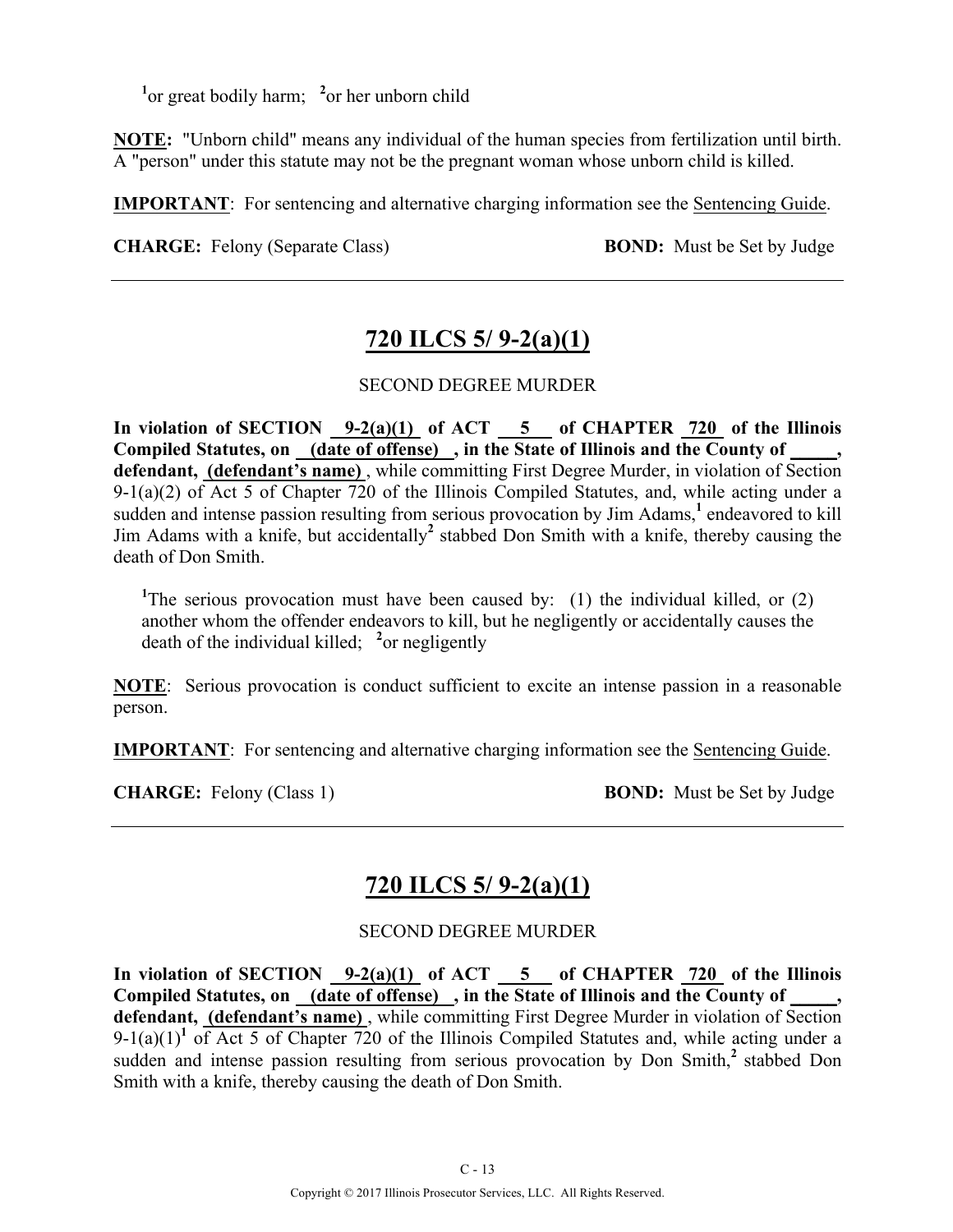[1]or great bodily harm; [2]or her unborn child

**NOTE:** "Unborn child" means any individual of the human species from fertilization until birth. A "person" under this statute may not be the pregnant woman whose unborn child is killed.

**IMPORTANT**: For sentencing and alternative charging information see the Sentencing Guide.

**CHARGE:** Felony (Separate Class) **BOND:** Must be Set by Judge

---

## 720 ILCS 5/ 9-2(a)(1)

SECOND DEGREE MURDER

**In violation of SECTION 9-2(a)(1) of ACT 5 of CHAPTER 720 of the Illinois Compiled Statutes, on (date of offense) , in the State of Illinois and the County of _____, defendant, (defendant's name)** , while committing First Degree Murder, in violation of Section 9-1(a)(2) of Act 5 of Chapter 720 of the Illinois Compiled Statutes, and, while acting under a sudden and intense passion resulting from serious provocation by Jim Adams,[1] endeavored to kill Jim Adams with a knife, but accidentally[2] stabbed Don Smith with a knife, thereby causing the death of Don Smith.

[1]The serious provocation must have been caused by: (1) the individual killed, or (2) another whom the offender endeavors to kill, but he negligently or accidentally causes the death of the individual killed; [2]or negligently

**NOTE**: Serious provocation is conduct sufficient to excite an intense passion in a reasonable person.

**IMPORTANT**: For sentencing and alternative charging information see the Sentencing Guide.

**CHARGE:** Felony (Class 1) **BOND:** Must be Set by Judge

---

## 720 ILCS 5/ 9-2(a)(1)

SECOND DEGREE MURDER

**In violation of SECTION 9-2(a)(1) of ACT 5 of CHAPTER 720 of the Illinois Compiled Statutes, on (date of offense) , in the State of Illinois and the County of _____, defendant, (defendant's name)** , while committing First Degree Murder in violation of Section 9-1(a)(1)[1] of Act 5 of Chapter 720 of the Illinois Compiled Statutes and, while acting under a sudden and intense passion resulting from serious provocation by Don Smith,[2] stabbed Don Smith with a knife, thereby causing the death of Don Smith.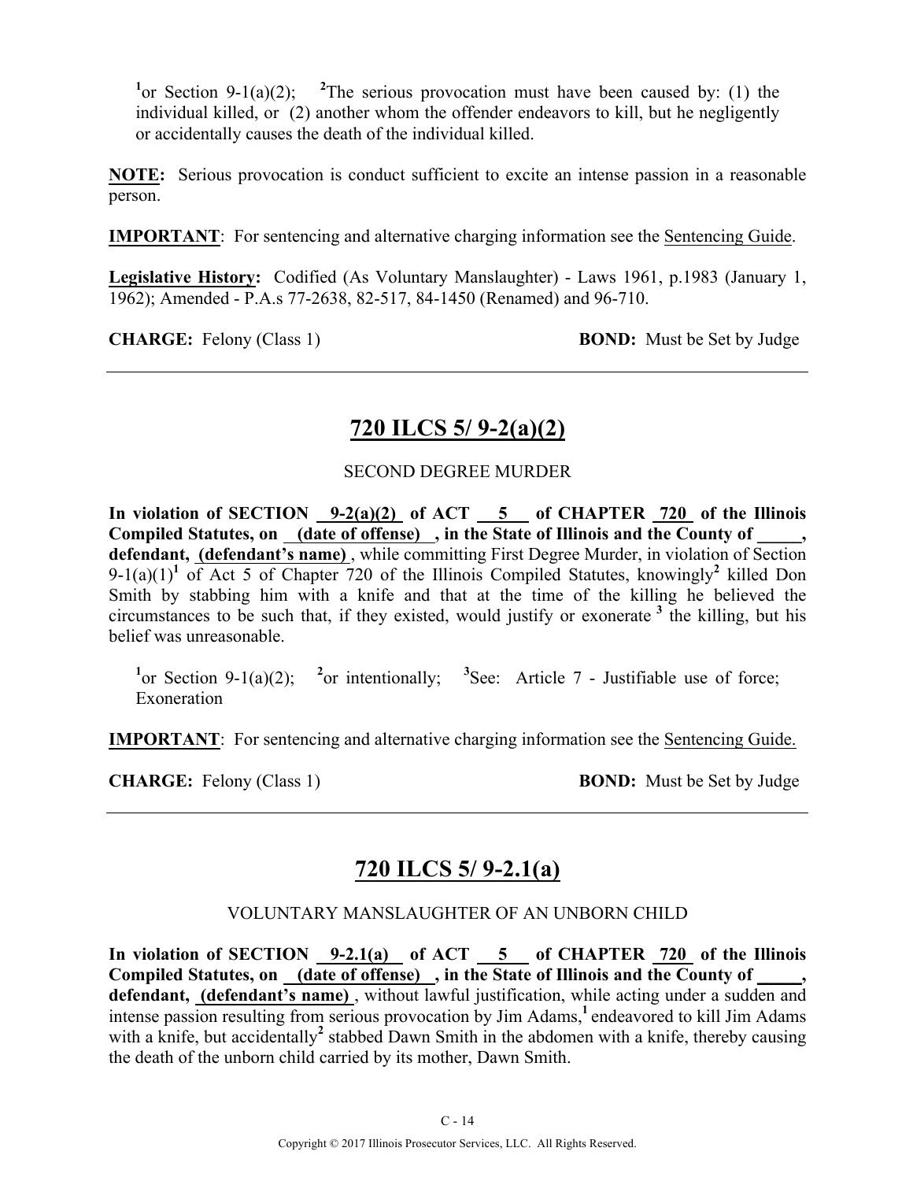[1]or Section 9-1(a)(2); [2]The serious provocation must have been caused by: (1) the individual killed, or (2) another whom the offender endeavors to kill, but he negligently or accidentally causes the death of the individual killed.

**NOTE:** Serious provocation is conduct sufficient to excite an intense passion in a reasonable person.

**IMPORTANT**: For sentencing and alternative charging information see the Sentencing Guide.

**Legislative History:** Codified (As Voluntary Manslaughter) - Laws 1961, p.1983 (January 1, 1962); Amended - P.A.s 77-2638, 82-517, 84-1450 (Renamed) and 96-710.

**CHARGE:** Felony (Class 1) **BOND:** Must be Set by Judge

---

## 720 ILCS 5/ 9-2(a)(2)

SECOND DEGREE MURDER

**In violation of SECTION 9-2(a)(2) of ACT 5 of CHAPTER 720 of the Illinois Compiled Statutes, on (date of offense) , in the State of Illinois and the County of _____, defendant, (defendant's name)** , while committing First Degree Murder, in violation of Section 9-1(a)(1)[1] of Act 5 of Chapter 720 of the Illinois Compiled Statutes, knowingly[2] killed Don Smith by stabbing him with a knife and that at the time of the killing he believed the circumstances to be such that, if they existed, would justify or exonerate [3] the killing, but his belief was unreasonable.

[1]or Section 9-1(a)(2); [2]or intentionally; [3]See: Article 7 - Justifiable use of force; Exoneration

**IMPORTANT**: For sentencing and alternative charging information see the Sentencing Guide.

**CHARGE:** Felony (Class 1) **BOND:** Must be Set by Judge

---

## 720 ILCS 5/ 9-2.1(a)

VOLUNTARY MANSLAUGHTER OF AN UNBORN CHILD

**In violation of SECTION 9-2.1(a) of ACT 5 of CHAPTER 720 of the Illinois Compiled Statutes, on (date of offense) , in the State of Illinois and the County of _____, defendant, (defendant's name)** , without lawful justification, while acting under a sudden and intense passion resulting from serious provocation by Jim Adams,[1] endeavored to kill Jim Adams with a knife, but accidentally[2] stabbed Dawn Smith in the abdomen with a knife, thereby causing the death of the unborn child carried by its mother, Dawn Smith.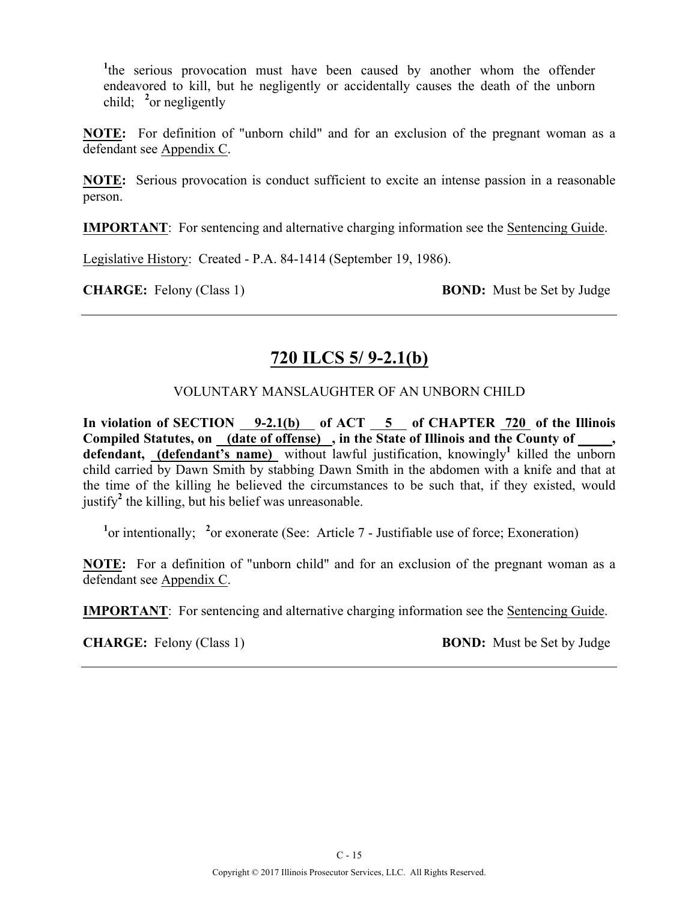[1]the serious provocation must have been caused by another whom the offender endeavored to kill, but he negligently or accidentally causes the death of the unborn child; [2]or negligently

**NOTE:** For definition of "unborn child" and for an exclusion of the pregnant woman as a defendant see Appendix C.

**NOTE:** Serious provocation is conduct sufficient to excite an intense passion in a reasonable person.

**IMPORTANT**: For sentencing and alternative charging information see the Sentencing Guide.

Legislative History: Created - P.A. 84-1414 (September 19, 1986).

**CHARGE:** Felony (Class 1) **BOND:** Must be Set by Judge

---

## 720 ILCS 5/ 9-2.1(b)

VOLUNTARY MANSLAUGHTER OF AN UNBORN CHILD

**In violation of SECTION 9-2.1(b) of ACT 5 of CHAPTER 720 of the Illinois Compiled Statutes, on (date of offense) , in the State of Illinois and the County of \_\_\_\_\_, defendant, (defendant's name)** without lawful justification, knowingly[1] killed the unborn child carried by Dawn Smith by stabbing Dawn Smith in the abdomen with a knife and that at the time of the killing he believed the circumstances to be such that, if they existed, would justify[2] the killing, but his belief was unreasonable.

[1]or intentionally; [2]or exonerate (See: Article 7 - Justifiable use of force; Exoneration)

**NOTE:** For a definition of "unborn child" and for an exclusion of the pregnant woman as a defendant see Appendix C.

**IMPORTANT**: For sentencing and alternative charging information see the Sentencing Guide.

**CHARGE:** Felony (Class 1) **BOND:** Must be Set by Judge

---

C - 15

Copyright © 2017 Illinois Prosecutor Services, LLC. All Rights Reserved.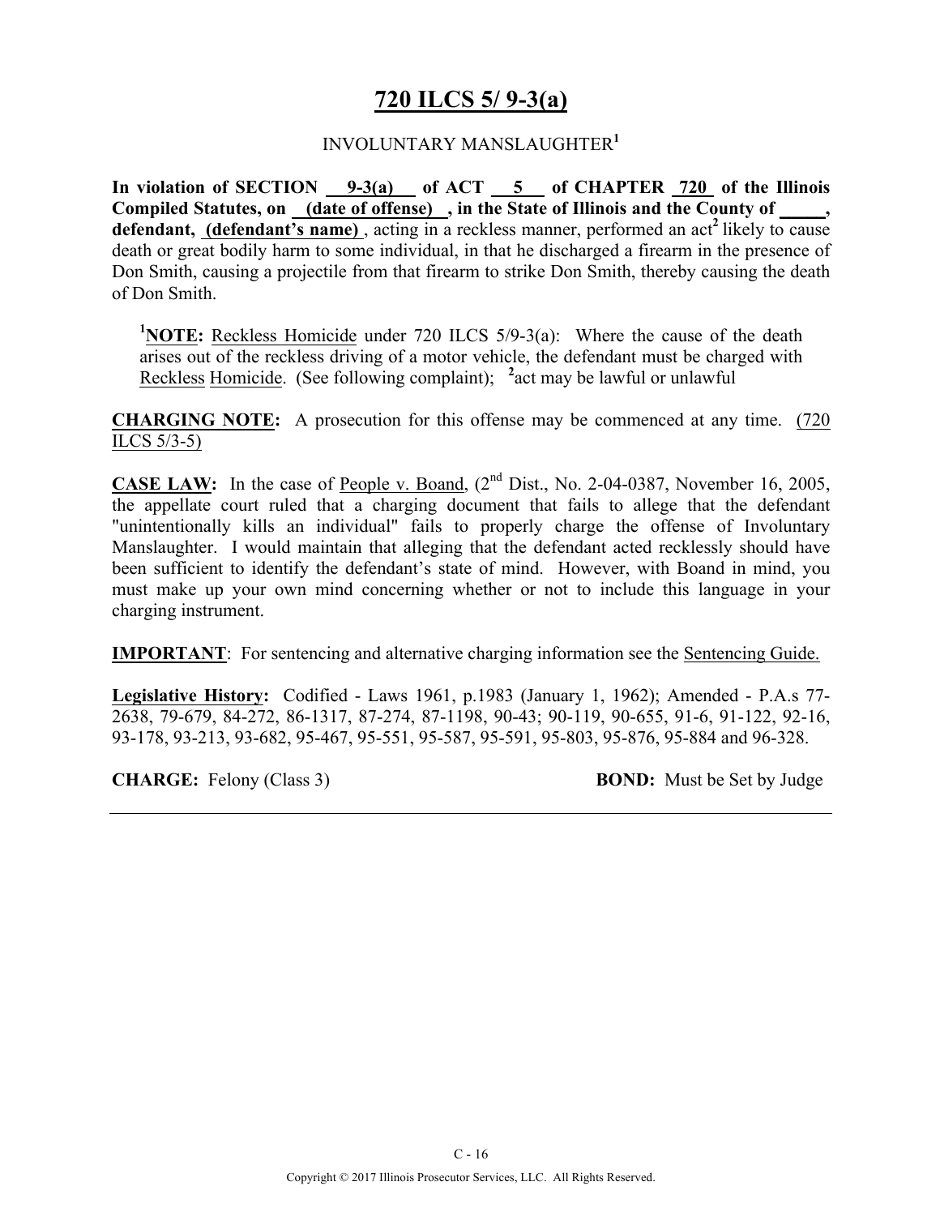# 720 ILCS 5/ 9-3(a)

INVOLUNTARY MANSLAUGHTER[1]

**In violation of SECTION 9-3(a) of ACT 5 of CHAPTER 720 of the Illinois Compiled Statutes, on (date of offense), in the State of Illinois and the County of _____, defendant, (defendant's name)**, acting in a reckless manner, performed an act[2] likely to cause death or great bodily harm to some individual, in that he discharged a firearm in the presence of Don Smith, causing a projectile from that firearm to strike Don Smith, thereby causing the death of Don Smith.

> [1]**NOTE:** Reckless Homicide under 720 ILCS 5/9-3(a): Where the cause of the death arises out of the reckless driving of a motor vehicle, the defendant must be charged with Reckless Homicide. (See following complaint); [2]act may be lawful or unlawful

**CHARGING NOTE:** A prosecution for this offense may be commenced at any time. (720 ILCS 5/3-5)

**CASE LAW:** In the case of People v. Boand, (2nd Dist., No. 2-04-0387, November 16, 2005, the appellate court ruled that a charging document that fails to allege that the defendant "unintentionally kills an individual" fails to properly charge the offense of Involuntary Manslaughter. I would maintain that alleging that the defendant acted recklessly should have been sufficient to identify the defendant's state of mind. However, with Boand in mind, you must make up your own mind concerning whether or not to include this language in your charging instrument.

**IMPORTANT**: For sentencing and alternative charging information see the Sentencing Guide.

**Legislative History:** Codified - Laws 1961, p.1983 (January 1, 1962); Amended - P.A.s 77-2638, 79-679, 84-272, 86-1317, 87-274, 87-1198, 90-43; 90-119, 90-655, 91-6, 91-122, 92-16, 93-178, 93-213, 93-682, 95-467, 95-551, 95-587, 95-591, 95-803, 95-876, 95-884 and 96-328.

**CHARGE:** Felony (Class 3) **BOND:** Must be Set by Judge

Copyright © 2017 Illinois Prosecutor Services, LLC. All Rights Reserved.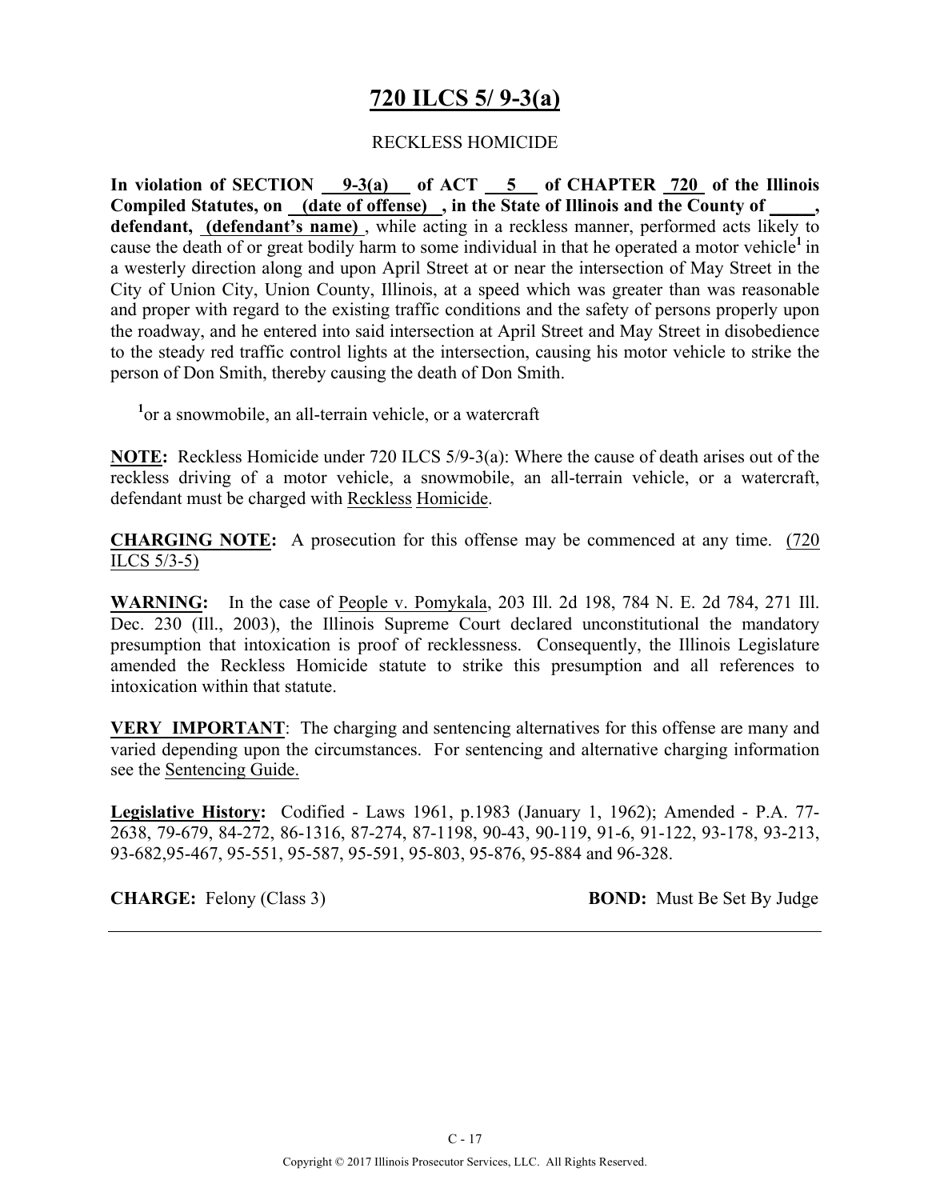# 720 ILCS 5/ 9-3(a)

RECKLESS HOMICIDE

**In violation of SECTION 9-3(a) of ACT 5 of CHAPTER 720 of the Illinois Compiled Statutes, on (date of offense) , in the State of Illinois and the County of \_\_\_\_\_, defendant, (defendant's name)** , while acting in a reckless manner, performed acts likely to cause the death of or great bodily harm to some individual in that he operated a motor vehicle[1] in a westerly direction along and upon April Street at or near the intersection of May Street in the City of Union City, Union County, Illinois, at a speed which was greater than was reasonable and proper with regard to the existing traffic conditions and the safety of persons properly upon the roadway, and he entered into said intersection at April Street and May Street in disobedience to the steady red traffic control lights at the intersection, causing his motor vehicle to strike the person of Don Smith, thereby causing the death of Don Smith.

[1]or a snowmobile, an all-terrain vehicle, or a watercraft

**NOTE:** Reckless Homicide under 720 ILCS 5/9-3(a): Where the cause of death arises out of the reckless driving of a motor vehicle, a snowmobile, an all-terrain vehicle, or a watercraft, defendant must be charged with Reckless Homicide.

**CHARGING NOTE:** A prosecution for this offense may be commenced at any time. (720 ILCS 5/3-5)

**WARNING:** In the case of People v. Pomykala, 203 Ill. 2d 198, 784 N. E. 2d 784, 271 Ill. Dec. 230 (Ill., 2003), the Illinois Supreme Court declared unconstitutional the mandatory presumption that intoxication is proof of recklessness. Consequently, the Illinois Legislature amended the Reckless Homicide statute to strike this presumption and all references to intoxication within that statute.

**VERY IMPORTANT**: The charging and sentencing alternatives for this offense are many and varied depending upon the circumstances. For sentencing and alternative charging information see the Sentencing Guide.

**Legislative History:** Codified - Laws 1961, p.1983 (January 1, 1962); Amended - P.A. 77-2638, 79-679, 84-272, 86-1316, 87-274, 87-1198, 90-43, 90-119, 91-6, 91-122, 93-178, 93-213, 93-682,95-467, 95-551, 95-587, 95-591, 95-803, 95-876, 95-884 and 96-328.

**CHARGE:** Felony (Class 3) **BOND:** Must Be Set By Judge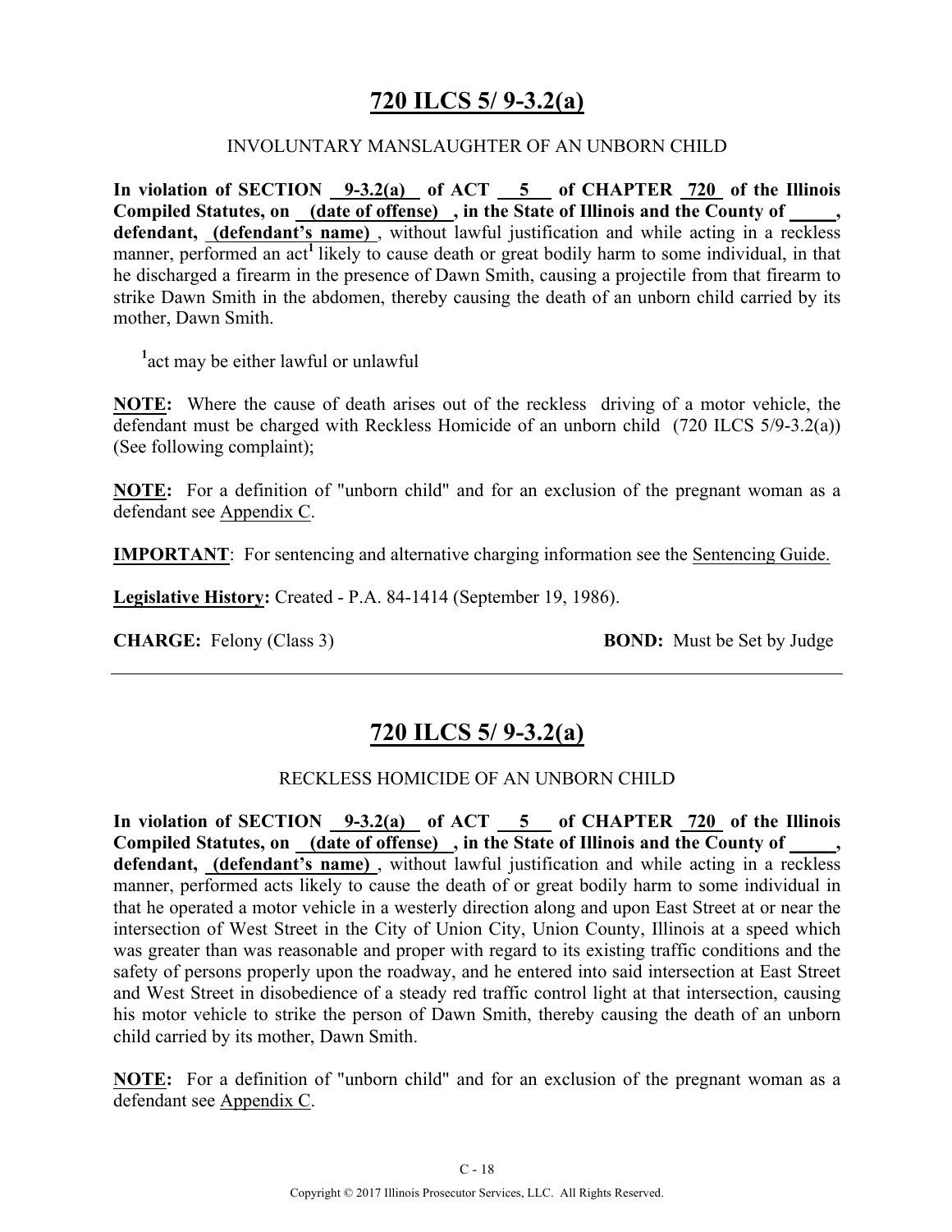# 720 ILCS 5/ 9-3.2(a)

INVOLUNTARY MANSLAUGHTER OF AN UNBORN CHILD

**In violation of SECTION 9-3.2(a) of ACT 5 of CHAPTER 720 of the Illinois Compiled Statutes, on (date of offense), in the State of Illinois and the County of _____, defendant, (defendant's name)**, without lawful justification and while acting in a reckless manner, performed an act[1] likely to cause death or great bodily harm to some individual, in that he discharged a firearm in the presence of Dawn Smith, causing a projectile from that firearm to strike Dawn Smith in the abdomen, thereby causing the death of an unborn child carried by its mother, Dawn Smith.

[1]act may be either lawful or unlawful

**NOTE:** Where the cause of death arises out of the reckless driving of a motor vehicle, the defendant must be charged with Reckless Homicide of an unborn child (720 ILCS 5/9-3.2(a)) (See following complaint);

**NOTE:** For a definition of "unborn child" and for an exclusion of the pregnant woman as a defendant see Appendix C.

**IMPORTANT**: For sentencing and alternative charging information see the Sentencing Guide.

**Legislative History:** Created - P.A. 84-1414 (September 19, 1986).

**CHARGE:** Felony (Class 3) **BOND:** Must be Set by Judge

---

# 720 ILCS 5/ 9-3.2(a)

RECKLESS HOMICIDE OF AN UNBORN CHILD

**In violation of SECTION 9-3.2(a) of ACT 5 of CHAPTER 720 of the Illinois Compiled Statutes, on (date of offense), in the State of Illinois and the County of _____, defendant, (defendant's name)**, without lawful justification and while acting in a reckless manner, performed acts likely to cause the death of or great bodily harm to some individual in that he operated a motor vehicle in a westerly direction along and upon East Street at or near the intersection of West Street in the City of Union City, Union County, Illinois at a speed which was greater than was reasonable and proper with regard to its existing traffic conditions and the safety of persons properly upon the roadway, and he entered into said intersection at East Street and West Street in disobedience of a steady red traffic control light at that intersection, causing his motor vehicle to strike the person of Dawn Smith, thereby causing the death of an unborn child carried by its mother, Dawn Smith.

**NOTE:** For a definition of "unborn child" and for an exclusion of the pregnant woman as a defendant see Appendix C.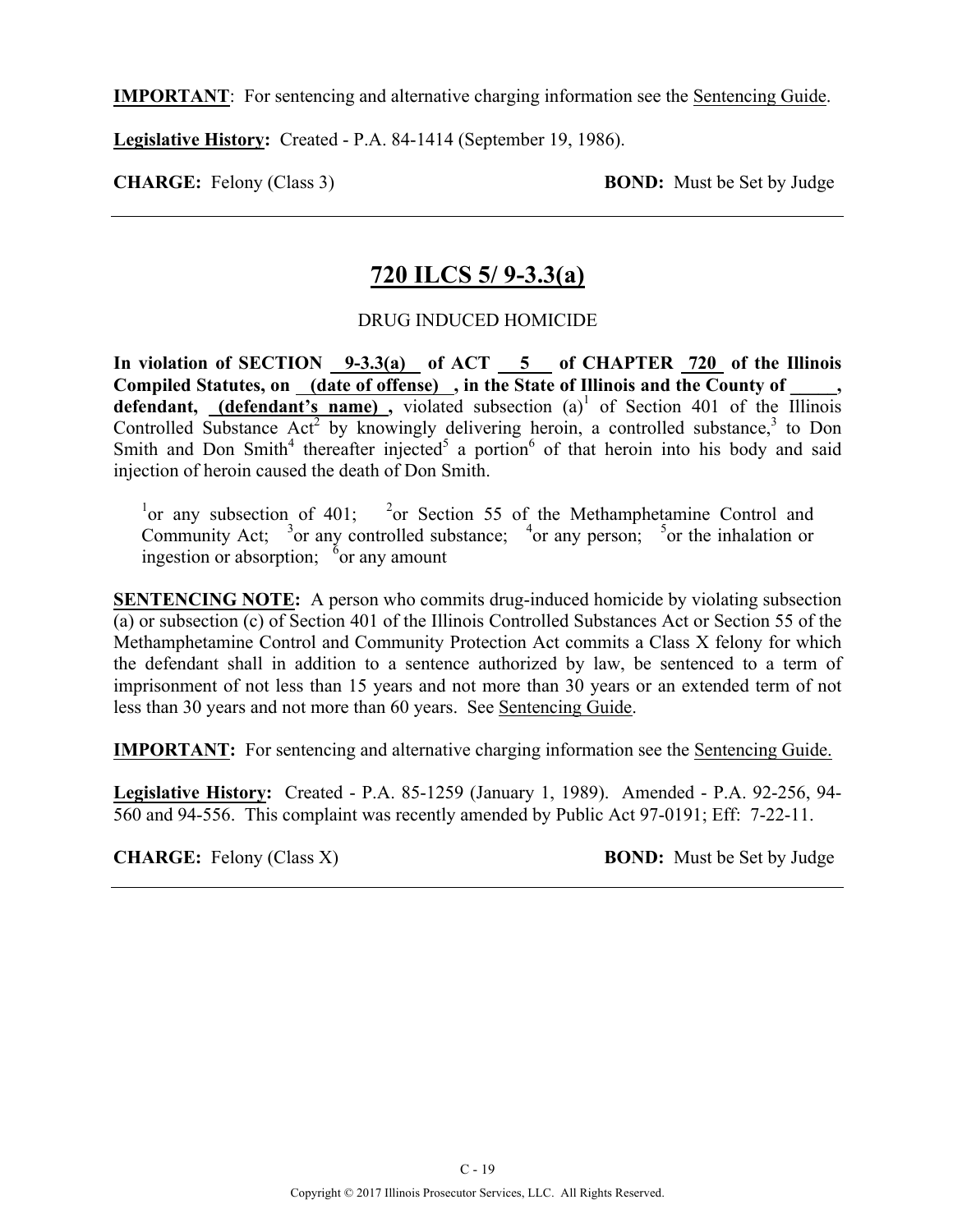**IMPORTANT**: For sentencing and alternative charging information see the Sentencing Guide.

**Legislative History:** Created - P.A. 84-1414 (September 19, 1986).

**CHARGE:** Felony (Class 3) **BOND:** Must be Set by Judge

---

## 720 ILCS 5/ 9-3.3(a)

DRUG INDUCED HOMICIDE

**In violation of SECTION 9-3.3(a) of ACT 5 of CHAPTER 720 of the Illinois Compiled Statutes, on (date of offense) , in the State of Illinois and the County of _____, defendant, (defendant's name) ,** violated subsection (a)[1] of Section 401 of the Illinois Controlled Substance Act[2] by knowingly delivering heroin, a controlled substance,[3] to Don Smith and Don Smith[4] thereafter injected[5] a portion[6] of that heroin into his body and said injection of heroin caused the death of Don Smith.

[1]or any subsection of 401; [2]or Section 55 of the Methamphetamine Control and Community Act; [3]or any controlled substance; [4]or any person; [5]or the inhalation or ingestion or absorption; [6]or any amount

**SENTENCING NOTE:** A person who commits drug-induced homicide by violating subsection (a) or subsection (c) of Section 401 of the Illinois Controlled Substances Act or Section 55 of the Methamphetamine Control and Community Protection Act commits a Class X felony for which the defendant shall in addition to a sentence authorized by law, be sentenced to a term of imprisonment of not less than 15 years and not more than 30 years or an extended term of not less than 30 years and not more than 60 years. See Sentencing Guide.

**IMPORTANT:** For sentencing and alternative charging information see the Sentencing Guide.

**Legislative History:** Created - P.A. 85-1259 (January 1, 1989). Amended - P.A. 92-256, 94-560 and 94-556. This complaint was recently amended by Public Act 97-0191; Eff: 7-22-11.

**CHARGE:** Felony (Class X) **BOND:** Must be Set by Judge

---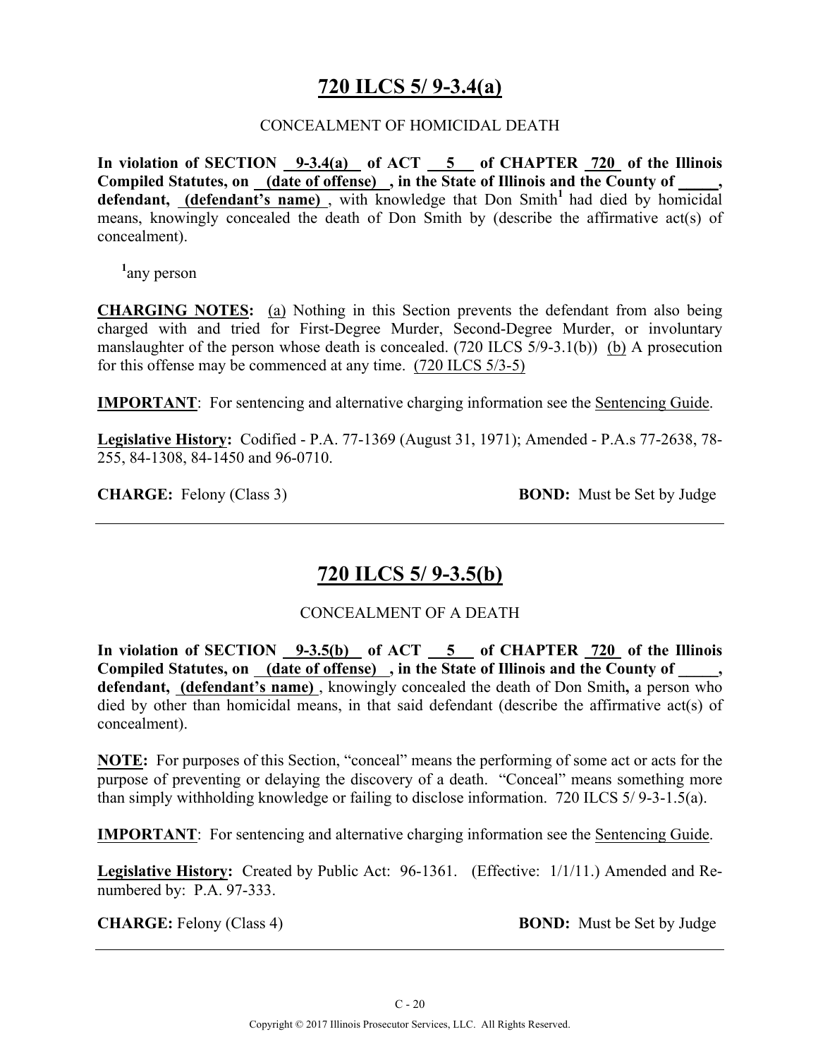# 720 ILCS 5/ 9-3.4(a)

CONCEALMENT OF HOMICIDAL DEATH

**In violation of SECTION 9-3.4(a) of ACT 5 of CHAPTER 720 of the Illinois Compiled Statutes, on (date of offense), in the State of Illinois and the County of _____, defendant, (defendant's name)**, with knowledge that Don Smith[1] had died by homicidal means, knowingly concealed the death of Don Smith by (describe the affirmative act(s) of concealment).

[1]any person

**CHARGING NOTES:** (a) Nothing in this Section prevents the defendant from also being charged with and tried for First-Degree Murder, Second-Degree Murder, or involuntary manslaughter of the person whose death is concealed. (720 ILCS 5/9-3.1(b)) (b) A prosecution for this offense may be commenced at any time. (720 ILCS 5/3-5)

**IMPORTANT**: For sentencing and alternative charging information see the Sentencing Guide.

**Legislative History:** Codified - P.A. 77-1369 (August 31, 1971); Amended - P.A.s 77-2638, 78-255, 84-1308, 84-1450 and 96-0710.

**CHARGE:** Felony (Class 3) **BOND:** Must be Set by Judge

---

# 720 ILCS 5/ 9-3.5(b)

CONCEALMENT OF A DEATH

**In violation of SECTION 9-3.5(b) of ACT 5 of CHAPTER 720 of the Illinois Compiled Statutes, on (date of offense), in the State of Illinois and the County of _____, defendant, (defendant's name)**, knowingly concealed the death of Don Smith**,** a person who died by other than homicidal means, in that said defendant (describe the affirmative act(s) of concealment).

**NOTE:** For purposes of this Section, "conceal" means the performing of some act or acts for the purpose of preventing or delaying the discovery of a death. "Conceal" means something more than simply withholding knowledge or failing to disclose information. 720 ILCS 5/ 9-3-1.5(a).

**IMPORTANT**: For sentencing and alternative charging information see the Sentencing Guide.

**Legislative History:** Created by Public Act: 96-1361. (Effective: 1/1/11.) Amended and Re-numbered by: P.A. 97-333.

**CHARGE:** Felony (Class 4) **BOND:** Must be Set by Judge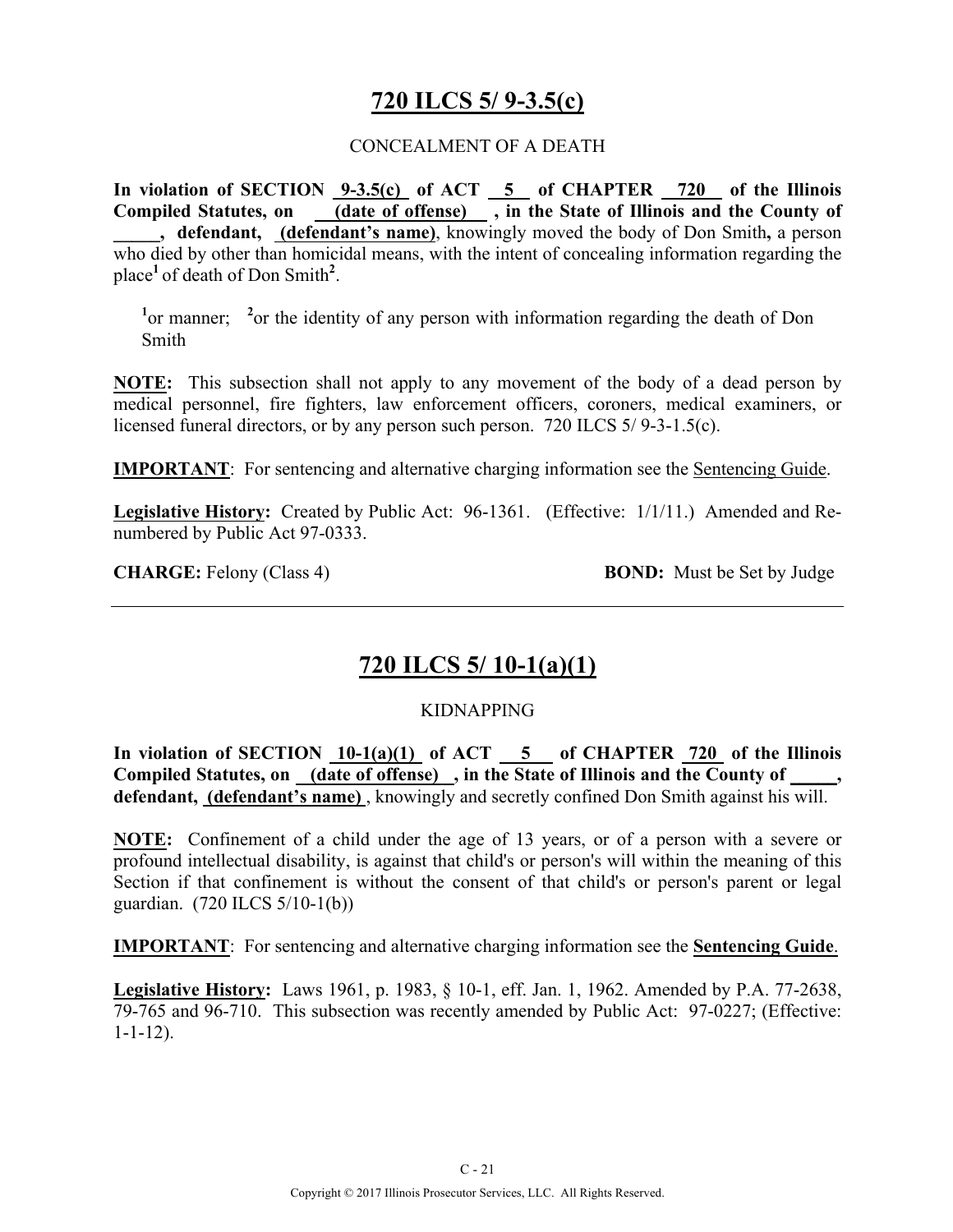## 720 ILCS 5/ 9-3.5(c)

CONCEALMENT OF A DEATH

**In violation of SECTION 9-3.5(c) of ACT 5 of CHAPTER 720 of the Illinois Compiled Statutes, on (date of offense) , in the State of Illinois and the County of _____, defendant, (defendant's name)**, knowingly moved the body of Don Smith**,** a person who died by other than homicidal means, with the intent of concealing information regarding the place[1] of death of Don Smith[2].

[1]or manner; [2]or the identity of any person with information regarding the death of Don Smith

**NOTE:** This subsection shall not apply to any movement of the body of a dead person by medical personnel, fire fighters, law enforcement officers, coroners, medical examiners, or licensed funeral directors, or by any person such person. 720 ILCS 5/ 9-3-1.5(c).

**IMPORTANT**: For sentencing and alternative charging information see the Sentencing Guide.

**Legislative History:** Created by Public Act: 96-1361. (Effective: 1/1/11.) Amended and Re-numbered by Public Act 97-0333.

**CHARGE:** Felony (Class 4) **BOND:** Must be Set by Judge

## 720 ILCS 5/ 10-1(a)(1)

KIDNAPPING

**In violation of SECTION 10-1(a)(1) of ACT 5 of CHAPTER 720 of the Illinois Compiled Statutes, on (date of offense) , in the State of Illinois and the County of _____, defendant, (defendant's name)** , knowingly and secretly confined Don Smith against his will.

**NOTE:** Confinement of a child under the age of 13 years, or of a person with a severe or profound intellectual disability, is against that child's or person's will within the meaning of this Section if that confinement is without the consent of that child's or person's parent or legal guardian. (720 ILCS 5/10-1(b))

**IMPORTANT**: For sentencing and alternative charging information see the **Sentencing Guide**.

**Legislative History:** Laws 1961, p. 1983, § 10-1, eff. Jan. 1, 1962. Amended by P.A. 77-2638, 79-765 and 96-710. This subsection was recently amended by Public Act: 97-0227; (Effective: 1-1-12).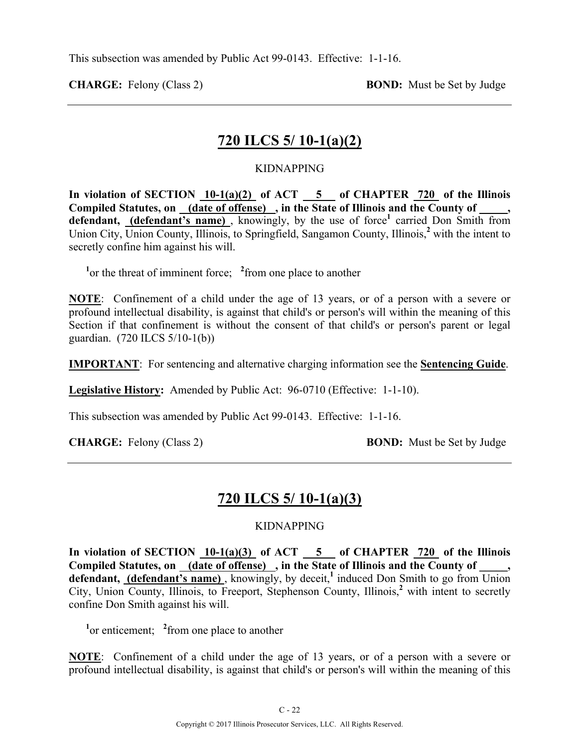This subsection was amended by Public Act 99-0143. Effective: 1-1-16.

**CHARGE:** Felony (Class 2) **BOND:** Must be Set by Judge

---

## 720 ILCS 5/ 10-1(a)(2)

KIDNAPPING

**In violation of SECTION 10-1(a)(2) of ACT 5 of CHAPTER 720 of the Illinois Compiled Statutes, on (date of offense) , in the State of Illinois and the County of \_\_\_\_\_, defendant, (defendant's name)** , knowingly, by the use of force[1] carried Don Smith from Union City, Union County, Illinois, to Springfield, Sangamon County, Illinois,[2] with the intent to secretly confine him against his will.

[1]or the threat of imminent force; [2]from one place to another

**NOTE**: Confinement of a child under the age of 13 years, or of a person with a severe or profound intellectual disability, is against that child's or person's will within the meaning of this Section if that confinement is without the consent of that child's or person's parent or legal guardian. (720 ILCS 5/10-1(b))

**IMPORTANT**: For sentencing and alternative charging information see the **Sentencing Guide**.

**Legislative History:** Amended by Public Act: 96-0710 (Effective: 1-1-10).

This subsection was amended by Public Act 99-0143. Effective: 1-1-16.

**CHARGE:** Felony (Class 2) **BOND:** Must be Set by Judge

---

## 720 ILCS 5/ 10-1(a)(3)

KIDNAPPING

**In violation of SECTION 10-1(a)(3) of ACT 5 of CHAPTER 720 of the Illinois Compiled Statutes, on (date of offense) , in the State of Illinois and the County of \_\_\_\_\_, defendant, (defendant's name)** , knowingly, by deceit,[1] induced Don Smith to go from Union City, Union County, Illinois, to Freeport, Stephenson County, Illinois,[2] with intent to secretly confine Don Smith against his will.

[1]or enticement; [2]from one place to another

**NOTE**: Confinement of a child under the age of 13 years, or of a person with a severe or profound intellectual disability, is against that child's or person's will within the meaning of this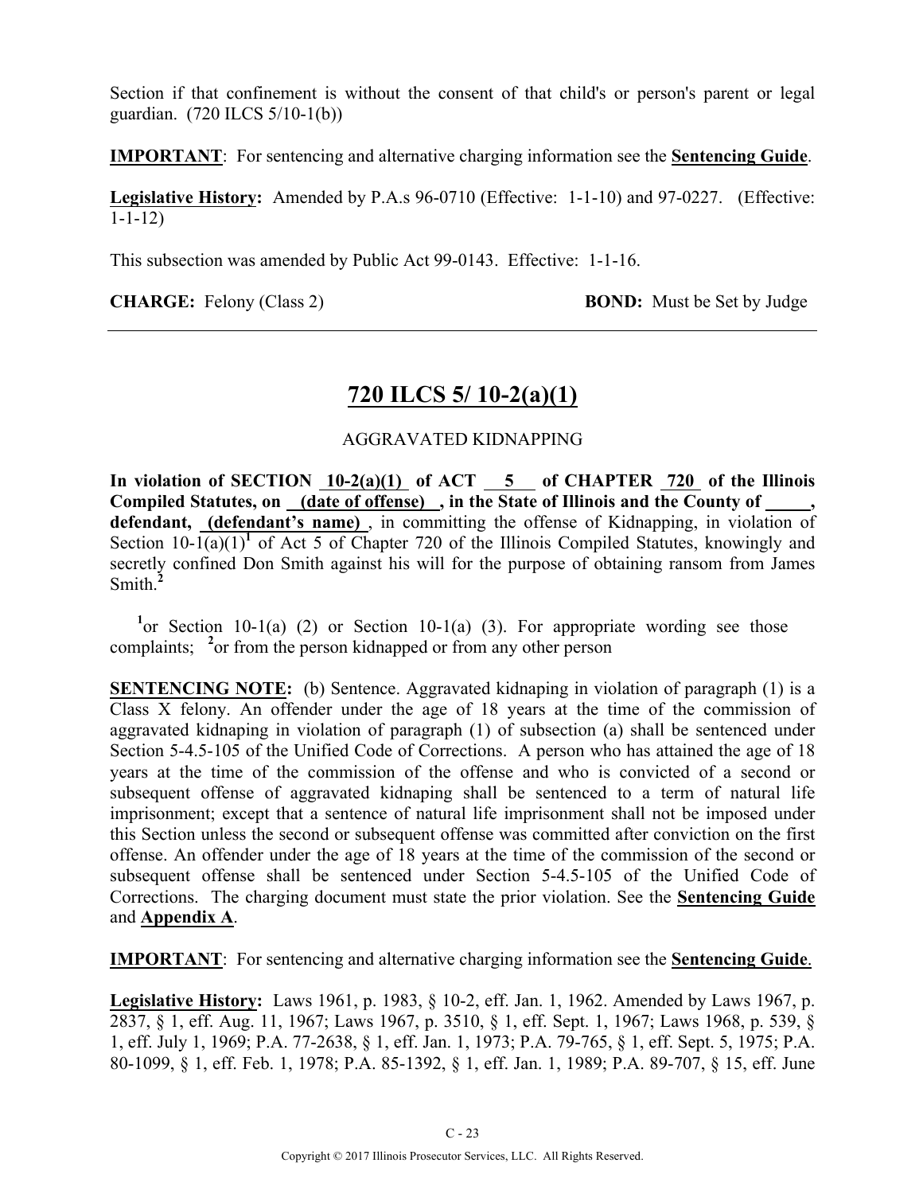Section if that confinement is without the consent of that child's or person's parent or legal guardian. (720 ILCS 5/10-1(b))

**IMPORTANT**: For sentencing and alternative charging information see the **Sentencing Guide**.

**Legislative History:** Amended by P.A.s 96-0710 (Effective: 1-1-10) and 97-0227. (Effective: 1-1-12)

This subsection was amended by Public Act 99-0143. Effective: 1-1-16.

**CHARGE:** Felony (Class 2) **BOND:** Must be Set by Judge

---

## 720 ILCS 5/ 10-2(a)(1)

AGGRAVATED KIDNAPPING

**In violation of SECTION 10-2(a)(1) of ACT 5 of CHAPTER 720 of the Illinois Compiled Statutes, on (date of offense) , in the State of Illinois and the County of \_\_\_\_\_, defendant, (defendant's name)**, in committing the offense of Kidnapping, in violation of Section 10-1(a)(1)[1] of Act 5 of Chapter 720 of the Illinois Compiled Statutes, knowingly and secretly confined Don Smith against his will for the purpose of obtaining ransom from James Smith.[2]

[1]or Section 10-1(a) (2) or Section 10-1(a) (3). For appropriate wording see those complaints; [2]or from the person kidnapped or from any other person

**SENTENCING NOTE:** (b) Sentence. Aggravated kidnaping in violation of paragraph (1) is a Class X felony. An offender under the age of 18 years at the time of the commission of aggravated kidnaping in violation of paragraph (1) of subsection (a) shall be sentenced under Section 5-4.5-105 of the Unified Code of Corrections. A person who has attained the age of 18 years at the time of the commission of the offense and who is convicted of a second or subsequent offense of aggravated kidnaping shall be sentenced to a term of natural life imprisonment; except that a sentence of natural life imprisonment shall not be imposed under this Section unless the second or subsequent offense was committed after conviction on the first offense. An offender under the age of 18 years at the time of the commission of the second or subsequent offense shall be sentenced under Section 5-4.5-105 of the Unified Code of Corrections. The charging document must state the prior violation. See the **Sentencing Guide** and **Appendix A**.

**IMPORTANT**: For sentencing and alternative charging information see the **Sentencing Guide**.

**Legislative History:** Laws 1961, p. 1983, § 10-2, eff. Jan. 1, 1962. Amended by Laws 1967, p. 2837, § 1, eff. Aug. 11, 1967; Laws 1967, p. 3510, § 1, eff. Sept. 1, 1967; Laws 1968, p. 539, § 1, eff. July 1, 1969; P.A. 77-2638, § 1, eff. Jan. 1, 1973; P.A. 79-765, § 1, eff. Sept. 5, 1975; P.A. 80-1099, § 1, eff. Feb. 1, 1978; P.A. 85-1392, § 1, eff. Jan. 1, 1989; P.A. 89-707, § 15, eff. June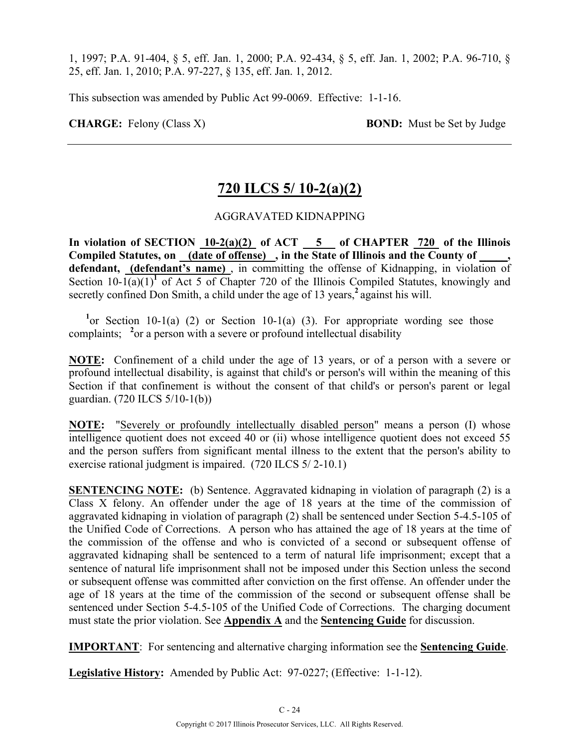1, 1997; P.A. 91-404, § 5, eff. Jan. 1, 2000; P.A. 92-434, § 5, eff. Jan. 1, 2002; P.A. 96-710, § 25, eff. Jan. 1, 2010; P.A. 97-227, § 135, eff. Jan. 1, 2012.

This subsection was amended by Public Act 99-0069. Effective: 1-1-16.

**CHARGE:** Felony (Class X) **BOND:** Must be Set by Judge

---

## 720 ILCS 5/ 10-2(a)(2)

AGGRAVATED KIDNAPPING

**In violation of SECTION 10-2(a)(2) of ACT 5 of CHAPTER 720 of the Illinois Compiled Statutes, on (date of offense) , in the State of Illinois and the County of \_\_\_\_\_, defendant, (defendant's name)** , in committing the offense of Kidnapping, in violation of Section 10-1(a)(1)[1] of Act 5 of Chapter 720 of the Illinois Compiled Statutes, knowingly and secretly confined Don Smith, a child under the age of 13 years,[2] against his will.

[1]or Section 10-1(a) (2) or Section 10-1(a) (3). For appropriate wording see those complaints; [2]or a person with a severe or profound intellectual disability

**NOTE:** Confinement of a child under the age of 13 years, or of a person with a severe or profound intellectual disability, is against that child's or person's will within the meaning of this Section if that confinement is without the consent of that child's or person's parent or legal guardian. (720 ILCS 5/10-1(b))

**NOTE:** "Severely or profoundly intellectually disabled person" means a person (I) whose intelligence quotient does not exceed 40 or (ii) whose intelligence quotient does not exceed 55 and the person suffers from significant mental illness to the extent that the person's ability to exercise rational judgment is impaired. (720 ILCS 5/ 2-10.1)

**SENTENCING NOTE:** (b) Sentence. Aggravated kidnaping in violation of paragraph (2) is a Class X felony. An offender under the age of 18 years at the time of the commission of aggravated kidnaping in violation of paragraph (2) shall be sentenced under Section 5-4.5-105 of the Unified Code of Corrections. A person who has attained the age of 18 years at the time of the commission of the offense and who is convicted of a second or subsequent offense of aggravated kidnaping shall be sentenced to a term of natural life imprisonment; except that a sentence of natural life imprisonment shall not be imposed under this Section unless the second or subsequent offense was committed after conviction on the first offense. An offender under the age of 18 years at the time of the commission of the second or subsequent offense shall be sentenced under Section 5-4.5-105 of the Unified Code of Corrections. The charging document must state the prior violation. See **Appendix A** and the **Sentencing Guide** for discussion.

**IMPORTANT**: For sentencing and alternative charging information see the **Sentencing Guide**.

**Legislative History:** Amended by Public Act: 97-0227; (Effective: 1-1-12).

Copyright © 2017 Illinois Prosecutor Services, LLC. All Rights Reserved.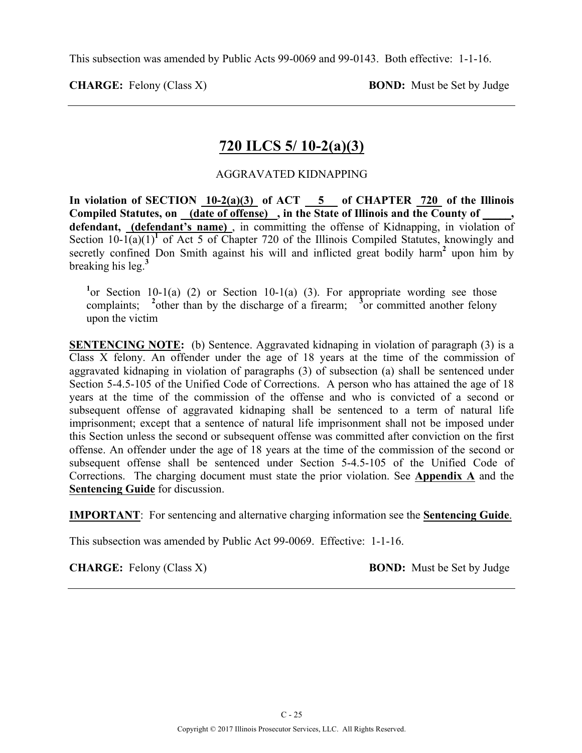This subsection was amended by Public Acts 99-0069 and 99-0143. Both effective: 1-1-16.

**CHARGE:** Felony (Class X) **BOND:** Must be Set by Judge

---

## 720 ILCS 5/ 10-2(a)(3)

AGGRAVATED KIDNAPPING

**In violation of SECTION 10-2(a)(3) of ACT 5 of CHAPTER 720 of the Illinois Compiled Statutes, on (date of offense) , in the State of Illinois and the County of _____, defendant, (defendant's name)** , in committing the offense of Kidnapping, in violation of Section 10-1(a)(1)[1] of Act 5 of Chapter 720 of the Illinois Compiled Statutes, knowingly and secretly confined Don Smith against his will and inflicted great bodily harm[2] upon him by breaking his leg.[3]

[1]or Section 10-1(a) (2) or Section 10-1(a) (3). For appropriate wording see those complaints; [2]other than by the discharge of a firearm; [3]or committed another felony upon the victim

**SENTENCING NOTE:** (b) Sentence. Aggravated kidnaping in violation of paragraph (3) is a Class X felony. An offender under the age of 18 years at the time of the commission of aggravated kidnaping in violation of paragraphs (3) of subsection (a) shall be sentenced under Section 5-4.5-105 of the Unified Code of Corrections. A person who has attained the age of 18 years at the time of the commission of the offense and who is convicted of a second or subsequent offense of aggravated kidnaping shall be sentenced to a term of natural life imprisonment; except that a sentence of natural life imprisonment shall not be imposed under this Section unless the second or subsequent offense was committed after conviction on the first offense. An offender under the age of 18 years at the time of the commission of the second or subsequent offense shall be sentenced under Section 5-4.5-105 of the Unified Code of Corrections. The charging document must state the prior violation. See **Appendix A** and the **Sentencing Guide** for discussion.

**IMPORTANT**: For sentencing and alternative charging information see the **Sentencing Guide**.

This subsection was amended by Public Act 99-0069. Effective: 1-1-16.

**CHARGE:** Felony (Class X) **BOND:** Must be Set by Judge

---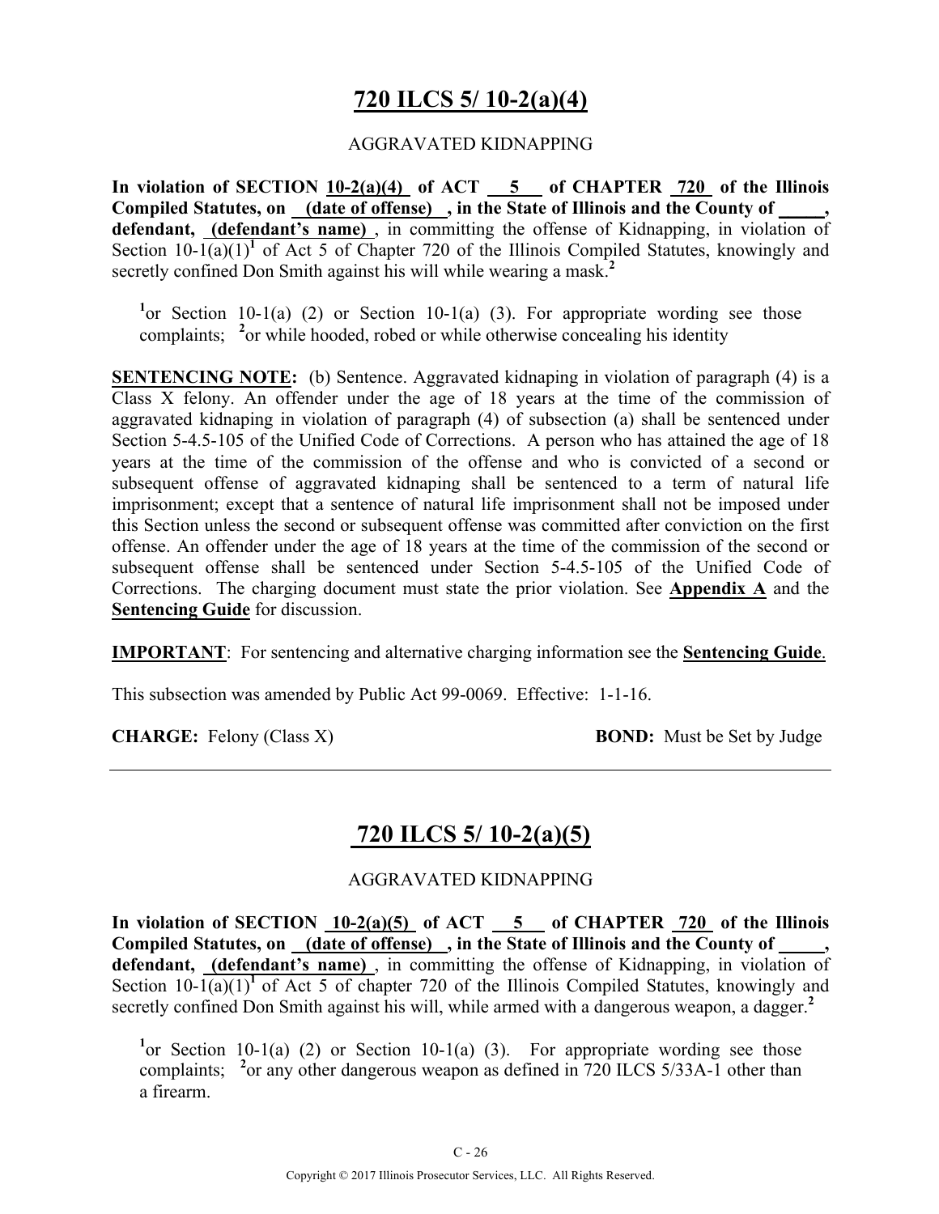# 720 ILCS 5/ 10-2(a)(4)

AGGRAVATED KIDNAPPING

**In violation of SECTION 10-2(a)(4) of ACT 5 of CHAPTER 720 of the Illinois Compiled Statutes, on (date of offense) , in the State of Illinois and the County of _____, defendant, (defendant's name)** , in committing the offense of Kidnapping, in violation of Section 10-1(a)(1)[1] of Act 5 of Chapter 720 of the Illinois Compiled Statutes, knowingly and secretly confined Don Smith against his will while wearing a mask.[2]

[1]or Section 10-1(a) (2) or Section 10-1(a) (3). For appropriate wording see those complaints; [2]or while hooded, robed or while otherwise concealing his identity

**SENTENCING NOTE:** (b) Sentence. Aggravated kidnaping in violation of paragraph (4) is a Class X felony. An offender under the age of 18 years at the time of the commission of aggravated kidnaping in violation of paragraph (4) of subsection (a) shall be sentenced under Section 5-4.5-105 of the Unified Code of Corrections. A person who has attained the age of 18 years at the time of the commission of the offense and who is convicted of a second or subsequent offense of aggravated kidnaping shall be sentenced to a term of natural life imprisonment; except that a sentence of natural life imprisonment shall not be imposed under this Section unless the second or subsequent offense was committed after conviction on the first offense. An offender under the age of 18 years at the time of the commission of the second or subsequent offense shall be sentenced under Section 5-4.5-105 of the Unified Code of Corrections. The charging document must state the prior violation. See **Appendix A** and the **Sentencing Guide** for discussion.

**IMPORTANT**: For sentencing and alternative charging information see the **Sentencing Guide**.

This subsection was amended by Public Act 99-0069. Effective: 1-1-16.

**CHARGE:** Felony (Class X) **BOND:** Must be Set by Judge

---

# 720 ILCS 5/ 10-2(a)(5)

AGGRAVATED KIDNAPPING

**In violation of SECTION 10-2(a)(5) of ACT 5 of CHAPTER 720 of the Illinois Compiled Statutes, on (date of offense) , in the State of Illinois and the County of _____, defendant, (defendant's name)** , in committing the offense of Kidnapping, in violation of Section 10-1(a)(1)[1] of Act 5 of chapter 720 of the Illinois Compiled Statutes, knowingly and secretly confined Don Smith against his will, while armed with a dangerous weapon, a dagger.[2]

[1]or Section 10-1(a) (2) or Section 10-1(a) (3). For appropriate wording see those complaints; [2]or any other dangerous weapon as defined in 720 ILCS 5/33A-1 other than a firearm.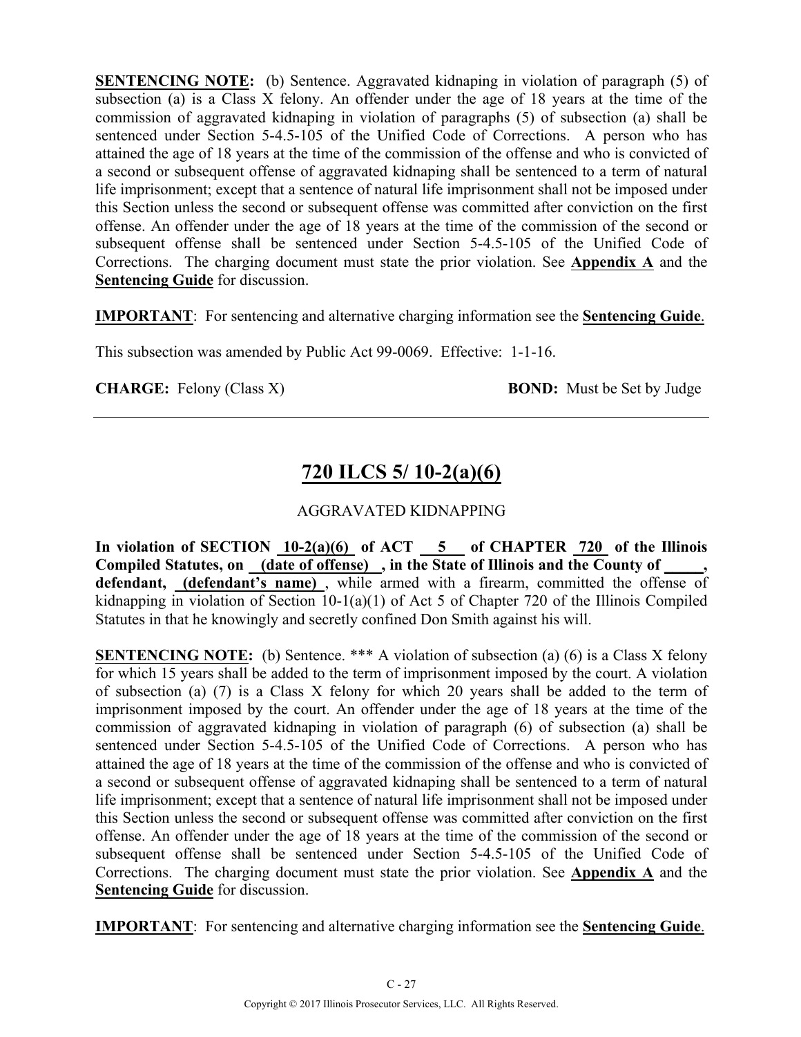**SENTENCING NOTE:** (b) Sentence. Aggravated kidnaping in violation of paragraph (5) of subsection (a) is a Class X felony. An offender under the age of 18 years at the time of the commission of aggravated kidnaping in violation of paragraphs (5) of subsection (a) shall be sentenced under Section 5-4.5-105 of the Unified Code of Corrections. A person who has attained the age of 18 years at the time of the commission of the offense and who is convicted of a second or subsequent offense of aggravated kidnaping shall be sentenced to a term of natural life imprisonment; except that a sentence of natural life imprisonment shall not be imposed under this Section unless the second or subsequent offense was committed after conviction on the first offense. An offender under the age of 18 years at the time of the commission of the second or subsequent offense shall be sentenced under Section 5-4.5-105 of the Unified Code of Corrections. The charging document must state the prior violation. See **Appendix A** and the **Sentencing Guide** for discussion.

**IMPORTANT**: For sentencing and alternative charging information see the **Sentencing Guide**.

This subsection was amended by Public Act 99-0069. Effective: 1-1-16.

**CHARGE:** Felony (Class X) **BOND:** Must be Set by Judge

---

## 720 ILCS 5/ 10-2(a)(6)

AGGRAVATED KIDNAPPING

**In violation of SECTION 10-2(a)(6) of ACT 5 of CHAPTER 720 of the Illinois Compiled Statutes, on (date of offense), in the State of Illinois and the County of _____, defendant, (defendant's name)**, while armed with a firearm, committed the offense of kidnapping in violation of Section 10-1(a)(1) of Act 5 of Chapter 720 of the Illinois Compiled Statutes in that he knowingly and secretly confined Don Smith against his will.

**SENTENCING NOTE:** (b) Sentence. *** A violation of subsection (a) (6) is a Class X felony for which 15 years shall be added to the term of imprisonment imposed by the court. A violation of subsection (a) (7) is a Class X felony for which 20 years shall be added to the term of imprisonment imposed by the court. An offender under the age of 18 years at the time of the commission of aggravated kidnaping in violation of paragraph (6) of subsection (a) shall be sentenced under Section 5-4.5-105 of the Unified Code of Corrections. A person who has attained the age of 18 years at the time of the commission of the offense and who is convicted of a second or subsequent offense of aggravated kidnaping shall be sentenced to a term of natural life imprisonment; except that a sentence of natural life imprisonment shall not be imposed under this Section unless the second or subsequent offense was committed after conviction on the first offense. An offender under the age of 18 years at the time of the commission of the second or subsequent offense shall be sentenced under Section 5-4.5-105 of the Unified Code of Corrections. The charging document must state the prior violation. See **Appendix A** and the **Sentencing Guide** for discussion.

**IMPORTANT**: For sentencing and alternative charging information see the **Sentencing Guide**.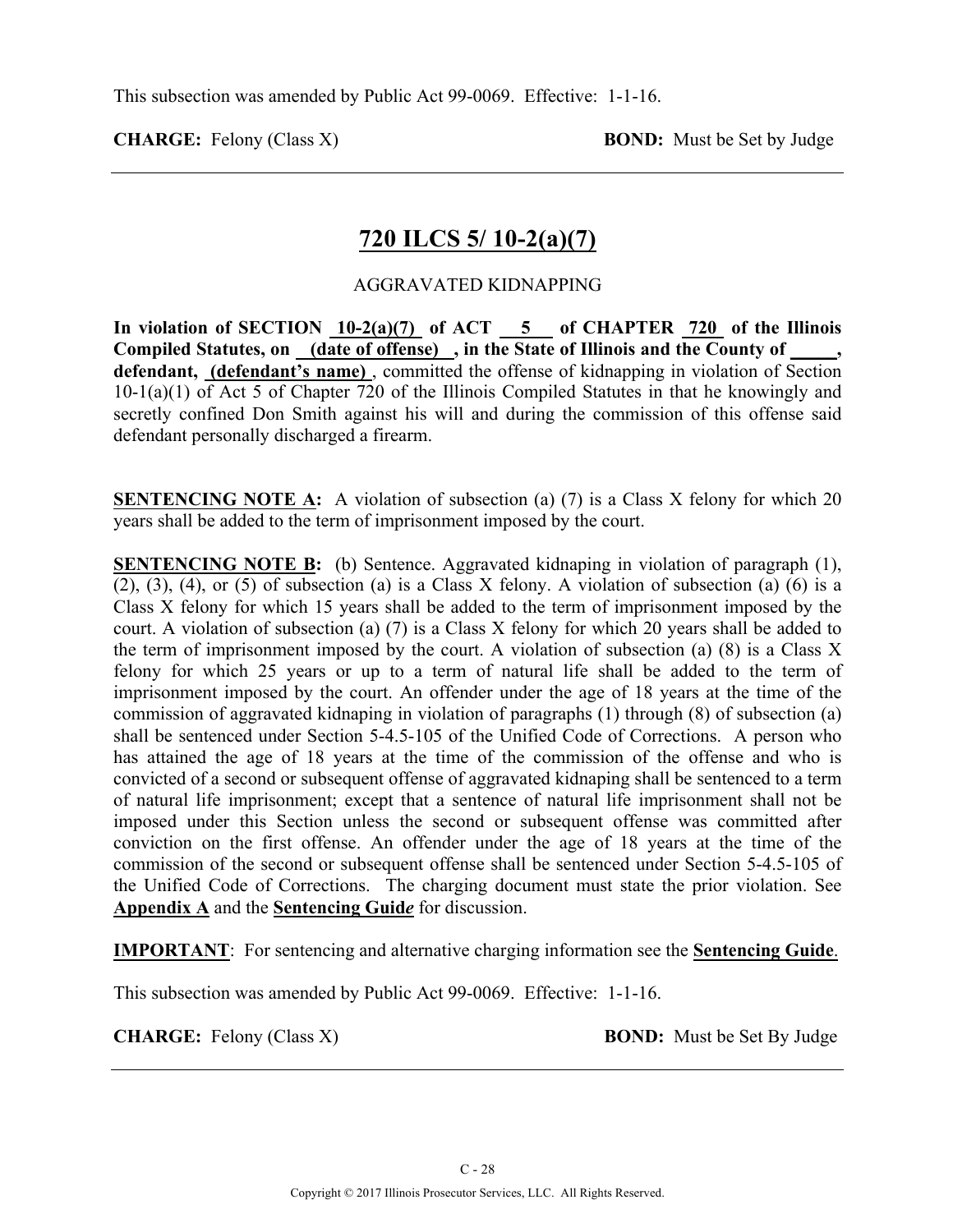This subsection was amended by Public Act 99-0069. Effective: 1-1-16.

**CHARGE:** Felony (Class X) **BOND:** Must be Set by Judge

---

## 720 ILCS 5/ 10-2(a)(7)

AGGRAVATED KIDNAPPING

**In violation of SECTION 10-2(a)(7) of ACT 5 of CHAPTER 720 of the Illinois Compiled Statutes, on (date of offense) , in the State of Illinois and the County of \_\_\_\_\_, defendant, (defendant's name)** , committed the offense of kidnapping in violation of Section 10-1(a)(1) of Act 5 of Chapter 720 of the Illinois Compiled Statutes in that he knowingly and secretly confined Don Smith against his will and during the commission of this offense said defendant personally discharged a firearm.

**SENTENCING NOTE A:** A violation of subsection (a) (7) is a Class X felony for which 20 years shall be added to the term of imprisonment imposed by the court.

**SENTENCING NOTE B:** (b) Sentence. Aggravated kidnaping in violation of paragraph (1), (2), (3), (4), or (5) of subsection (a) is a Class X felony. A violation of subsection (a) (6) is a Class X felony for which 15 years shall be added to the term of imprisonment imposed by the court. A violation of subsection (a) (7) is a Class X felony for which 20 years shall be added to the term of imprisonment imposed by the court. A violation of subsection (a) (8) is a Class X felony for which 25 years or up to a term of natural life shall be added to the term of imprisonment imposed by the court. An offender under the age of 18 years at the time of the commission of aggravated kidnaping in violation of paragraphs (1) through (8) of subsection (a) shall be sentenced under Section 5-4.5-105 of the Unified Code of Corrections. A person who has attained the age of 18 years at the time of the commission of the offense and who is convicted of a second or subsequent offense of aggravated kidnaping shall be sentenced to a term of natural life imprisonment; except that a sentence of natural life imprisonment shall not be imposed under this Section unless the second or subsequent offense was committed after conviction on the first offense. An offender under the age of 18 years at the time of the commission of the second or subsequent offense shall be sentenced under Section 5-4.5-105 of the Unified Code of Corrections. The charging document must state the prior violation. See **Appendix A** and the **Sentencing Guid*e*** for discussion.

**IMPORTANT**: For sentencing and alternative charging information see the **Sentencing Guide**.

This subsection was amended by Public Act 99-0069. Effective: 1-1-16.

**CHARGE:** Felony (Class X) **BOND:** Must be Set By Judge

---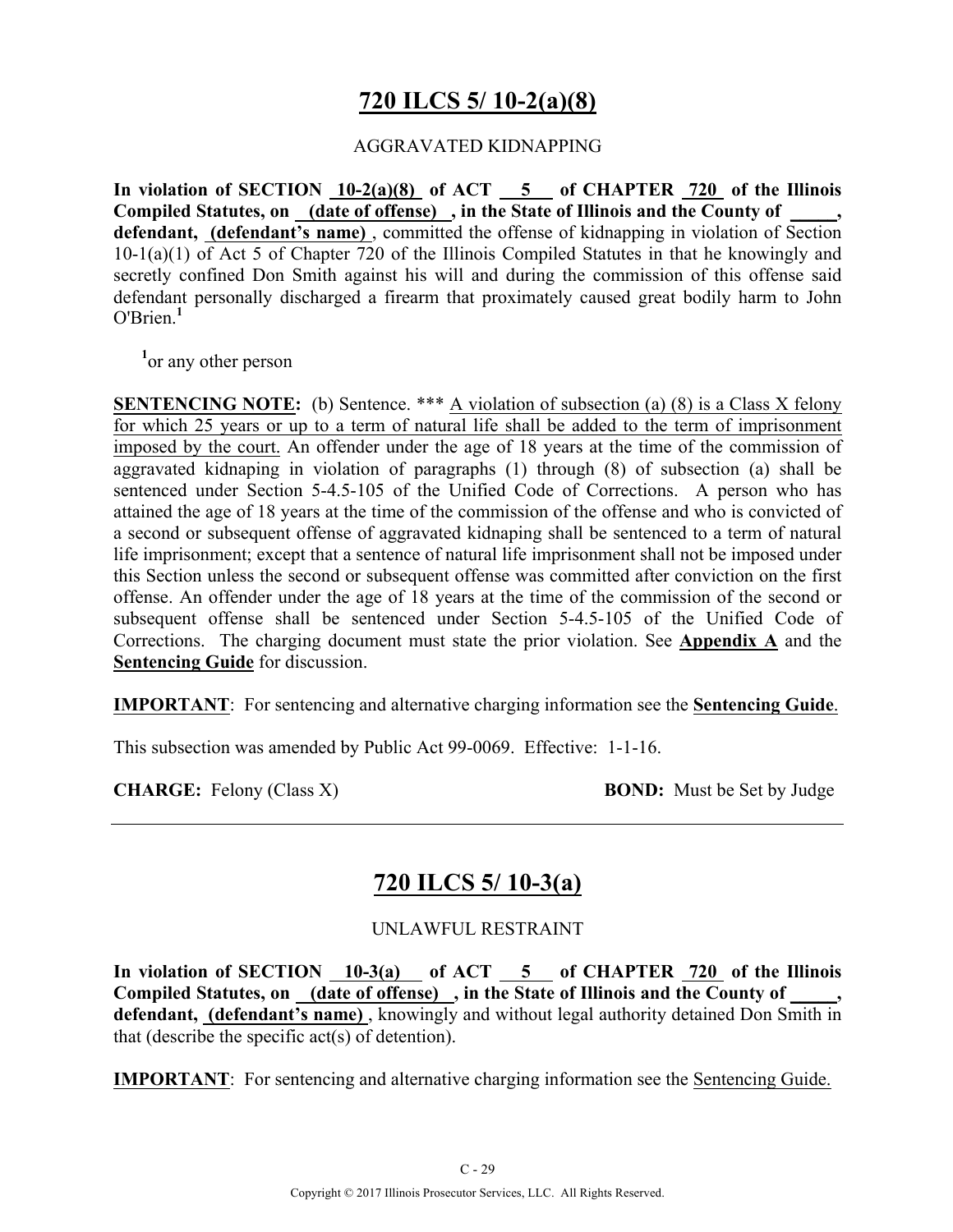# 720 ILCS 5/ 10-2(a)(8)

AGGRAVATED KIDNAPPING

**In violation of SECTION 10-2(a)(8) of ACT 5 of CHAPTER 720 of the Illinois Compiled Statutes, on (date of offense), in the State of Illinois and the County of _____, defendant, (defendant's name)**, committed the offense of kidnapping in violation of Section 10-1(a)(1) of Act 5 of Chapter 720 of the Illinois Compiled Statutes in that he knowingly and secretly confined Don Smith against his will and during the commission of this offense said defendant personally discharged a firearm that proximately caused great bodily harm to John O'Brien.[1]

[1]or any other person

**SENTENCING NOTE:** (b) Sentence. *** A violation of subsection (a) (8) is a Class X felony for which 25 years or up to a term of natural life shall be added to the term of imprisonment imposed by the court. An offender under the age of 18 years at the time of the commission of aggravated kidnaping in violation of paragraphs (1) through (8) of subsection (a) shall be sentenced under Section 5-4.5-105 of the Unified Code of Corrections. A person who has attained the age of 18 years at the time of the commission of the offense and who is convicted of a second or subsequent offense of aggravated kidnaping shall be sentenced to a term of natural life imprisonment; except that a sentence of natural life imprisonment shall not be imposed under this Section unless the second or subsequent offense was committed after conviction on the first offense. An offender under the age of 18 years at the time of the commission of the second or subsequent offense shall be sentenced under Section 5-4.5-105 of the Unified Code of Corrections. The charging document must state the prior violation. See **Appendix A** and the **Sentencing Guide** for discussion.

**IMPORTANT**: For sentencing and alternative charging information see the **Sentencing Guide**.

This subsection was amended by Public Act 99-0069. Effective: 1-1-16.

**CHARGE:** Felony (Class X) **BOND:** Must be Set by Judge

---

# 720 ILCS 5/ 10-3(a)

UNLAWFUL RESTRAINT

**In violation of SECTION 10-3(a) of ACT 5 of CHAPTER 720 of the Illinois Compiled Statutes, on (date of offense), in the State of Illinois and the County of _____, defendant, (defendant's name)**, knowingly and without legal authority detained Don Smith in that (describe the specific act(s) of detention).

**IMPORTANT**: For sentencing and alternative charging information see the Sentencing Guide.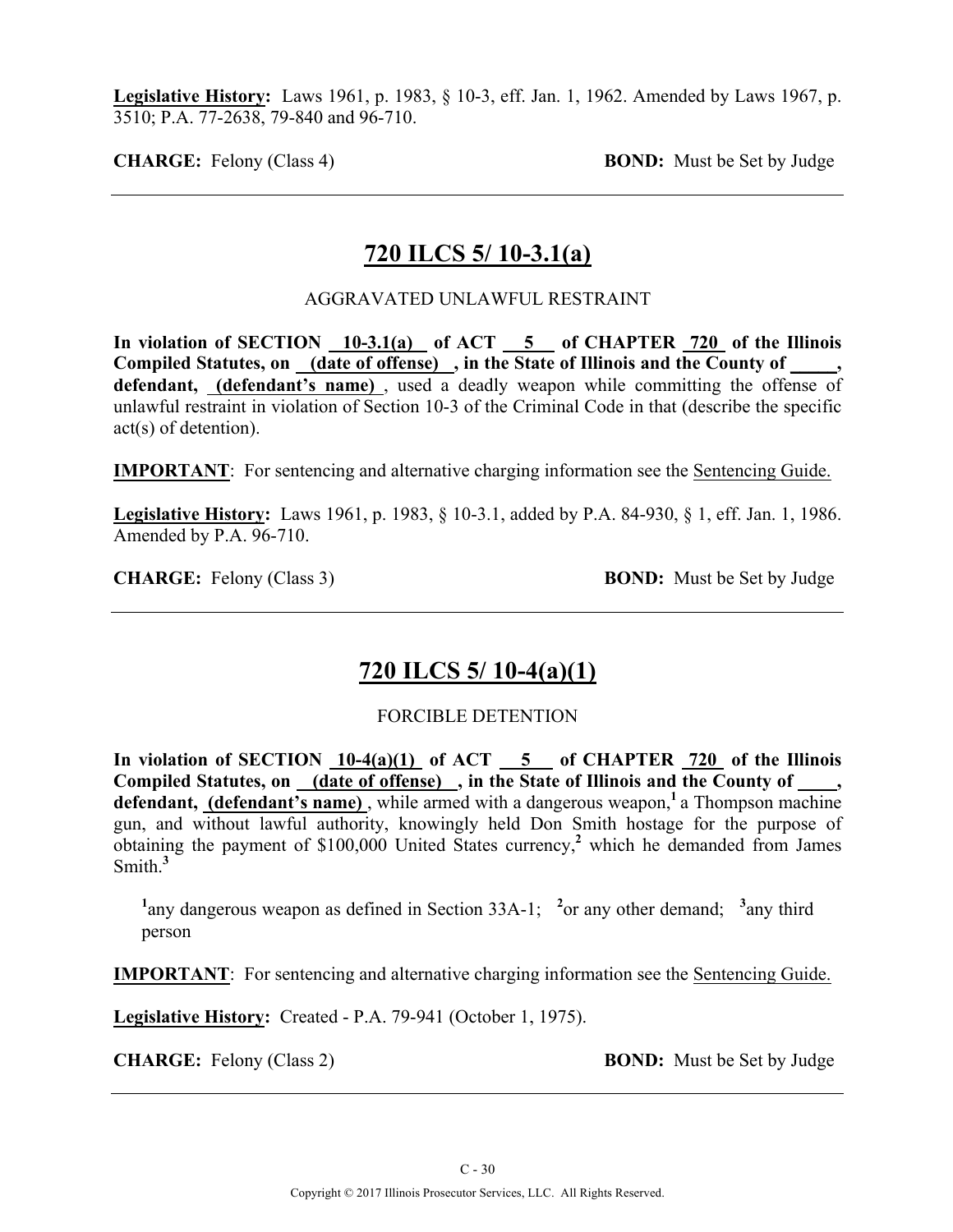**Legislative History:** Laws 1961, p. 1983, § 10-3, eff. Jan. 1, 1962. Amended by Laws 1967, p. 3510; P.A. 77-2638, 79-840 and 96-710.

**CHARGE:** Felony (Class 4) **BOND:** Must be Set by Judge

---

## 720 ILCS 5/ 10-3.1(a)

AGGRAVATED UNLAWFUL RESTRAINT

**In violation of SECTION 10-3.1(a) of ACT 5 of CHAPTER 720 of the Illinois Compiled Statutes, on (date of offense) , in the State of Illinois and the County of \_\_\_\_\_, defendant, (defendant's name)** , used a deadly weapon while committing the offense of unlawful restraint in violation of Section 10-3 of the Criminal Code in that (describe the specific act(s) of detention).

**IMPORTANT**: For sentencing and alternative charging information see the Sentencing Guide.

**Legislative History:** Laws 1961, p. 1983, § 10-3.1, added by P.A. 84-930, § 1, eff. Jan. 1, 1986. Amended by P.A. 96-710.

**CHARGE:** Felony (Class 3) **BOND:** Must be Set by Judge

---

## 720 ILCS 5/ 10-4(a)(1)

FORCIBLE DETENTION

**In violation of SECTION 10-4(a)(1) of ACT 5 of CHAPTER 720 of the Illinois Compiled Statutes, on (date of offense) , in the State of Illinois and the County of \_\_\_\_, defendant, (defendant's name)** , while armed with a dangerous weapon,[1] a Thompson machine gun, and without lawful authority, knowingly held Don Smith hostage for the purpose of obtaining the payment of $100,000 United States currency,[2] which he demanded from James Smith.[3]

[1] any dangerous weapon as defined in Section 33A-1; [2] or any other demand; [3] any third person

**IMPORTANT**: For sentencing and alternative charging information see the Sentencing Guide.

**Legislative History:** Created - P.A. 79-941 (October 1, 1975).

**CHARGE:** Felony (Class 2) **BOND:** Must be Set by Judge

---

Copyright © 2017 Illinois Prosecutor Services, LLC. All Rights Reserved.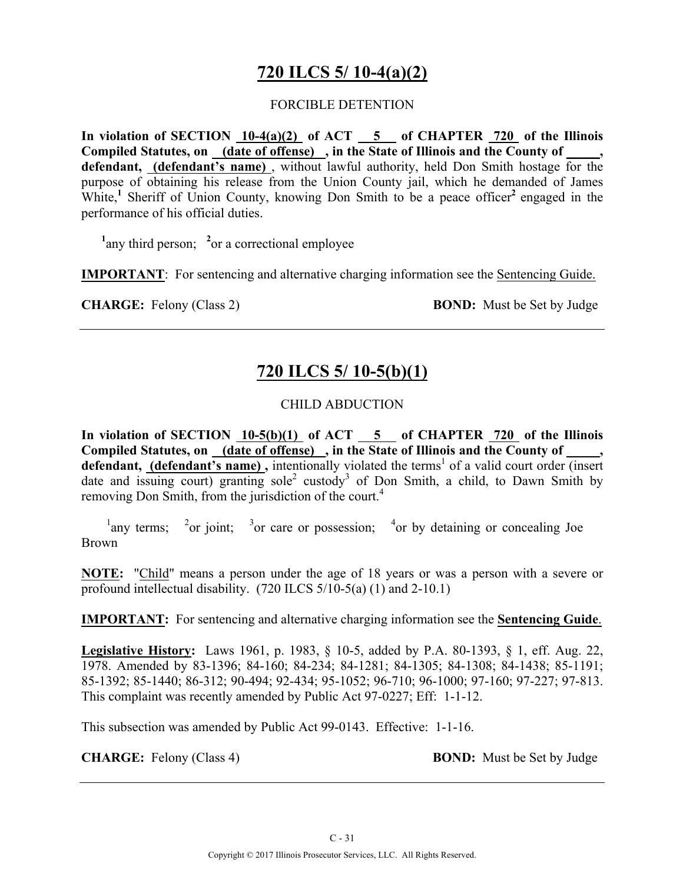## 720 ILCS 5/ 10-4(a)(2)

FORCIBLE DETENTION

**In violation of SECTION 10-4(a)(2) of ACT 5 of CHAPTER 720 of the Illinois Compiled Statutes, on (date of offense), in the State of Illinois and the County of \_\_\_\_\_, defendant, (defendant's name)**, without lawful authority, held Don Smith hostage for the purpose of obtaining his release from the Union County jail, which he demanded of James White,[1] Sheriff of Union County, knowing Don Smith to be a peace officer[2] engaged in the performance of his official duties.

[1]any third person; [2]or a correctional employee

**IMPORTANT**: For sentencing and alternative charging information see the Sentencing Guide.

**CHARGE:** Felony (Class 2) **BOND:** Must be Set by Judge

---

## 720 ILCS 5/ 10-5(b)(1)

CHILD ABDUCTION

**In violation of SECTION 10-5(b)(1) of ACT 5 of CHAPTER 720 of the Illinois Compiled Statutes, on (date of offense), in the State of Illinois and the County of \_\_\_\_\_, defendant, (defendant's name),** intentionally violated the terms[1] of a valid court order (insert date and issuing court) granting sole[2] custody[3] of Don Smith, a child, to Dawn Smith by removing Don Smith, from the jurisdiction of the court.[4]

[1]any terms; [2]or joint; [3]or care or possession; [4]or by detaining or concealing Joe Brown

**NOTE:** "Child" means a person under the age of 18 years or was a person with a severe or profound intellectual disability. (720 ILCS 5/10-5(a) (1) and 2-10.1)

**IMPORTANT:** For sentencing and alternative charging information see the **Sentencing Guide**.

**Legislative History:** Laws 1961, p. 1983, § 10-5, added by P.A. 80-1393, § 1, eff. Aug. 22, 1978. Amended by 83-1396; 84-160; 84-234; 84-1281; 84-1305; 84-1308; 84-1438; 85-1191; 85-1392; 85-1440; 86-312; 90-494; 92-434; 95-1052; 96-710; 96-1000; 97-160; 97-227; 97-813. This complaint was recently amended by Public Act 97-0227; Eff: 1-1-12.

This subsection was amended by Public Act 99-0143. Effective: 1-1-16.

**CHARGE:** Felony (Class 4) **BOND:** Must be Set by Judge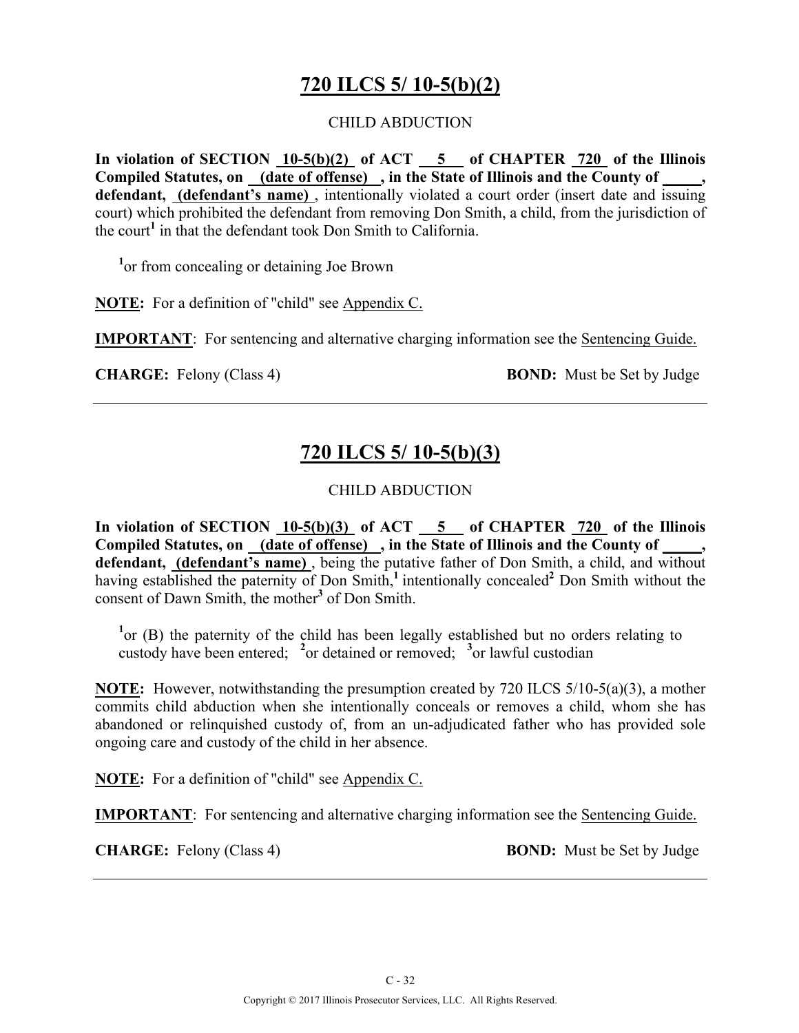# 720 ILCS 5/ 10-5(b)(2)

CHILD ABDUCTION

**In violation of SECTION 10-5(b)(2) of ACT 5 of CHAPTER 720 of the Illinois Compiled Statutes, on (date of offense), in the State of Illinois and the County of _____, defendant, (defendant's name)**, intentionally violated a court order (insert date and issuing court) which prohibited the defendant from removing Don Smith, a child, from the jurisdiction of the court[1] in that the defendant took Don Smith to California.

[1]or from concealing or detaining Joe Brown

**NOTE:** For a definition of "child" see Appendix C.

**IMPORTANT**: For sentencing and alternative charging information see the Sentencing Guide.

**CHARGE:** Felony (Class 4) **BOND:** Must be Set by Judge

---

# 720 ILCS 5/ 10-5(b)(3)

CHILD ABDUCTION

**In violation of SECTION 10-5(b)(3) of ACT 5 of CHAPTER 720 of the Illinois Compiled Statutes, on (date of offense), in the State of Illinois and the County of _____, defendant, (defendant's name)**, being the putative father of Don Smith, a child, and without having established the paternity of Don Smith,[1] intentionally concealed[2] Don Smith without the consent of Dawn Smith, the mother[3] of Don Smith.

[1]or (B) the paternity of the child has been legally established but no orders relating to custody have been entered; [2]or detained or removed; [3]or lawful custodian

**NOTE:** However, notwithstanding the presumption created by 720 ILCS 5/10-5(a)(3), a mother commits child abduction when she intentionally conceals or removes a child, whom she has abandoned or relinquished custody of, from an un-adjudicated father who has provided sole ongoing care and custody of the child in her absence.

**NOTE:** For a definition of "child" see Appendix C.

**IMPORTANT**: For sentencing and alternative charging information see the Sentencing Guide.

**CHARGE:** Felony (Class 4) **BOND:** Must be Set by Judge

Copyright © 2017 Illinois Prosecutor Services, LLC. All Rights Reserved.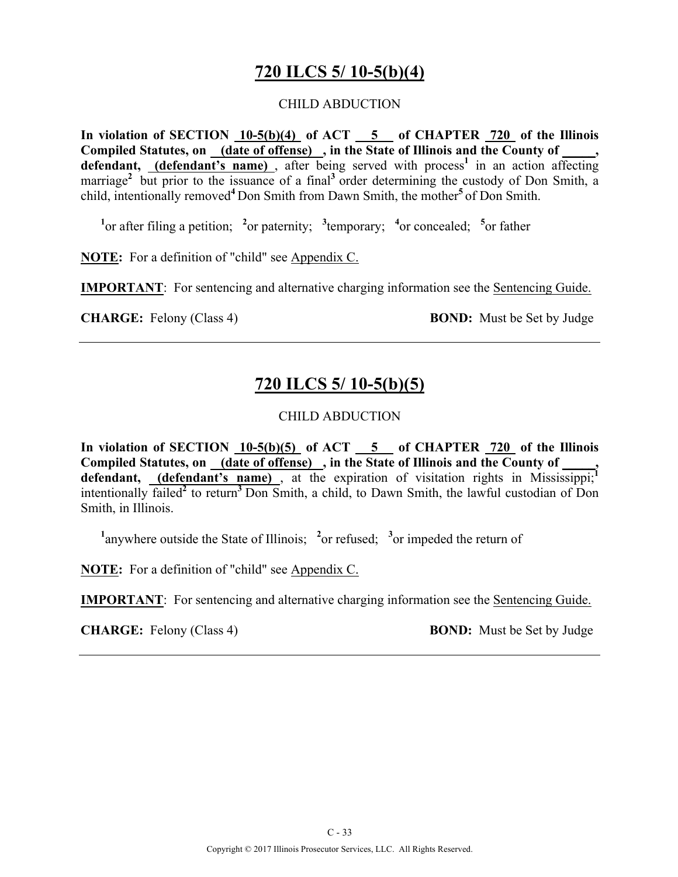## 720 ILCS 5/ 10-5(b)(4)

CHILD ABDUCTION

**In violation of SECTION 10-5(b)(4) of ACT 5 of CHAPTER 720 of the Illinois Compiled Statutes, on (date of offense), in the State of Illinois and the County of \_\_\_\_\_, defendant, (defendant's name)**, after being served with process[1] in an action affecting marriage[2] but prior to the issuance of a final[3] order determining the custody of Don Smith, a child, intentionally removed[4] Don Smith from Dawn Smith, the mother[5] of Don Smith.

[1]or after filing a petition; [2]or paternity; [3]temporary; [4]or concealed; [5]or father

**NOTE:** For a definition of "child" see Appendix C.

**IMPORTANT**: For sentencing and alternative charging information see the Sentencing Guide.

**CHARGE:** Felony (Class 4) **BOND:** Must be Set by Judge

---

## 720 ILCS 5/ 10-5(b)(5)

CHILD ABDUCTION

**In violation of SECTION 10-5(b)(5) of ACT 5 of CHAPTER 720 of the Illinois Compiled Statutes, on (date of offense), in the State of Illinois and the County of \_\_\_\_\_, defendant, (defendant's name)**, at the expiration of visitation rights in Mississippi;[1] intentionally failed[2] to return[3] Don Smith, a child, to Dawn Smith, the lawful custodian of Don Smith, in Illinois.

[1]anywhere outside the State of Illinois; [2]or refused; [3]or impeded the return of

**NOTE:** For a definition of "child" see Appendix C.

**IMPORTANT**: For sentencing and alternative charging information see the Sentencing Guide.

**CHARGE:** Felony (Class 4) **BOND:** Must be Set by Judge

---

Copyright © 2017 Illinois Prosecutor Services, LLC. All Rights Reserved.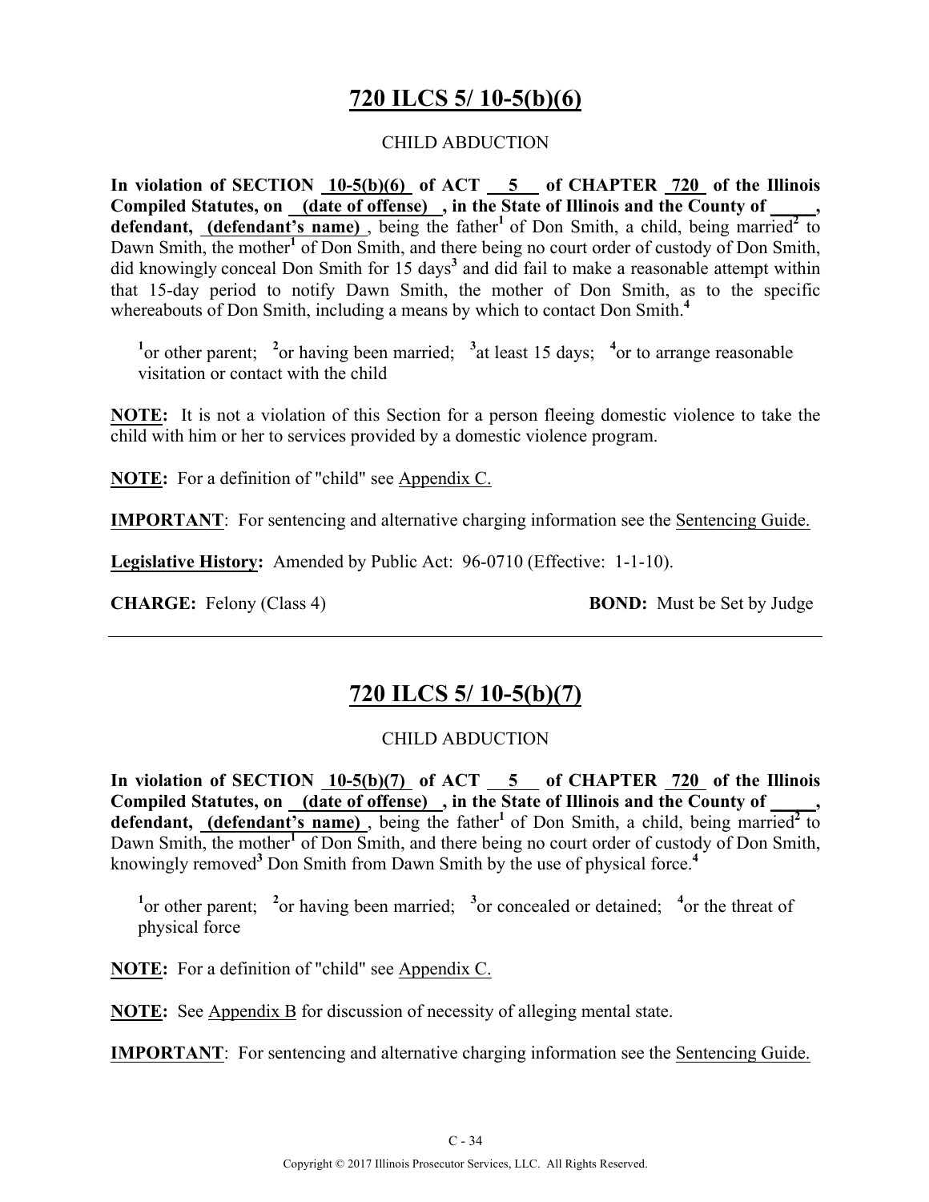## 720 ILCS 5/ 10-5(b)(6)

CHILD ABDUCTION

**In violation of SECTION 10-5(b)(6) of ACT 5 of CHAPTER 720 of the Illinois Compiled Statutes, on (date of offense) , in the State of Illinois and the County of \_\_\_\_\_, defendant, (defendant's name)** , being the father[1] of Don Smith, a child, being married[2] to Dawn Smith, the mother[1] of Don Smith, and there being no court order of custody of Don Smith, did knowingly conceal Don Smith for 15 days[3] and did fail to make a reasonable attempt within that 15-day period to notify Dawn Smith, the mother of Don Smith, as to the specific whereabouts of Don Smith, including a means by which to contact Don Smith.[4]

[1]or other parent; [2]or having been married; [3]at least 15 days; [4]or to arrange reasonable visitation or contact with the child

**NOTE:** It is not a violation of this Section for a person fleeing domestic violence to take the child with him or her to services provided by a domestic violence program.

**NOTE:** For a definition of "child" see Appendix C.

**IMPORTANT**: For sentencing and alternative charging information see the Sentencing Guide.

**Legislative History:** Amended by Public Act: 96-0710 (Effective: 1-1-10).

**CHARGE:** Felony (Class 4) **BOND:** Must be Set by Judge

---

## 720 ILCS 5/ 10-5(b)(7)

CHILD ABDUCTION

**In violation of SECTION 10-5(b)(7) of ACT 5 of CHAPTER 720 of the Illinois Compiled Statutes, on (date of offense) , in the State of Illinois and the County of \_\_\_\_\_, defendant, (defendant's name)** , being the father[1] of Don Smith, a child, being married[2] to Dawn Smith, the mother[1] of Don Smith, and there being no court order of custody of Don Smith, knowingly removed[3] Don Smith from Dawn Smith by the use of physical force.[4]

[1]or other parent; [2]or having been married; [3]or concealed or detained; [4]or the threat of physical force

**NOTE:** For a definition of "child" see Appendix C.

**NOTE:** See Appendix B for discussion of necessity of alleging mental state.

**IMPORTANT**: For sentencing and alternative charging information see the Sentencing Guide.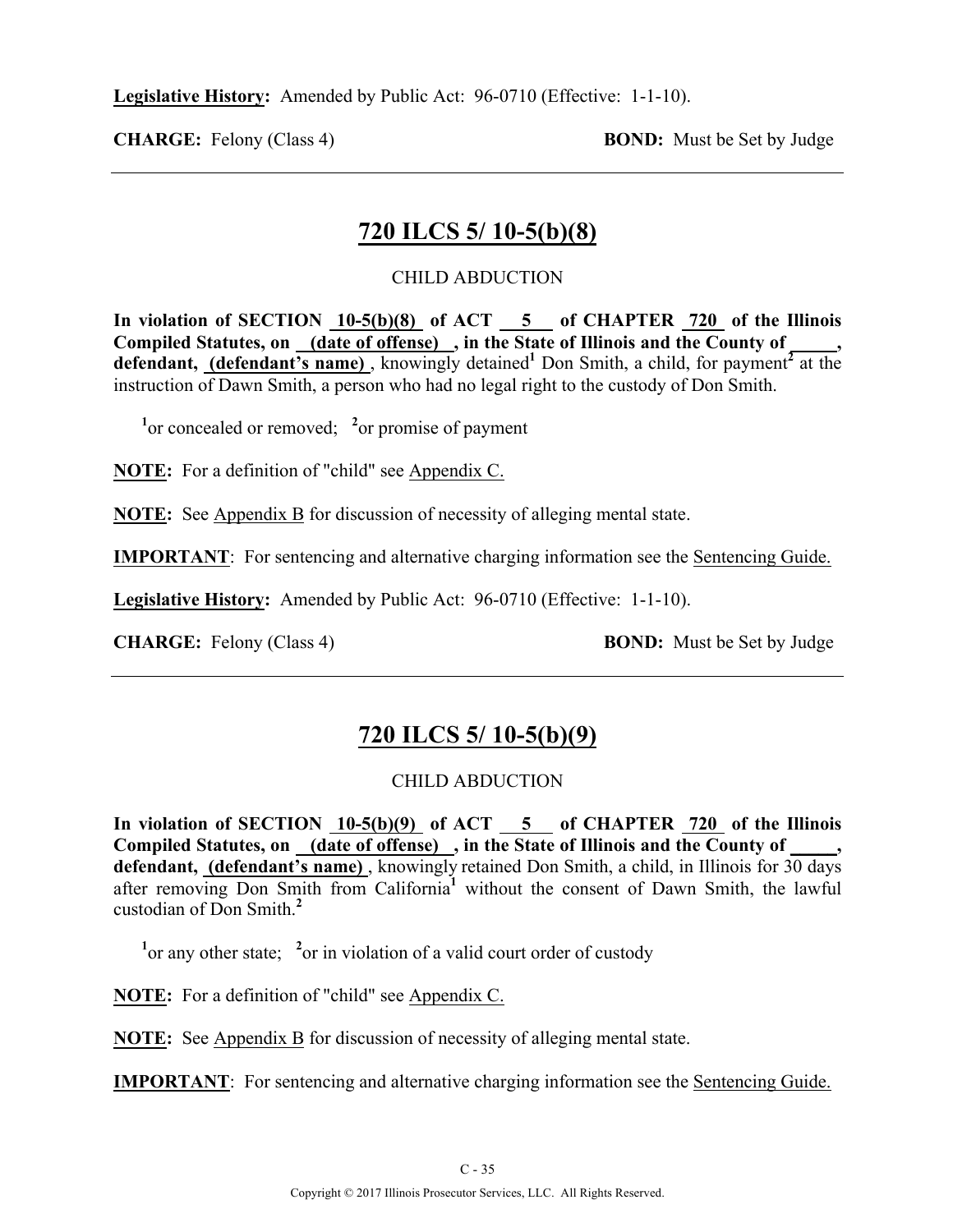**Legislative History:** Amended by Public Act: 96-0710 (Effective: 1-1-10).

**CHARGE:** Felony (Class 4) **BOND:** Must be Set by Judge

---

## 720 ILCS 5/ 10-5(b)(8)

CHILD ABDUCTION

**In violation of SECTION 10-5(b)(8) of ACT 5 of CHAPTER 720 of the Illinois Compiled Statutes, on (date of offense), in the State of Illinois and the County of \_\_\_\_\_, defendant, (defendant's name)**, knowingly detained[1] Don Smith, a child, for payment[2] at the instruction of Dawn Smith, a person who had no legal right to the custody of Don Smith.

[1]or concealed or removed; [2]or promise of payment

**NOTE:** For a definition of "child" see Appendix C.

**NOTE:** See Appendix B for discussion of necessity of alleging mental state.

**IMPORTANT**: For sentencing and alternative charging information see the Sentencing Guide.

**Legislative History:** Amended by Public Act: 96-0710 (Effective: 1-1-10).

**CHARGE:** Felony (Class 4) **BOND:** Must be Set by Judge

---

## 720 ILCS 5/ 10-5(b)(9)

CHILD ABDUCTION

**In violation of SECTION 10-5(b)(9) of ACT 5 of CHAPTER 720 of the Illinois Compiled Statutes, on (date of offense), in the State of Illinois and the County of \_\_\_\_\_, defendant, (defendant's name)**, knowingly retained Don Smith, a child, in Illinois for 30 days after removing Don Smith from California[1] without the consent of Dawn Smith, the lawful custodian of Don Smith.[2]

[1]or any other state; [2]or in violation of a valid court order of custody

**NOTE:** For a definition of "child" see Appendix C.

**NOTE:** See Appendix B for discussion of necessity of alleging mental state.

**IMPORTANT**: For sentencing and alternative charging information see the Sentencing Guide.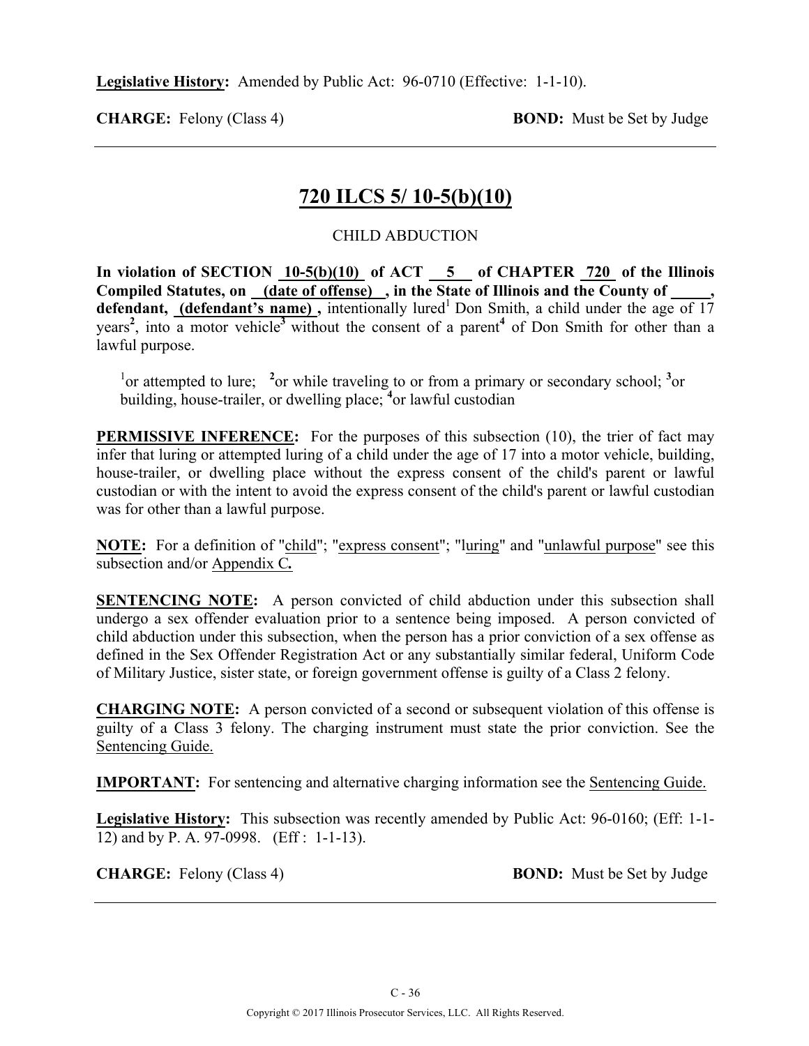**Legislative History:** Amended by Public Act: 96-0710 (Effective: 1-1-10).

**CHARGE:** Felony (Class 4) **BOND:** Must be Set by Judge

---

## 720 ILCS 5/ 10-5(b)(10)

CHILD ABDUCTION

**In violation of SECTION 10-5(b)(10) of ACT 5 of CHAPTER 720 of the Illinois Compiled Statutes, on (date of offense) , in the State of Illinois and the County of \_\_\_\_\_, defendant, (defendant's name) ,** intentionally lured[1] Don Smith, a child under the age of 17 years[2], into a motor vehicle[3] without the consent of a parent[4] of Don Smith for other than a lawful purpose.

[1]or attempted to lure; [2]or while traveling to or from a primary or secondary school; [3]or building, house-trailer, or dwelling place; [4]or lawful custodian

**PERMISSIVE INFERENCE:** For the purposes of this subsection (10), the trier of fact may infer that luring or attempted luring of a child under the age of 17 into a motor vehicle, building, house-trailer, or dwelling place without the express consent of the child's parent or lawful custodian or with the intent to avoid the express consent of the child's parent or lawful custodian was for other than a lawful purpose.

**NOTE:** For a definition of "child"; "express consent"; "luring" and "unlawful purpose" see this subsection and/or Appendix C.

**SENTENCING NOTE:** A person convicted of child abduction under this subsection shall undergo a sex offender evaluation prior to a sentence being imposed. A person convicted of child abduction under this subsection, when the person has a prior conviction of a sex offense as defined in the Sex Offender Registration Act or any substantially similar federal, Uniform Code of Military Justice, sister state, or foreign government offense is guilty of a Class 2 felony.

**CHARGING NOTE:** A person convicted of a second or subsequent violation of this offense is guilty of a Class 3 felony. The charging instrument must state the prior conviction. See the Sentencing Guide.

**IMPORTANT:** For sentencing and alternative charging information see the Sentencing Guide.

**Legislative History:** This subsection was recently amended by Public Act: 96-0160; (Eff: 1-1-12) and by P. A. 97-0998. (Eff : 1-1-13).

**CHARGE:** Felony (Class 4) **BOND:** Must be Set by Judge

---

Copyright © 2017 Illinois Prosecutor Services, LLC. All Rights Reserved.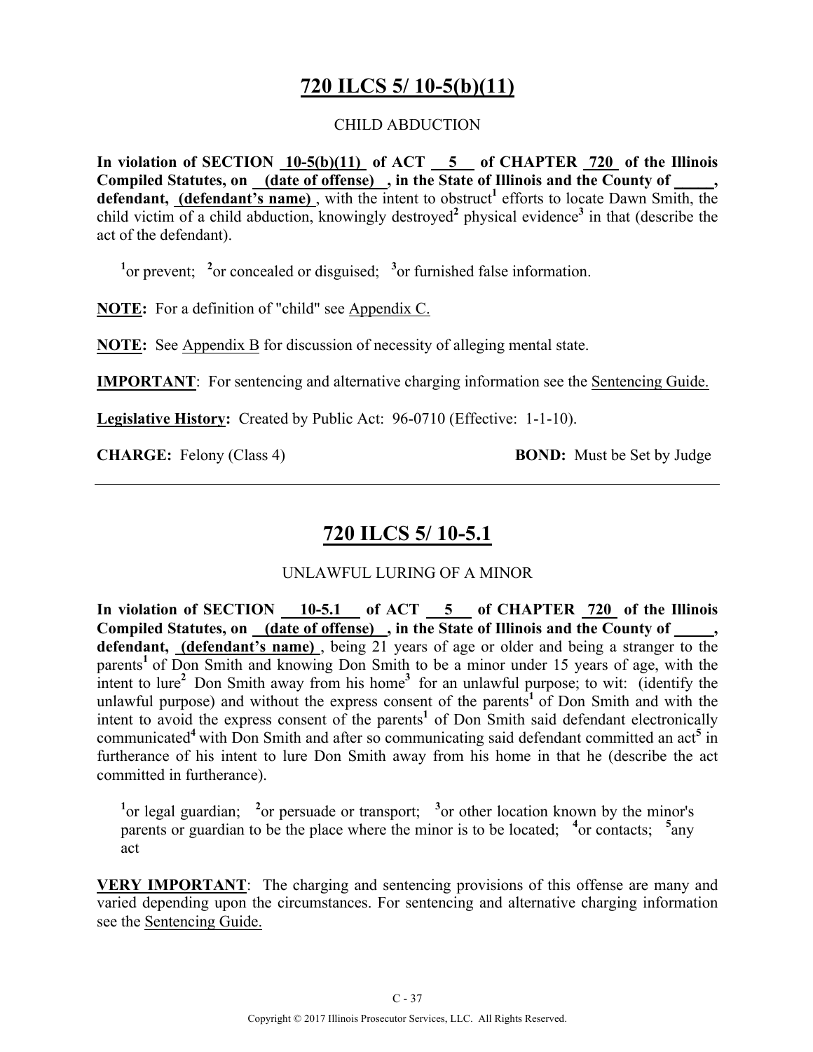# 720 ILCS 5/ 10-5(b)(11)

CHILD ABDUCTION

**In violation of SECTION 10-5(b)(11) of ACT 5 of CHAPTER 720 of the Illinois Compiled Statutes, on (date of offense), in the State of Illinois and the County of _____, defendant, (defendant's name)**, with the intent to obstruct[1] efforts to locate Dawn Smith, the child victim of a child abduction, knowingly destroyed[2] physical evidence[3] in that (describe the act of the defendant).

[1]or prevent; [2]or concealed or disguised; [3]or furnished false information.

**NOTE:** For a definition of "child" see Appendix C.

**NOTE:** See Appendix B for discussion of necessity of alleging mental state.

**IMPORTANT**: For sentencing and alternative charging information see the Sentencing Guide.

**Legislative History:** Created by Public Act: 96-0710 (Effective: 1-1-10).

**CHARGE:** Felony (Class 4) **BOND:** Must be Set by Judge

---

# 720 ILCS 5/ 10-5.1

UNLAWFUL LURING OF A MINOR

**In violation of SECTION 10-5.1 of ACT 5 of CHAPTER 720 of the Illinois Compiled Statutes, on (date of offense), in the State of Illinois and the County of _____, defendant, (defendant's name)**, being 21 years of age or older and being a stranger to the parents[1] of Don Smith and knowing Don Smith to be a minor under 15 years of age, with the intent to lure[2] Don Smith away from his home[3] for an unlawful purpose; to wit: (identify the unlawful purpose) and without the express consent of the parents[1] of Don Smith and with the intent to avoid the express consent of the parents[1] of Don Smith said defendant electronically communicated[4] with Don Smith and after so communicating said defendant committed an act[5] in furtherance of his intent to lure Don Smith away from his home in that he (describe the act committed in furtherance).

[1]or legal guardian; [2]or persuade or transport; [3]or other location known by the minor's parents or guardian to be the place where the minor is to be located; [4]or contacts; [5]any act

**VERY IMPORTANT**: The charging and sentencing provisions of this offense are many and varied depending upon the circumstances. For sentencing and alternative charging information see the Sentencing Guide.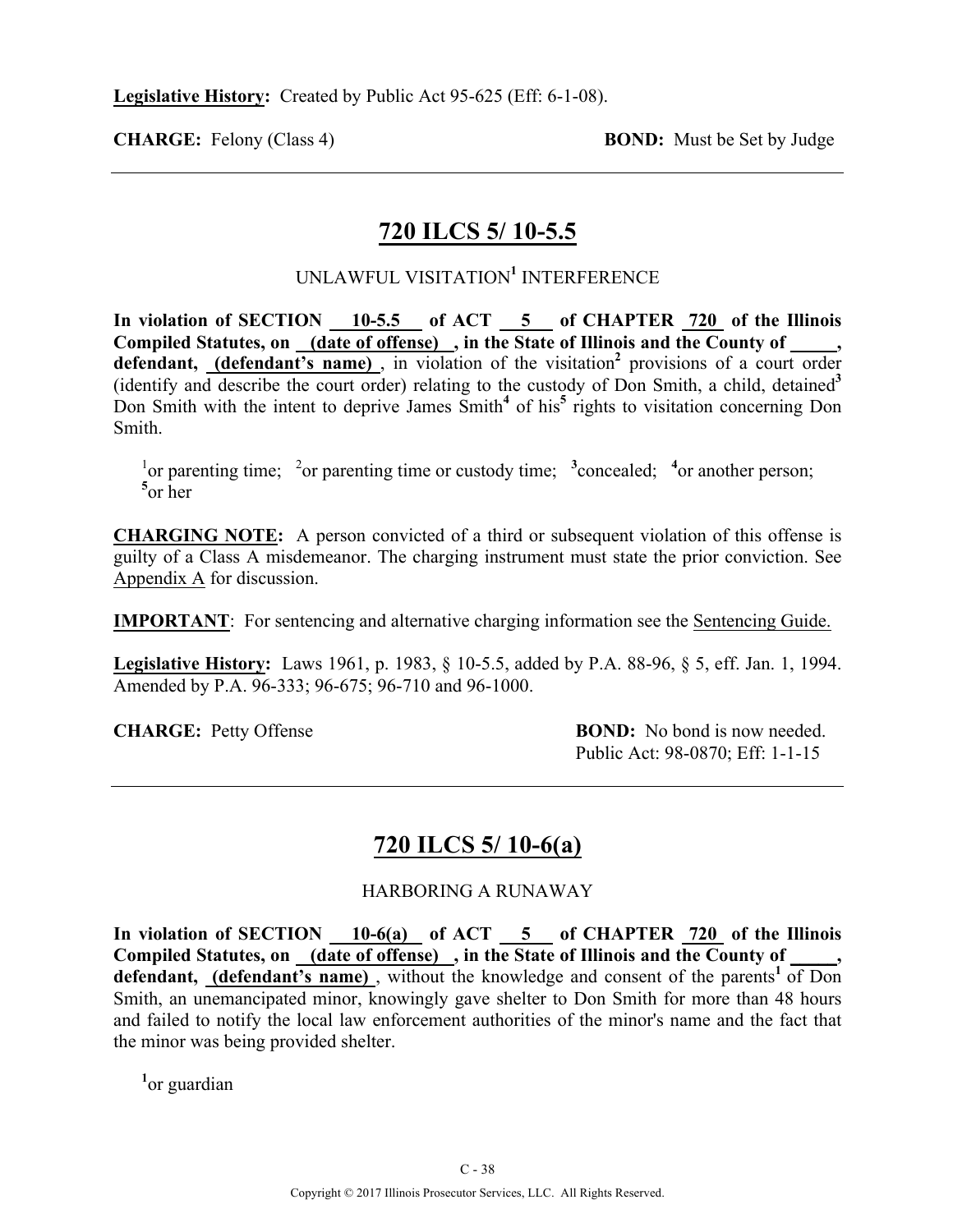**Legislative History:** Created by Public Act 95-625 (Eff: 6-1-08).

**CHARGE:** Felony (Class 4) **BOND:** Must be Set by Judge

---

## 720 ILCS 5/ 10-5.5

UNLAWFUL VISITATION[1] INTERFERENCE

**In violation of SECTION 10-5.5 of ACT 5 of CHAPTER 720 of the Illinois Compiled Statutes, on (date of offense) , in the State of Illinois and the County of \_\_\_\_\_, defendant, (defendant's name)** , in violation of the visitation[2] provisions of a court order (identify and describe the court order) relating to the custody of Don Smith, a child, detained[3] Don Smith with the intent to deprive James Smith[4] of his[5] rights to visitation concerning Don Smith.

[1]or parenting time; [2]or parenting time or custody time; [3]concealed; [4]or another person; [5]or her

**CHARGING NOTE:** A person convicted of a third or subsequent violation of this offense is guilty of a Class A misdemeanor. The charging instrument must state the prior conviction. See Appendix A for discussion.

**IMPORTANT**: For sentencing and alternative charging information see the Sentencing Guide.

**Legislative History:** Laws 1961, p. 1983, § 10-5.5, added by P.A. 88-96, § 5, eff. Jan. 1, 1994. Amended by P.A. 96-333; 96-675; 96-710 and 96-1000.

**CHARGE:** Petty Offense **BOND:** No bond is now needed. Public Act: 98-0870; Eff: 1-1-15

---

## 720 ILCS 5/ 10-6(a)

HARBORING A RUNAWAY

**In violation of SECTION 10-6(a) of ACT 5 of CHAPTER 720 of the Illinois Compiled Statutes, on (date of offense) , in the State of Illinois and the County of \_\_\_\_\_, defendant, (defendant's name)** , without the knowledge and consent of the parents[1] of Don Smith, an unemancipated minor, knowingly gave shelter to Don Smith for more than 48 hours and failed to notify the local law enforcement authorities of the minor's name and the fact that the minor was being provided shelter.

[1]or guardian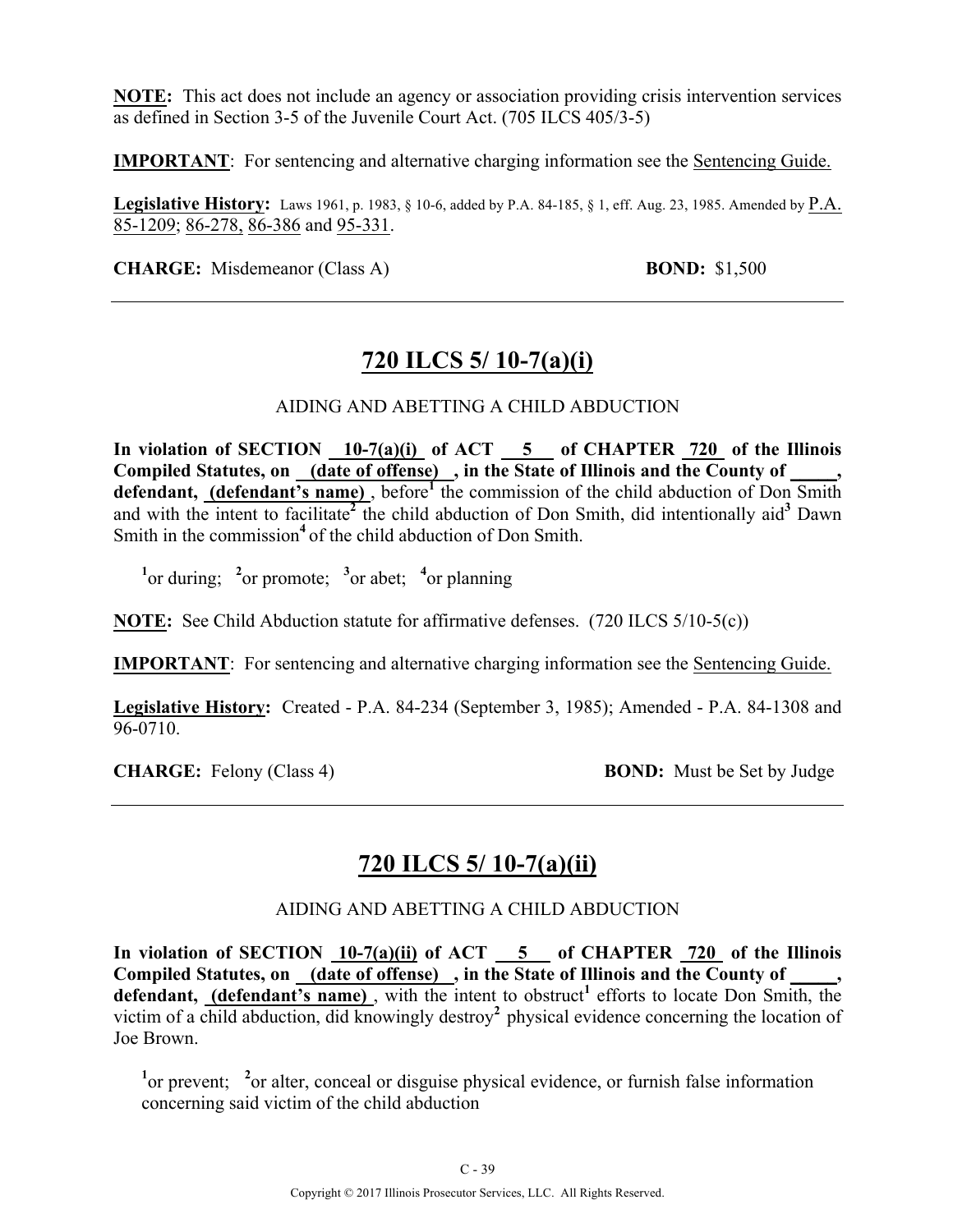**NOTE:** This act does not include an agency or association providing crisis intervention services as defined in Section 3-5 of the Juvenile Court Act. (705 ILCS 405/3-5)

**IMPORTANT**: For sentencing and alternative charging information see the Sentencing Guide.

**Legislative History:** Laws 1961, p. 1983, § 10-6, added by P.A. 84-185, § 1, eff. Aug. 23, 1985. Amended by P.A. 85-1209; 86-278, 86-386 and 95-331.

**CHARGE:** Misdemeanor (Class A) **BOND:** $1,500

---

## 720 ILCS 5/ 10-7(a)(i)

AIDING AND ABETTING A CHILD ABDUCTION

**In violation of SECTION 10-7(a)(i) of ACT 5 of CHAPTER 720 of the Illinois Compiled Statutes, on (date of offense) , in the State of Illinois and the County of _____, defendant, (defendant's name)** , before[1] the commission of the child abduction of Don Smith and with the intent to facilitate[2] the child abduction of Don Smith, did intentionally aid[3] Dawn Smith in the commission[4] of the child abduction of Don Smith.

[1]or during; [2]or promote; [3]or abet; [4]or planning

**NOTE:** See Child Abduction statute for affirmative defenses. (720 ILCS 5/10-5(c))

**IMPORTANT**: For sentencing and alternative charging information see the Sentencing Guide.

**Legislative History:** Created - P.A. 84-234 (September 3, 1985); Amended - P.A. 84-1308 and 96-0710.

**CHARGE:** Felony (Class 4) **BOND:** Must be Set by Judge

---

## 720 ILCS 5/ 10-7(a)(ii)

AIDING AND ABETTING A CHILD ABDUCTION

**In violation of SECTION 10-7(a)(ii) of ACT 5 of CHAPTER 720 of the Illinois Compiled Statutes, on (date of offense) , in the State of Illinois and the County of _____, defendant, (defendant's name)** , with the intent to obstruct[1] efforts to locate Don Smith, the victim of a child abduction, did knowingly destroy[2] physical evidence concerning the location of Joe Brown.

[1]or prevent; [2]or alter, conceal or disguise physical evidence, or furnish false information concerning said victim of the child abduction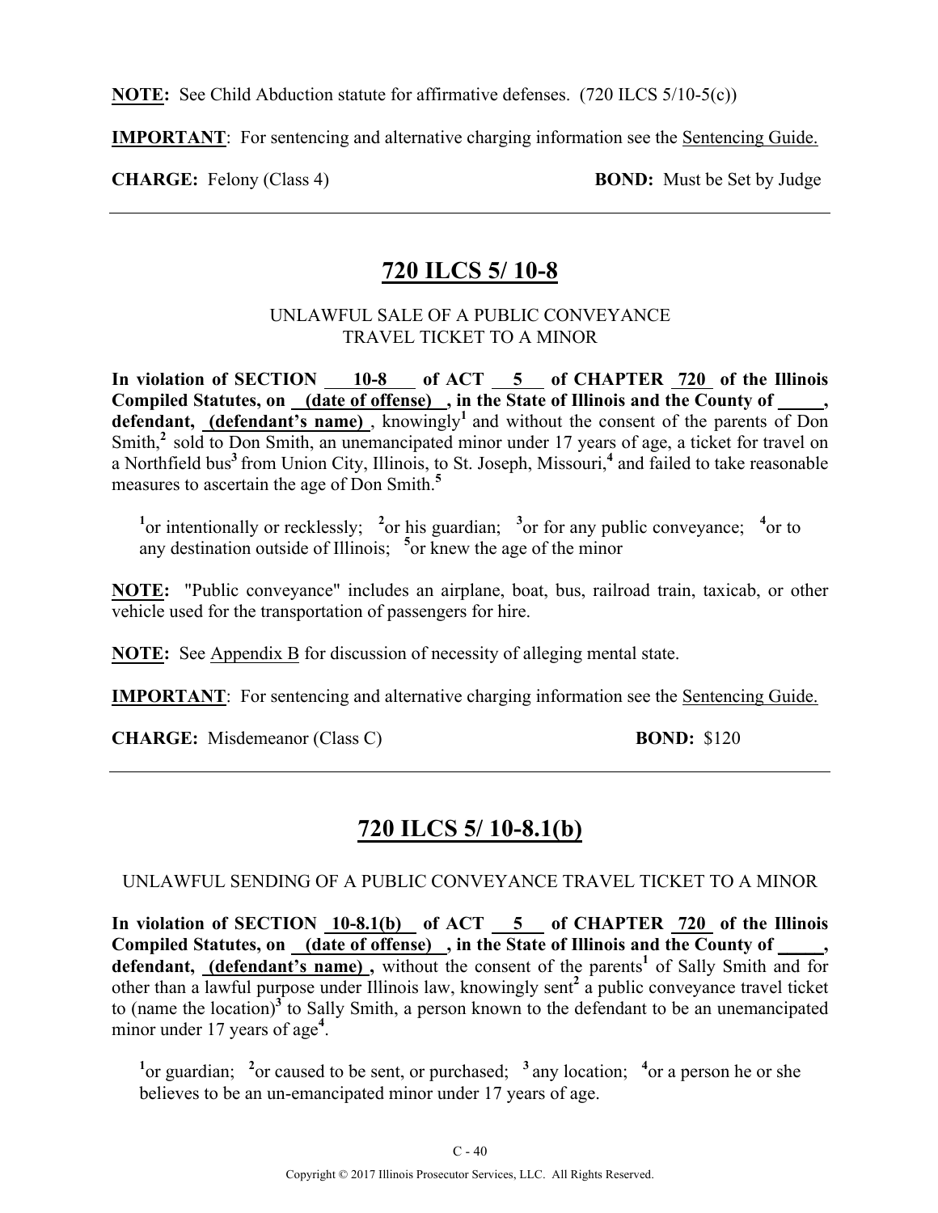**NOTE:** See Child Abduction statute for affirmative defenses. (720 ILCS 5/10-5(c))

**IMPORTANT**: For sentencing and alternative charging information see the Sentencing Guide.

**CHARGE:** Felony (Class 4) **BOND:** Must be Set by Judge

---

## 720 ILCS 5/ 10-8

UNLAWFUL SALE OF A PUBLIC CONVEYANCE TRAVEL TICKET TO A MINOR

**In violation of SECTION 10-8 of ACT 5 of CHAPTER 720 of the Illinois Compiled Statutes, on (date of offense) , in the State of Illinois and the County of \_\_\_\_\_, defendant, (defendant's name)** , knowingly[1] and without the consent of the parents of Don Smith,[2] sold to Don Smith, an unemancipated minor under 17 years of age, a ticket for travel on a Northfield bus[3] from Union City, Illinois, to St. Joseph, Missouri,[4] and failed to take reasonable measures to ascertain the age of Don Smith.[5]

[1]or intentionally or recklessly; [2]or his guardian; [3]or for any public conveyance; [4]or to any destination outside of Illinois; [5]or knew the age of the minor

**NOTE:** "Public conveyance" includes an airplane, boat, bus, railroad train, taxicab, or other vehicle used for the transportation of passengers for hire.

**NOTE:** See Appendix B for discussion of necessity of alleging mental state.

**IMPORTANT**: For sentencing and alternative charging information see the Sentencing Guide.

**CHARGE:** Misdemeanor (Class C) **BOND:** $120

---

## 720 ILCS 5/ 10-8.1(b)

UNLAWFUL SENDING OF A PUBLIC CONVEYANCE TRAVEL TICKET TO A MINOR

**In violation of SECTION 10-8.1(b) of ACT 5 of CHAPTER 720 of the Illinois Compiled Statutes, on (date of offense) , in the State of Illinois and the County of \_\_\_\_\_, defendant, (defendant's name) ,** without the consent of the parents[1] of Sally Smith and for other than a lawful purpose under Illinois law, knowingly sent[2] a public conveyance travel ticket to (name the location)[3] to Sally Smith, a person known to the defendant to be an unemancipated minor under 17 years of age[4].

[1]or guardian; [2]or caused to be sent, or purchased; [3] any location; [4]or a person he or she believes to be an un-emancipated minor under 17 years of age.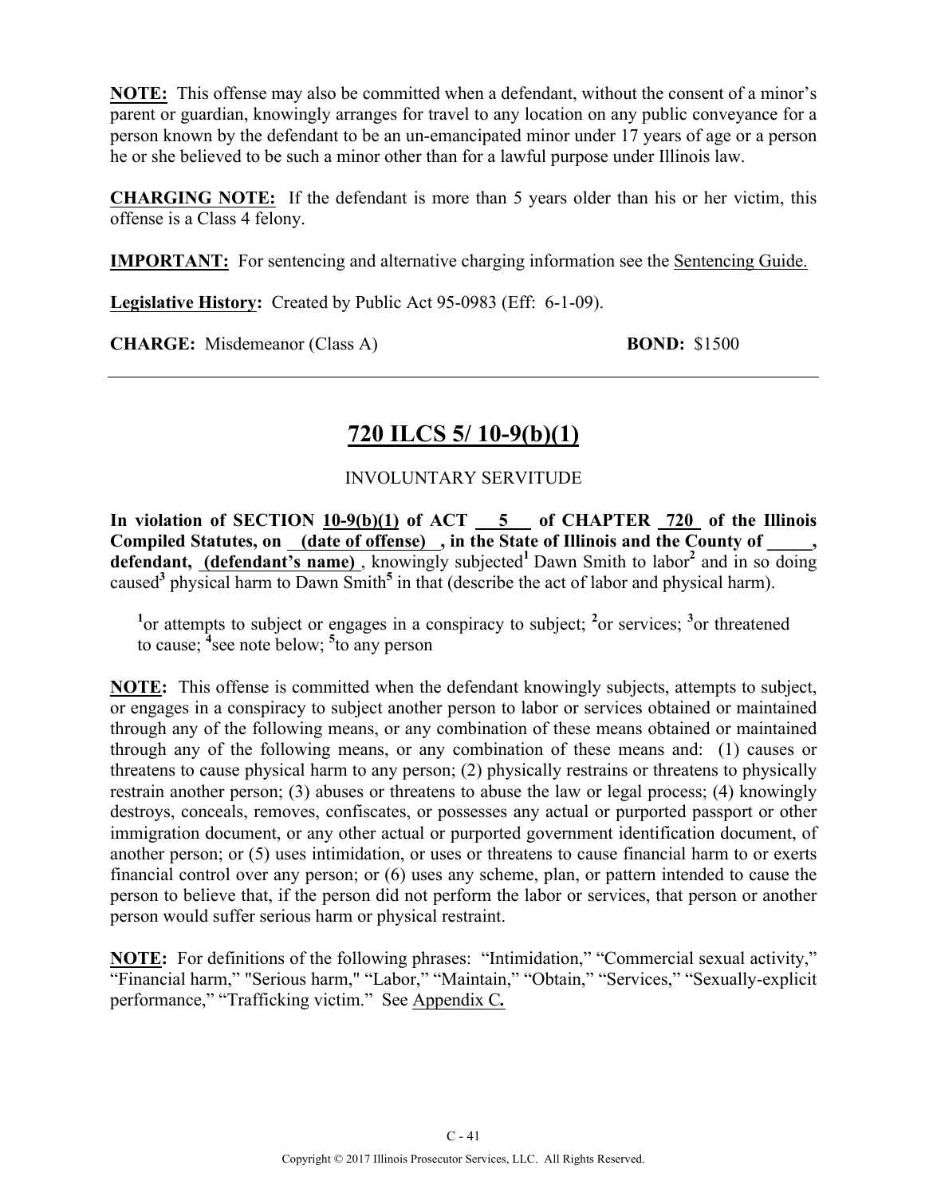**NOTE:** This offense may also be committed when a defendant, without the consent of a minor's parent or guardian, knowingly arranges for travel to any location on any public conveyance for a person known by the defendant to be an un-emancipated minor under 17 years of age or a person he or she believed to be such a minor other than for a lawful purpose under Illinois law.

**CHARGING NOTE:** If the defendant is more than 5 years older than his or her victim, this offense is a Class 4 felony.

**IMPORTANT:** For sentencing and alternative charging information see the Sentencing Guide.

**Legislative History:** Created by Public Act 95-0983 (Eff: 6-1-09).

**CHARGE:** Misdemeanor (Class A) **BOND:** $1500

---

## 720 ILCS 5/ 10-9(b)(1)

INVOLUNTARY SERVITUDE

**In violation of SECTION 10-9(b)(1) of ACT 5 of CHAPTER 720 of the Illinois Compiled Statutes, on (date of offense), in the State of Illinois and the County of \_\_\_\_\_, defendant, (defendant's name)**, knowingly subjected[1] Dawn Smith to labor[2] and in so doing caused[3] physical harm to Dawn Smith[5] in that (describe the act of labor and physical harm).

[1]or attempts to subject or engages in a conspiracy to subject; [2]or services; [3]or threatened to cause; [4]see note below; [5]to any person

**NOTE:** This offense is committed when the defendant knowingly subjects, attempts to subject, or engages in a conspiracy to subject another person to labor or services obtained or maintained through any of the following means, or any combination of these means obtained or maintained through any of the following means, or any combination of these means and: (1) causes or threatens to cause physical harm to any person; (2) physically restrains or threatens to physically restrain another person; (3) abuses or threatens to abuse the law or legal process; (4) knowingly destroys, conceals, removes, confiscates, or possesses any actual or purported passport or other immigration document, or any other actual or purported government identification document, of another person; or (5) uses intimidation, or uses or threatens to cause financial harm to or exerts financial control over any person; or (6) uses any scheme, plan, or pattern intended to cause the person to believe that, if the person did not perform the labor or services, that person or another person would suffer serious harm or physical restraint.

**NOTE:** For definitions of the following phrases: "Intimidation," "Commercial sexual activity," "Financial harm," "Serious harm," "Labor," "Maintain," "Obtain," "Services," "Sexually-explicit performance," "Trafficking victim." See Appendix C.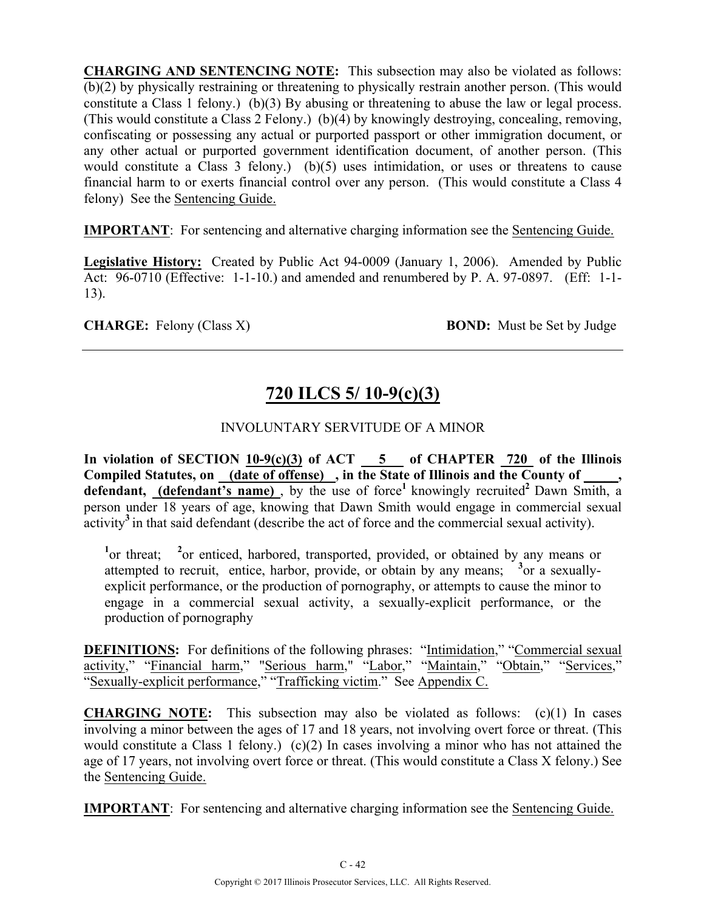**CHARGING AND SENTENCING NOTE:** This subsection may also be violated as follows: (b)(2) by physically restraining or threatening to physically restrain another person. (This would constitute a Class 1 felony.) (b)(3) By abusing or threatening to abuse the law or legal process. (This would constitute a Class 2 Felony.) (b)(4) by knowingly destroying, concealing, removing, confiscating or possessing any actual or purported passport or other immigration document, or any other actual or purported government identification document, of another person. (This would constitute a Class 3 felony.) (b)(5) uses intimidation, or uses or threatens to cause financial harm to or exerts financial control over any person. (This would constitute a Class 4 felony) See the Sentencing Guide.

**IMPORTANT**: For sentencing and alternative charging information see the Sentencing Guide.

**Legislative History:** Created by Public Act 94-0009 (January 1, 2006). Amended by Public Act: 96-0710 (Effective: 1-1-10.) and amended and renumbered by P. A. 97-0897. (Eff: 1-1-13).

**CHARGE:** Felony (Class X) **BOND:** Must be Set by Judge

---

## 720 ILCS 5/ 10-9(c)(3)

INVOLUNTARY SERVITUDE OF A MINOR

**In violation of SECTION 10-9(c)(3) of ACT 5 of CHAPTER 720 of the Illinois Compiled Statutes, on (date of offense), in the State of Illinois and the County of _____, defendant, (defendant's name)**, by the use of force[1] knowingly recruited[2] Dawn Smith, a person under 18 years of age, knowing that Dawn Smith would engage in commercial sexual activity[3] in that said defendant (describe the act of force and the commercial sexual activity).

[1]or threat; [2]or enticed, harbored, transported, provided, or obtained by any means or attempted to recruit, entice, harbor, provide, or obtain by any means; [3]or a sexually-explicit performance, or the production of pornography, or attempts to cause the minor to engage in a commercial sexual activity, a sexually-explicit performance, or the production of pornography

**DEFINITIONS:** For definitions of the following phrases: "Intimidation," "Commercial sexual activity," "Financial harm," "Serious harm," "Labor," "Maintain," "Obtain," "Services," "Sexually-explicit performance," "Trafficking victim." See Appendix C.

**CHARGING NOTE:** This subsection may also be violated as follows: (c)(1) In cases involving a minor between the ages of 17 and 18 years, not involving overt force or threat. (This would constitute a Class 1 felony.) (c)(2) In cases involving a minor who has not attained the age of 17 years, not involving overt force or threat. (This would constitute a Class X felony.) See the Sentencing Guide.

**IMPORTANT**: For sentencing and alternative charging information see the Sentencing Guide.

Copyright © 2017 Illinois Prosecutor Services, LLC. All Rights Reserved.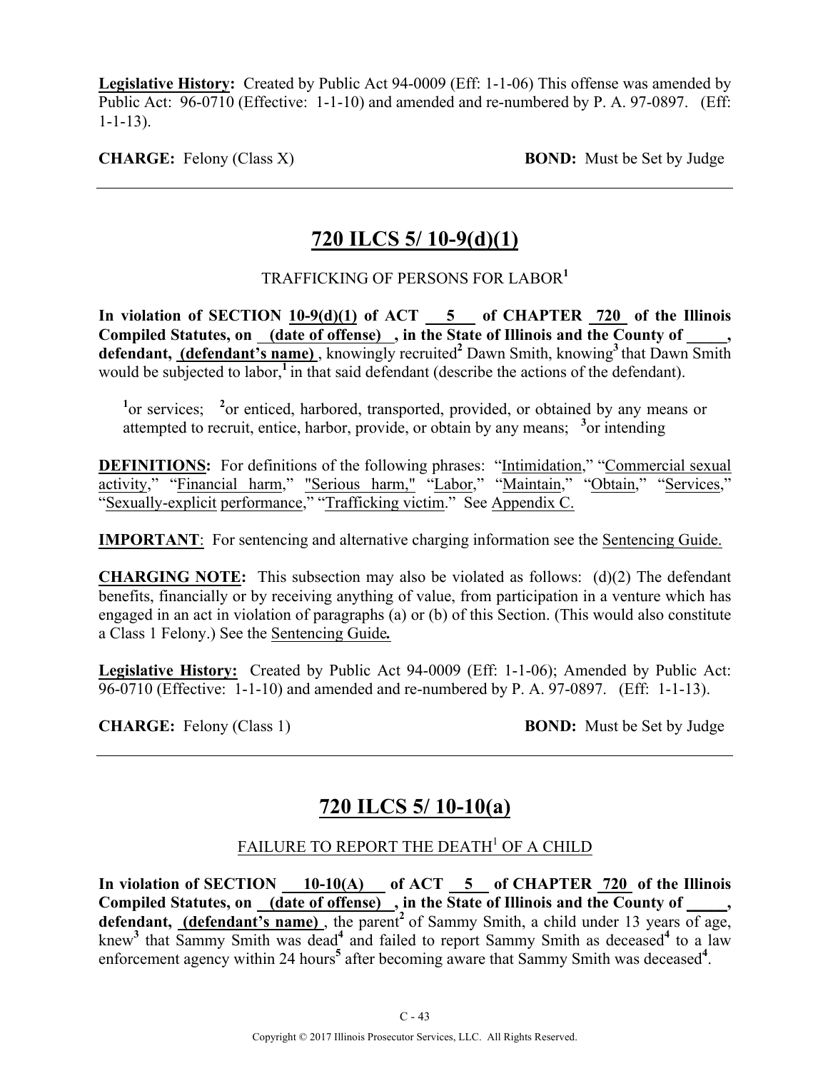**Legislative History:** Created by Public Act 94-0009 (Eff: 1-1-06) This offense was amended by Public Act: 96-0710 (Effective: 1-1-10) and amended and re-numbered by P. A. 97-0897. (Eff: 1-1-13).

**CHARGE:** Felony (Class X) **BOND:** Must be Set by Judge

---

## 720 ILCS 5/ 10-9(d)(1)

TRAFFICKING OF PERSONS FOR LABOR[1]

**In violation of SECTION 10-9(d)(1) of ACT 5 of CHAPTER 720 of the Illinois Compiled Statutes, on (date of offense), in the State of Illinois and the County of _____, defendant, (defendant's name)**, knowingly recruited[2] Dawn Smith, knowing[3] that Dawn Smith would be subjected to labor,[1] in that said defendant (describe the actions of the defendant).

[1]or services; [2]or enticed, harbored, transported, provided, or obtained by any means or attempted to recruit, entice, harbor, provide, or obtain by any means; [3]or intending

**DEFINITIONS:** For definitions of the following phrases: "Intimidation," "Commercial sexual activity," "Financial harm," "Serious harm," "Labor," "Maintain," "Obtain," "Services," "Sexually-explicit performance," "Trafficking victim." See Appendix C.

**IMPORTANT**: For sentencing and alternative charging information see the Sentencing Guide.

**CHARGING NOTE:** This subsection may also be violated as follows: (d)(2) The defendant benefits, financially or by receiving anything of value, from participation in a venture which has engaged in an act in violation of paragraphs (a) or (b) of this Section. (This would also constitute a Class 1 Felony.) See the Sentencing Guide*.*

**Legislative History:** Created by Public Act 94-0009 (Eff: 1-1-06); Amended by Public Act: 96-0710 (Effective: 1-1-10) and amended and re-numbered by P. A. 97-0897. (Eff: 1-1-13).

**CHARGE:** Felony (Class 1) **BOND:** Must be Set by Judge

---

## 720 ILCS 5/ 10-10(a)

FAILURE TO REPORT THE DEATH[1] OF A CHILD

**In violation of SECTION 10-10(A) of ACT 5 of CHAPTER 720 of the Illinois Compiled Statutes, on (date of offense), in the State of Illinois and the County of _____, defendant, (defendant's name)**, the parent[2] of Sammy Smith, a child under 13 years of age, knew[3] that Sammy Smith was dead[4] and failed to report Sammy Smith as deceased[4] to a law enforcement agency within 24 hours[5] after becoming aware that Sammy Smith was deceased[4].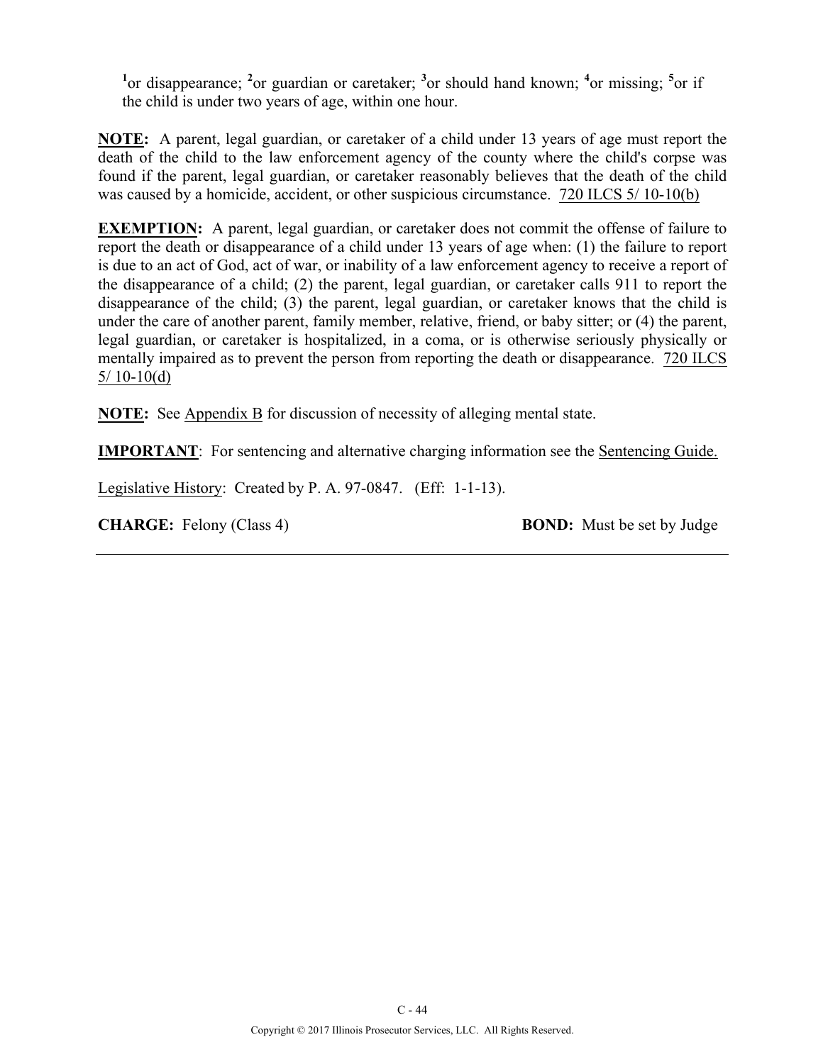[1]or disappearance; [2]or guardian or caretaker; [3]or should hand known; [4]or missing; [5]or if the child is under two years of age, within one hour.

**NOTE:** A parent, legal guardian, or caretaker of a child under 13 years of age must report the death of the child to the law enforcement agency of the county where the child's corpse was found if the parent, legal guardian, or caretaker reasonably believes that the death of the child was caused by a homicide, accident, or other suspicious circumstance. 720 ILCS 5/ 10-10(b)

**EXEMPTION:** A parent, legal guardian, or caretaker does not commit the offense of failure to report the death or disappearance of a child under 13 years of age when: (1) the failure to report is due to an act of God, act of war, or inability of a law enforcement agency to receive a report of the disappearance of a child; (2) the parent, legal guardian, or caretaker calls 911 to report the disappearance of the child; (3) the parent, legal guardian, or caretaker knows that the child is under the care of another parent, family member, relative, friend, or baby sitter; or (4) the parent, legal guardian, or caretaker is hospitalized, in a coma, or is otherwise seriously physically or mentally impaired as to prevent the person from reporting the death or disappearance. 720 ILCS 5/ 10-10(d)

**NOTE:** See Appendix B for discussion of necessity of alleging mental state.

**IMPORTANT**: For sentencing and alternative charging information see the Sentencing Guide.

Legislative History: Created by P. A. 97-0847. (Eff: 1-1-13).

**CHARGE:** Felony (Class 4) **BOND:** Must be set by Judge